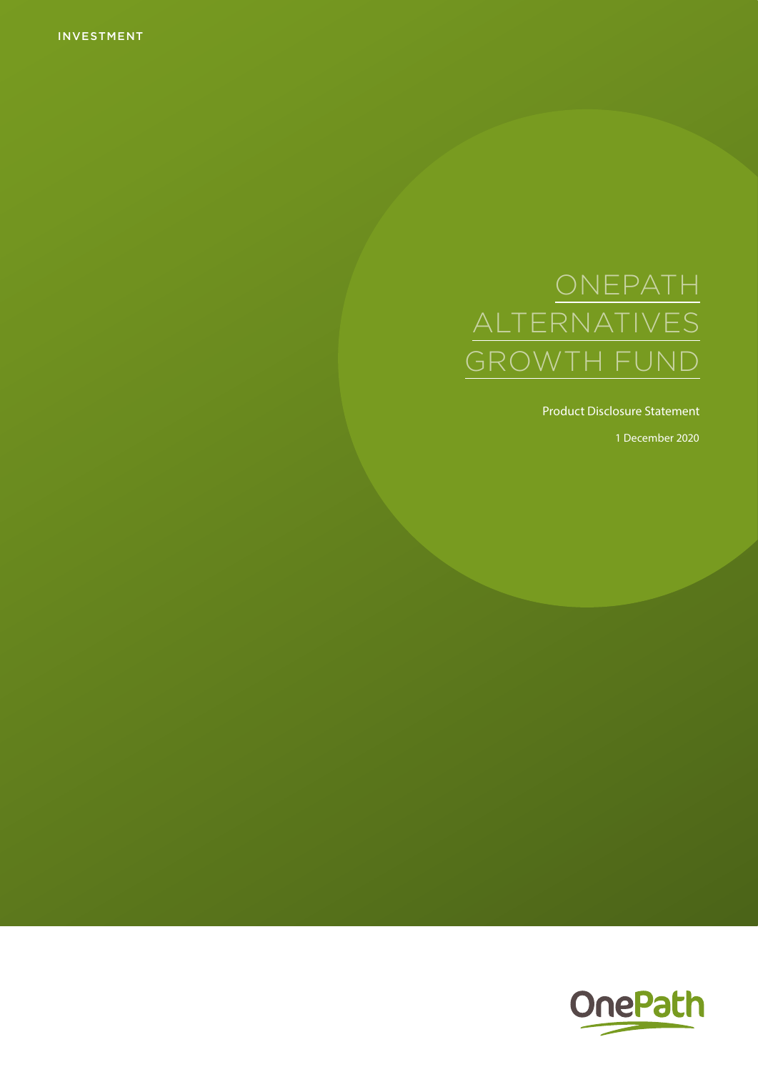INVESTMENT

# ONEPATH ALTERNATIVES GROWTH FUND

Product Disclosure Statement

1 December 2020

OnePath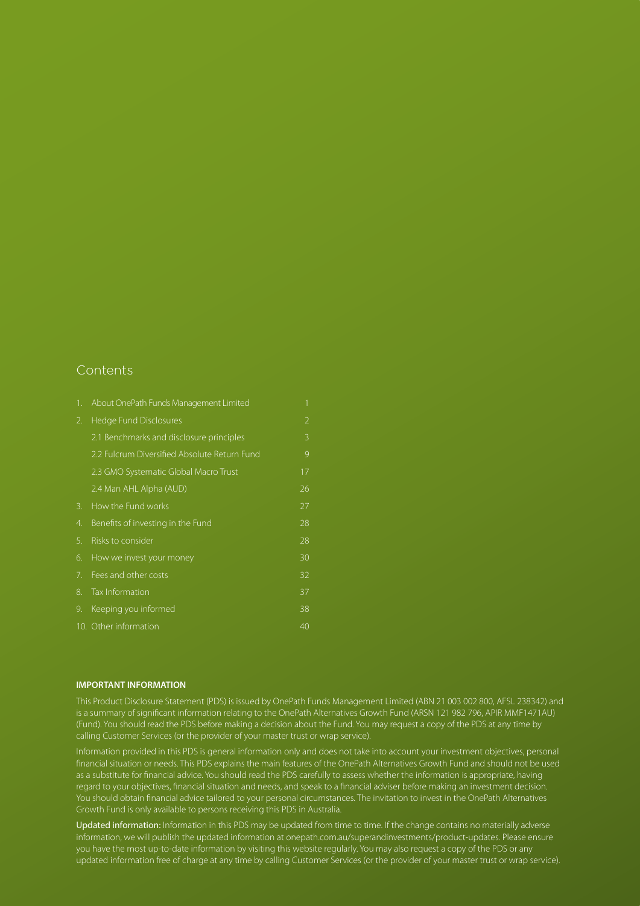## Contents

| | | |
|---|---|---|
| 1. | About OnePath Funds Management Limited | 1 |
| 2. | Hedge Fund Disclosures | 2 |
| | 2.1 Benchmarks and disclosure principles | 3 |
| | 2.2 Fulcrum Diversified Absolute Return Fund | 9 |
| | 2.3 GMO Systematic Global Macro Trust | 17 |
| | 2.4 Man AHL Alpha (AUD) | 26 |
| 3. | How the Fund works | 27 |
| 4. | Benefits of investing in the Fund | 28 |
| 5. | Risks to consider | 28 |
| 6. | How we invest your money | 30 |
| 7. | Fees and other costs | 32 |
| 8. | Tax Information | 37 |
| 9. | Keeping you informed | 38 |
| 10. | Other information | 40 |

**IMPORTANT INFORMATION**

This Product Disclosure Statement (PDS) is issued by OnePath Funds Management Limited (ABN 21 003 002 800, AFSL 238342) and is a summary of significant information relating to the OnePath Alternatives Growth Fund (ARSN 121 982 796, APIR MMF1471AU) (Fund). You should read the PDS before making a decision about the Fund. You may request a copy of the PDS at any time by calling Customer Services (or the provider of your master trust or wrap service).

Information provided in this PDS is general information only and does not take into account your investment objectives, personal financial situation or needs. This PDS explains the main features of the OnePath Alternatives Growth Fund and should not be used as a substitute for financial advice. You should read the PDS carefully to assess whether the information is appropriate, having regard to your objectives, financial situation and needs, and speak to a financial adviser before making an investment decision. You should obtain financial advice tailored to your personal circumstances. The invitation to invest in the OnePath Alternatives Growth Fund is only available to persons receiving this PDS in Australia.

**Updated information:** Information in this PDS may be updated from time to time. If the change contains no materially adverse information, we will publish the updated information at onepath.com.au/superandinvestments/product-updates. Please ensure you have the most up-to-date information by visiting this website regularly. You may also request a copy of the PDS or any updated information free of charge at any time by calling Customer Services (or the provider of your master trust or wrap service).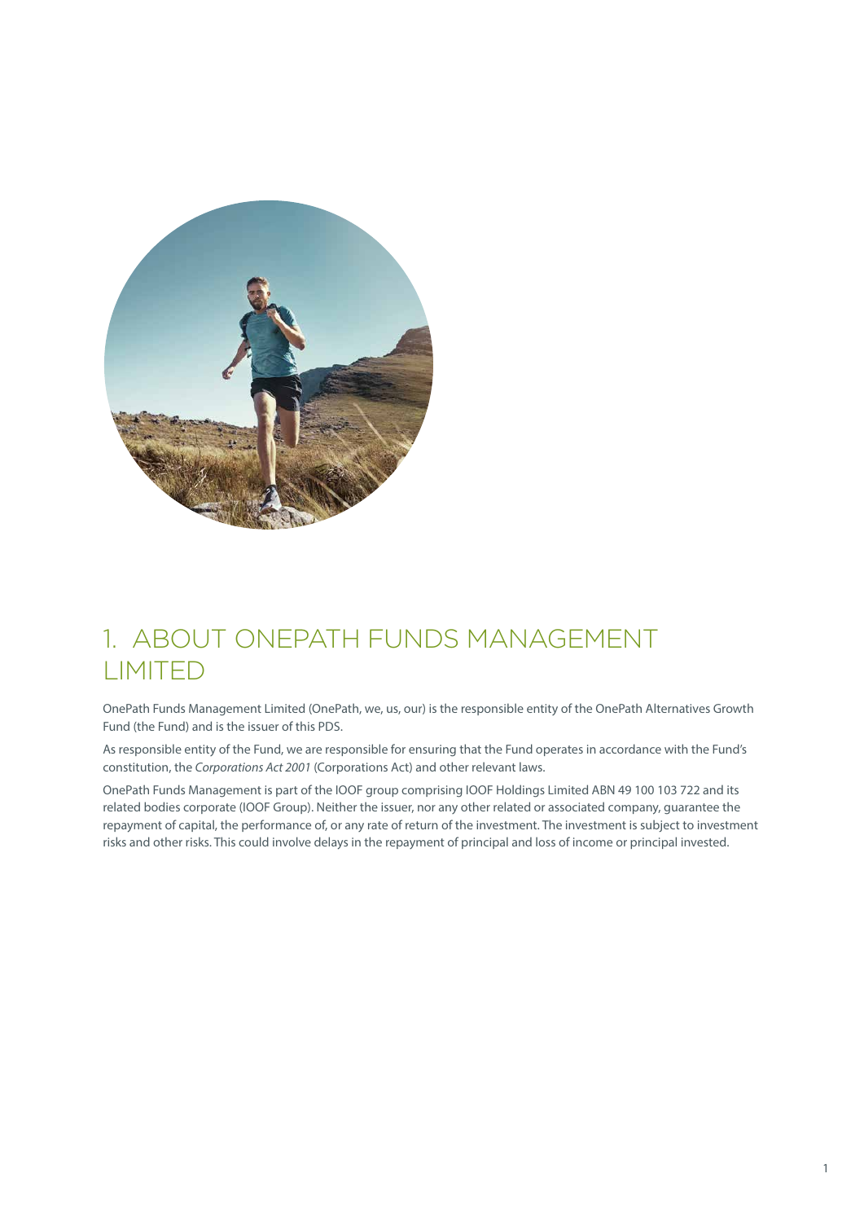# 1. ABOUT ONEPATH FUNDS MANAGEMENT LIMITED

OnePath Funds Management Limited (OnePath, we, us, our) is the responsible entity of the OnePath Alternatives Growth Fund (the Fund) and is the issuer of this PDS.

As responsible entity of the Fund, we are responsible for ensuring that the Fund operates in accordance with the Fund's constitution, the *Corporations Act 2001* (Corporations Act) and other relevant laws.

OnePath Funds Management is part of the IOOF group comprising IOOF Holdings Limited ABN 49 100 103 722 and its related bodies corporate (IOOF Group). Neither the issuer, nor any other related or associated company, guarantee the repayment of capital, the performance of, or any rate of return of the investment. The investment is subject to investment risks and other risks. This could involve delays in the repayment of principal and loss of income or principal invested.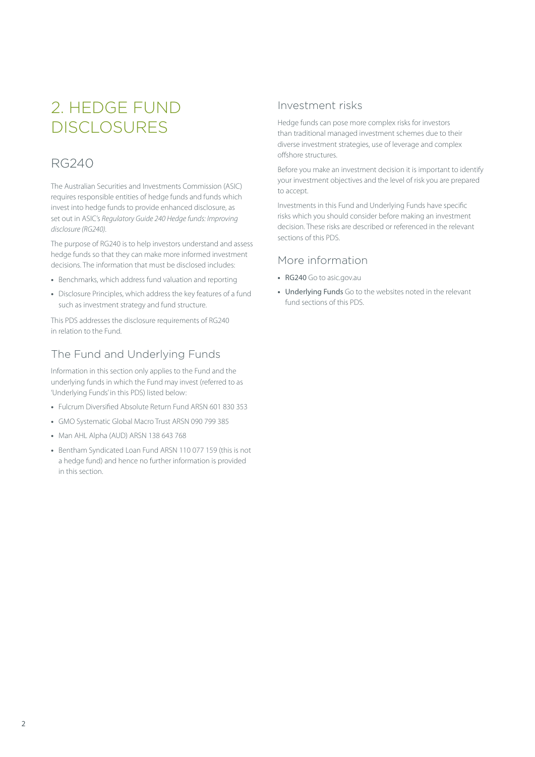# 2. HEDGE FUND DISCLOSURES

## RG240

The Australian Securities and Investments Commission (ASIC) requires responsible entities of hedge funds and funds which invest into hedge funds to provide enhanced disclosure, as set out in ASIC's *Regulatory Guide 240 Hedge funds: Improving disclosure (RG240)*.

The purpose of RG240 is to help investors understand and assess hedge funds so that they can make more informed investment decisions. The information that must be disclosed includes:

- Benchmarks, which address fund valuation and reporting
- Disclosure Principles, which address the key features of a fund such as investment strategy and fund structure.

This PDS addresses the disclosure requirements of RG240 in relation to the Fund.

## The Fund and Underlying Funds

Information in this section only applies to the Fund and the underlying funds in which the Fund may invest (referred to as 'Underlying Funds' in this PDS) listed below:

- Fulcrum Diversified Absolute Return Fund ARSN 601 830 353
- GMO Systematic Global Macro Trust ARSN 090 799 385
- Man AHL Alpha (AUD) ARSN 138 643 768
- Bentham Syndicated Loan Fund ARSN 110 077 159 (this is not a hedge fund) and hence no further information is provided in this section.

## Investment risks

Hedge funds can pose more complex risks for investors than traditional managed investment schemes due to their diverse investment strategies, use of leverage and complex offshore structures.

Before you make an investment decision it is important to identify your investment objectives and the level of risk you are prepared to accept.

Investments in this Fund and Underlying Funds have specific risks which you should consider before making an investment decision. These risks are described or referenced in the relevant sections of this PDS.

## More information

- **RG240** Go to asic.gov.au
- **Underlying Funds** Go to the websites noted in the relevant fund sections of this PDS.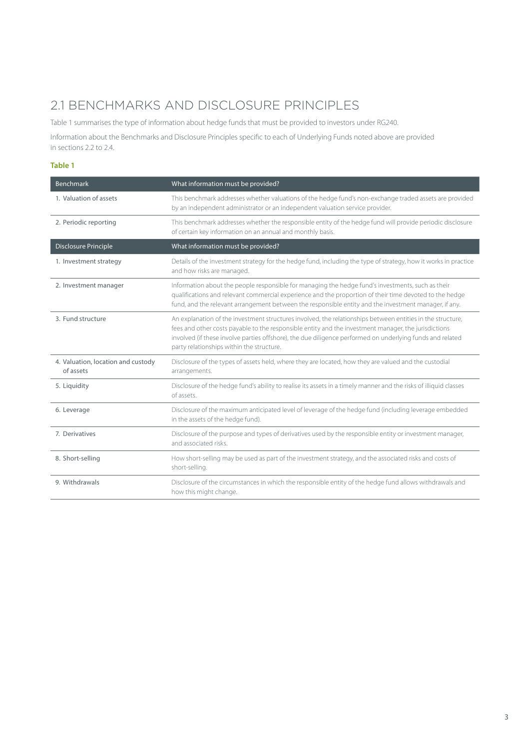## 2.1 BENCHMARKS AND DISCLOSURE PRINCIPLES

Table 1 summarises the type of information about hedge funds that must be provided to investors under RG240.

Information about the Benchmarks and Disclosure Principles specific to each of Underlying Funds noted above are provided in sections 2.2 to 2.4.

**Table 1**

| Benchmark | What information must be provided? |
|---|---|
| 1. Valuation of assets | This benchmark addresses whether valuations of the hedge fund's non-exchange traded assets are provided by an independent administrator or an independent valuation service provider. |
| 2. Periodic reporting | This benchmark addresses whether the responsible entity of the hedge fund will provide periodic disclosure of certain key information on an annual and monthly basis. |
| **Disclosure Principle** | **What information must be provided?** |
| 1. Investment strategy | Details of the investment strategy for the hedge fund, including the type of strategy, how it works in practice and how risks are managed. |
| 2. Investment manager | Information about the people responsible for managing the hedge fund's investments, such as their qualifications and relevant commercial experience and the proportion of their time devoted to the hedge fund, and the relevant arrangement between the responsible entity and the investment manager, if any. |
| 3. Fund structure | An explanation of the investment structures involved, the relationships between entities in the structure, fees and other costs payable to the responsible entity and the investment manager, the jurisdictions involved (if these involve parties offshore), the due diligence performed on underlying funds and related party relationships within the structure. |
| 4. Valuation, location and custody of assets | Disclosure of the types of assets held, where they are located, how they are valued and the custodial arrangements. |
| 5. Liquidity | Disclosure of the hedge fund's ability to realise its assets in a timely manner and the risks of illiquid classes of assets. |
| 6. Leverage | Disclosure of the maximum anticipated level of leverage of the hedge fund (including leverage embedded in the assets of the hedge fund). |
| 7. Derivatives | Disclosure of the purpose and types of derivatives used by the responsible entity or investment manager, and associated risks. |
| 8. Short-selling | How short-selling may be used as part of the investment strategy, and the associated risks and costs of short-selling. |
| 9. Withdrawals | Disclosure of the circumstances in which the responsible entity of the hedge fund allows withdrawals and how this might change. |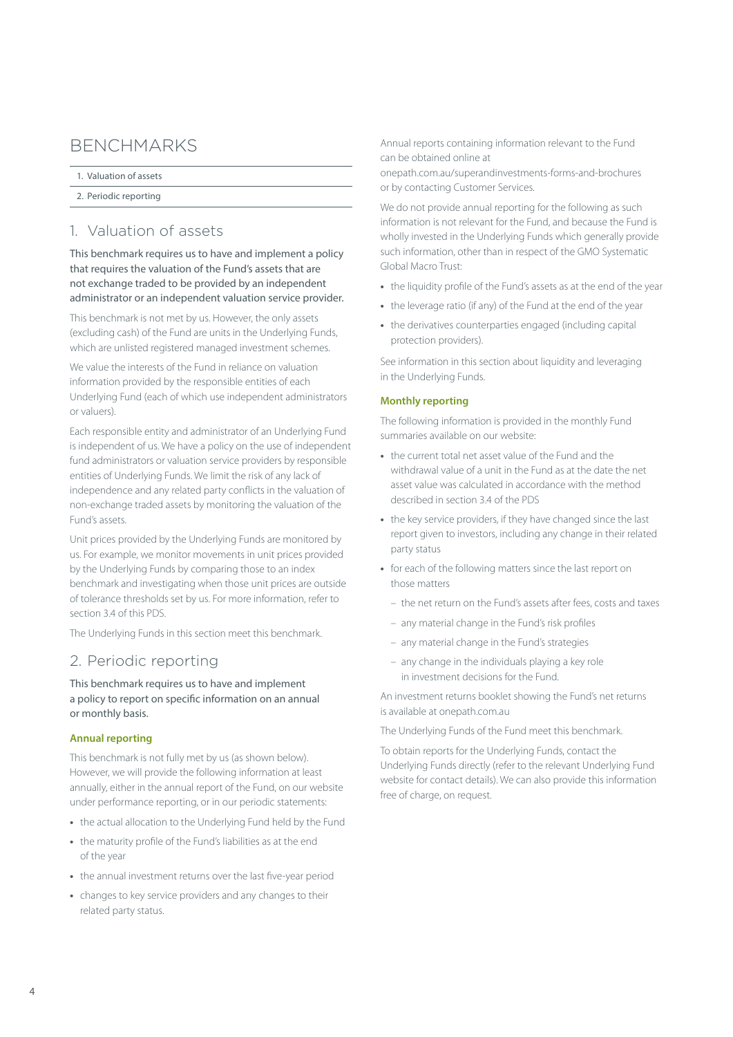# BENCHMARKS

1. Valuation of assets
2. Periodic reporting

## 1. Valuation of assets

This benchmark requires us to have and implement a policy that requires the valuation of the Fund's assets that are not exchange traded to be provided by an independent administrator or an independent valuation service provider.

This benchmark is not met by us. However, the only assets (excluding cash) of the Fund are units in the Underlying Funds, which are unlisted registered managed investment schemes.

We value the interests of the Fund in reliance on valuation information provided by the responsible entities of each Underlying Fund (each of which use independent administrators or valuers).

Each responsible entity and administrator of an Underlying Fund is independent of us. We have a policy on the use of independent fund administrators or valuation service providers by responsible entities of Underlying Funds. We limit the risk of any lack of independence and any related party conflicts in the valuation of non-exchange traded assets by monitoring the valuation of the Fund's assets.

Unit prices provided by the Underlying Funds are monitored by us. For example, we monitor movements in unit prices provided by the Underlying Funds by comparing those to an index benchmark and investigating when those unit prices are outside of tolerance thresholds set by us. For more information, refer to section 3.4 of this PDS.

The Underlying Funds in this section meet this benchmark.

## 2. Periodic reporting

This benchmark requires us to have and implement a policy to report on specific information on an annual or monthly basis.

### Annual reporting

This benchmark is not fully met by us (as shown below). However, we will provide the following information at least annually, either in the annual report of the Fund, on our website under performance reporting, or in our periodic statements:

- the actual allocation to the Underlying Fund held by the Fund
- the maturity profile of the Fund's liabilities as at the end of the year
- the annual investment returns over the last five-year period
- changes to key service providers and any changes to their related party status.

Annual reports containing information relevant to the Fund can be obtained online at onepath.com.au/superandinvestments-forms-and-brochures or by contacting Customer Services.

We do not provide annual reporting for the following as such information is not relevant for the Fund, and because the Fund is wholly invested in the Underlying Funds which generally provide such information, other than in respect of the GMO Systematic Global Macro Trust:

- the liquidity profile of the Fund's assets as at the end of the year
- the leverage ratio (if any) of the Fund at the end of the year
- the derivatives counterparties engaged (including capital protection providers).

See information in this section about liquidity and leveraging in the Underlying Funds.

### Monthly reporting

The following information is provided in the monthly Fund summaries available on our website:

- the current total net asset value of the Fund and the withdrawal value of a unit in the Fund as at the date the net asset value was calculated in accordance with the method described in section 3.4 of the PDS
- the key service providers, if they have changed since the last report given to investors, including any change in their related party status
- for each of the following matters since the last report on those matters
  - the net return on the Fund's assets after fees, costs and taxes
  - any material change in the Fund's risk profiles
  - any material change in the Fund's strategies
  - any change in the individuals playing a key role in investment decisions for the Fund.

An investment returns booklet showing the Fund's net returns is available at onepath.com.au

The Underlying Funds of the Fund meet this benchmark.

To obtain reports for the Underlying Funds, contact the Underlying Funds directly (refer to the relevant Underlying Fund website for contact details). We can also provide this information free of charge, on request.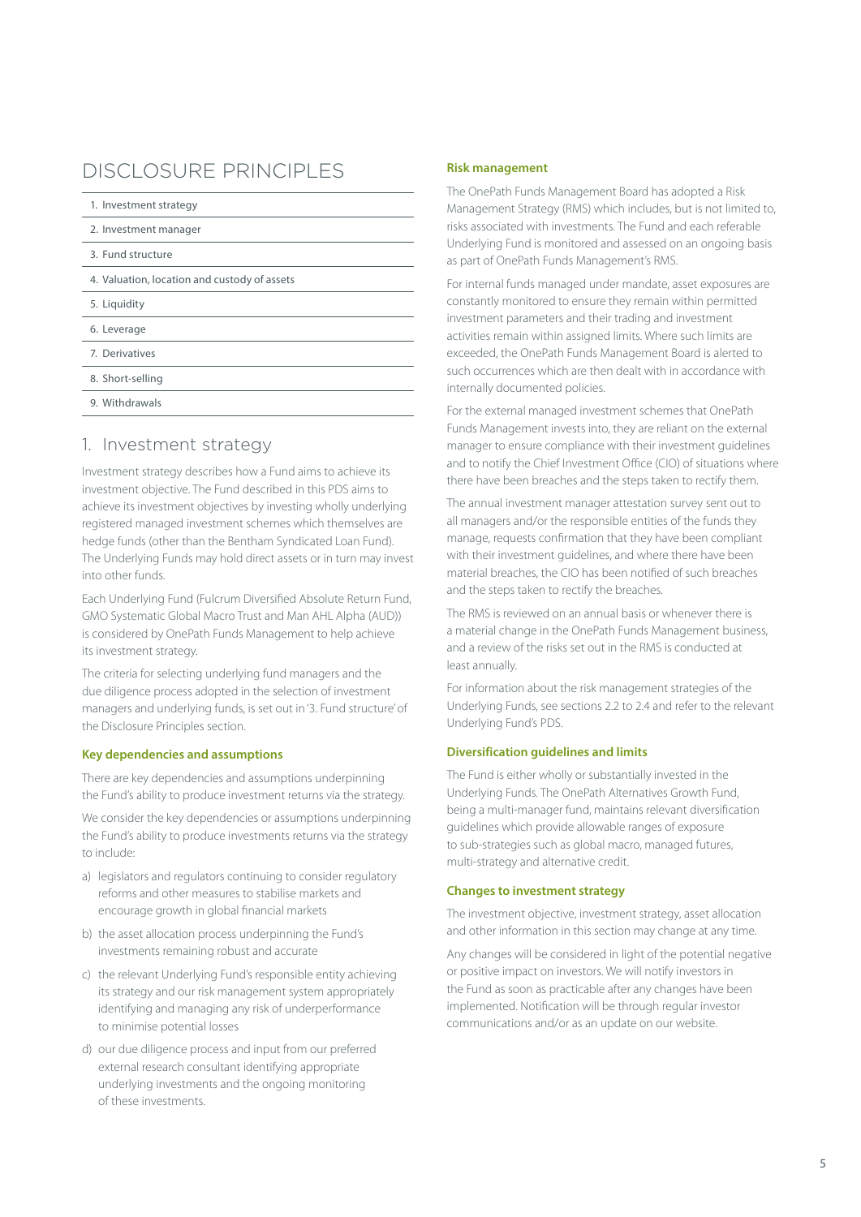# DISCLOSURE PRINCIPLES

| |
|---|
| 1. Investment strategy |
| 2. Investment manager |
| 3. Fund structure |
| 4. Valuation, location and custody of assets |
| 5. Liquidity |
| 6. Leverage |
| 7. Derivatives |
| 8. Short-selling |
| 9. Withdrawals |

## 1. Investment strategy

Investment strategy describes how a Fund aims to achieve its investment objective. The Fund described in this PDS aims to achieve its investment objectives by investing wholly underlying registered managed investment schemes which themselves are hedge funds (other than the Bentham Syndicated Loan Fund). The Underlying Funds may hold direct assets or in turn may invest into other funds.

Each Underlying Fund (Fulcrum Diversified Absolute Return Fund, GMO Systematic Global Macro Trust and Man AHL Alpha (AUD)) is considered by OnePath Funds Management to help achieve its investment strategy.

The criteria for selecting underlying fund managers and the due diligence process adopted in the selection of investment managers and underlying funds, is set out in '3. Fund structure' of the Disclosure Principles section.

### Key dependencies and assumptions

There are key dependencies and assumptions underpinning the Fund's ability to produce investment returns via the strategy.

We consider the key dependencies or assumptions underpinning the Fund's ability to produce investments returns via the strategy to include:

a) legislators and regulators continuing to consider regulatory reforms and other measures to stabilise markets and encourage growth in global financial markets

b) the asset allocation process underpinning the Fund's investments remaining robust and accurate

c) the relevant Underlying Fund's responsible entity achieving its strategy and our risk management system appropriately identifying and managing any risk of underperformance to minimise potential losses

d) our due diligence process and input from our preferred external research consultant identifying appropriate underlying investments and the ongoing monitoring of these investments.

### Risk management

The OnePath Funds Management Board has adopted a Risk Management Strategy (RMS) which includes, but is not limited to, risks associated with investments. The Fund and each referable Underlying Fund is monitored and assessed on an ongoing basis as part of OnePath Funds Management's RMS.

For internal funds managed under mandate, asset exposures are constantly monitored to ensure they remain within permitted investment parameters and their trading and investment activities remain within assigned limits. Where such limits are exceeded, the OnePath Funds Management Board is alerted to such occurrences which are then dealt with in accordance with internally documented policies.

For the external managed investment schemes that OnePath Funds Management invests into, they are reliant on the external manager to ensure compliance with their investment guidelines and to notify the Chief Investment Office (CIO) of situations where there have been breaches and the steps taken to rectify them.

The annual investment manager attestation survey sent out to all managers and/or the responsible entities of the funds they manage, requests confirmation that they have been compliant with their investment guidelines, and where there have been material breaches, the CIO has been notified of such breaches and the steps taken to rectify the breaches.

The RMS is reviewed on an annual basis or whenever there is a material change in the OnePath Funds Management business, and a review of the risks set out in the RMS is conducted at least annually.

For information about the risk management strategies of the Underlying Funds, see sections 2.2 to 2.4 and refer to the relevant Underlying Fund's PDS.

### Diversification guidelines and limits

The Fund is either wholly or substantially invested in the Underlying Funds. The OnePath Alternatives Growth Fund, being a multi-manager fund, maintains relevant diversification guidelines which provide allowable ranges of exposure to sub-strategies such as global macro, managed futures, multi-strategy and alternative credit.

### Changes to investment strategy

The investment objective, investment strategy, asset allocation and other information in this section may change at any time.

Any changes will be considered in light of the potential negative or positive impact on investors. We will notify investors in the Fund as soon as practicable after any changes have been implemented. Notification will be through regular investor communications and/or as an update on our website.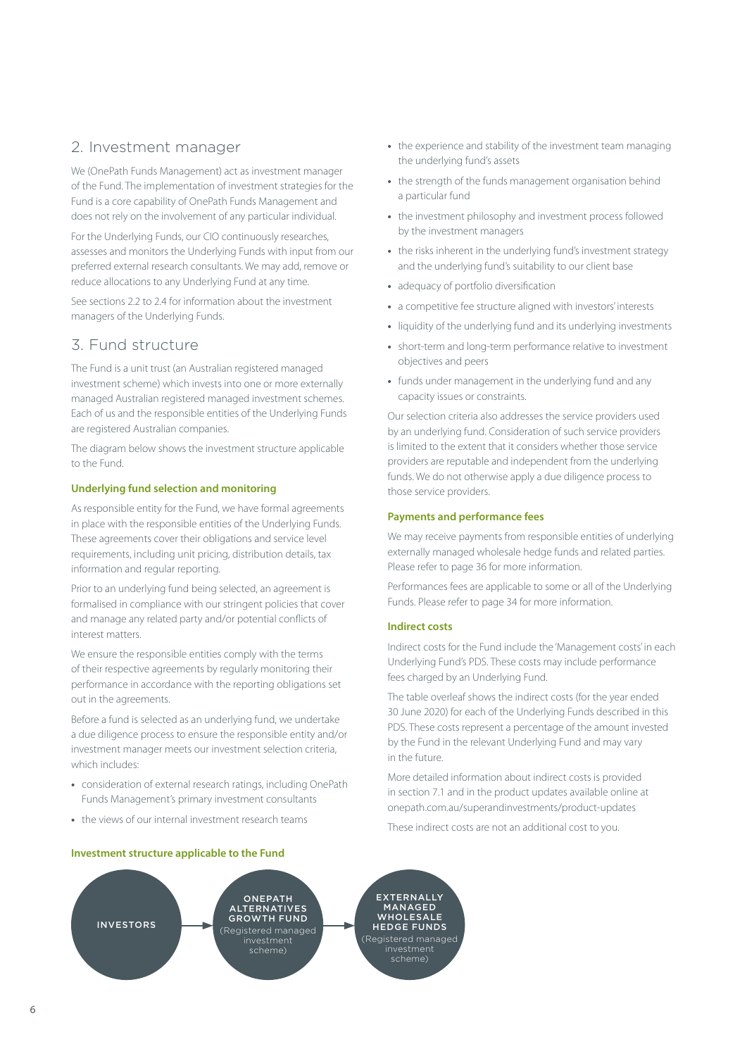## 2. Investment manager

We (OnePath Funds Management) act as investment manager of the Fund. The implementation of investment strategies for the Fund is a core capability of OnePath Funds Management and does not rely on the involvement of any particular individual.

For the Underlying Funds, our CIO continuously researches, assesses and monitors the Underlying Funds with input from our preferred external research consultants. We may add, remove or reduce allocations to any Underlying Fund at any time.

See sections 2.2 to 2.4 for information about the investment managers of the Underlying Funds.

## 3. Fund structure

The Fund is a unit trust (an Australian registered managed investment scheme) which invests into one or more externally managed Australian registered managed investment schemes. Each of us and the responsible entities of the Underlying Funds are registered Australian companies.

The diagram below shows the investment structure applicable to the Fund.

### Underlying fund selection and monitoring

As responsible entity for the Fund, we have formal agreements in place with the responsible entities of the Underlying Funds. These agreements cover their obligations and service level requirements, including unit pricing, distribution details, tax information and regular reporting.

Prior to an underlying fund being selected, an agreement is formalised in compliance with our stringent policies that cover and manage any related party and/or potential conflicts of interest matters.

We ensure the responsible entities comply with the terms of their respective agreements by regularly monitoring their performance in accordance with the reporting obligations set out in the agreements.

Before a fund is selected as an underlying fund, we undertake a due diligence process to ensure the responsible entity and/or investment manager meets our investment selection criteria, which includes:

- consideration of external research ratings, including OnePath Funds Management's primary investment consultants
- the views of our internal investment research teams
- the experience and stability of the investment team managing the underlying fund's assets
- the strength of the funds management organisation behind a particular fund
- the investment philosophy and investment process followed by the investment managers
- the risks inherent in the underlying fund's investment strategy and the underlying fund's suitability to our client base
- adequacy of portfolio diversification
- a competitive fee structure aligned with investors' interests
- liquidity of the underlying fund and its underlying investments
- short-term and long-term performance relative to investment objectives and peers
- funds under management in the underlying fund and any capacity issues or constraints.

Our selection criteria also addresses the service providers used by an underlying fund. Consideration of such service providers is limited to the extent that it considers whether those service providers are reputable and independent from the underlying funds. We do not otherwise apply a due diligence process to those service providers.

### Payments and performance fees

We may receive payments from responsible entities of underlying externally managed wholesale hedge funds and related parties. Please refer to page 36 for more information.

Performances fees are applicable to some or all of the Underlying Funds. Please refer to page 34 for more information.

### Indirect costs

Indirect costs for the Fund include the 'Management costs' in each Underlying Fund's PDS. These costs may include performance fees charged by an Underlying Fund.

The table overleaf shows the indirect costs (for the year ended 30 June 2020) for each of the Underlying Funds described in this PDS. These costs represent a percentage of the amount invested by the Fund in the relevant Underlying Fund and may vary in the future.

More detailed information about indirect costs is provided in section 7.1 and in the product updates available online at onepath.com.au/superandinvestments/product-updates

These indirect costs are not an additional cost to you.

### Investment structure applicable to the Fund

INVESTORS → ONEPATH ALTERNATIVES GROWTH FUND (Registered managed investment scheme) → EXTERNALLY MANAGED WHOLESALE HEDGE FUNDS (Registered managed investment scheme)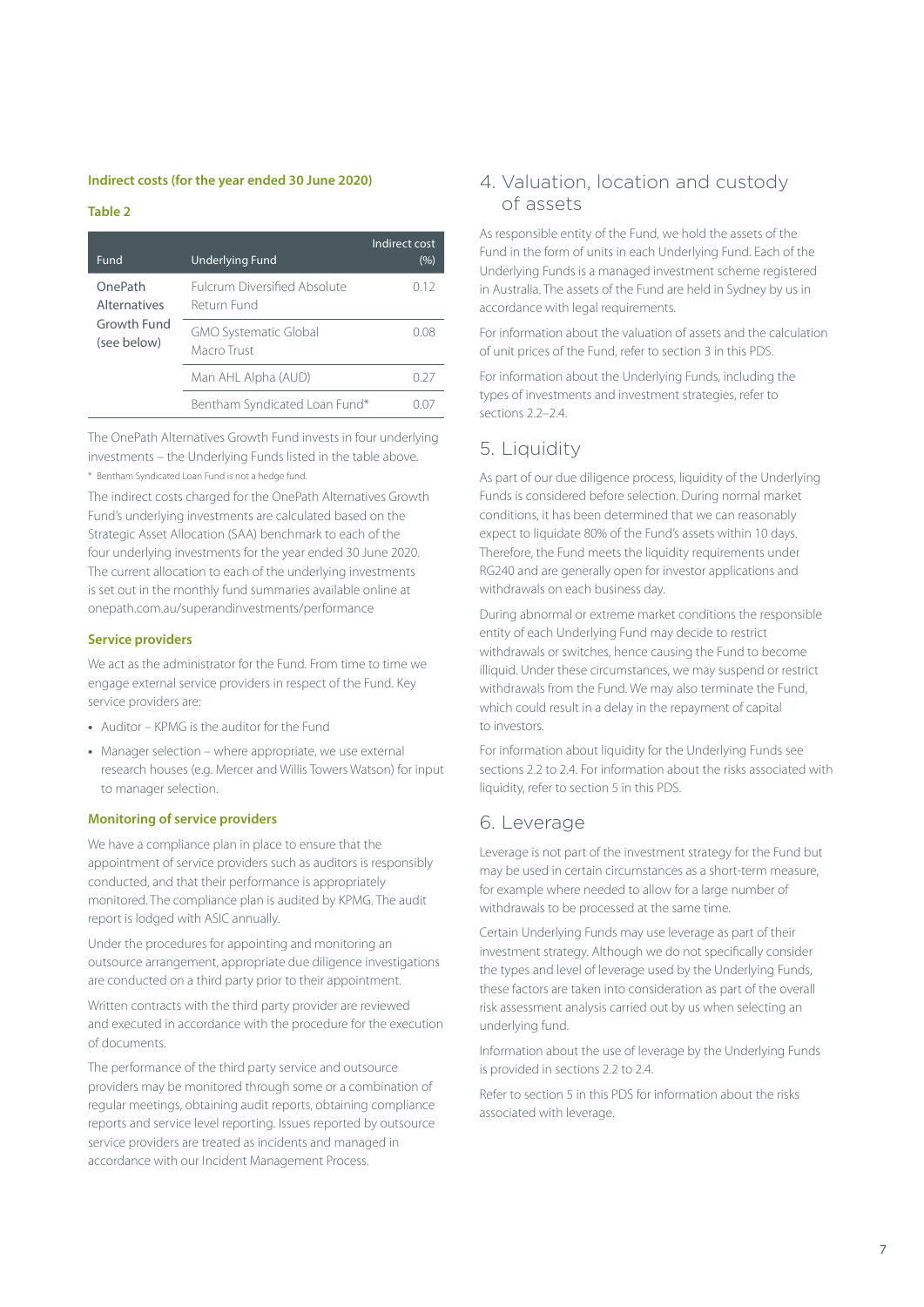**Indirect costs (for the year ended 30 June 2020)**

**Table 2**

| Fund | Underlying Fund | Indirect cost (%) |
|---|---|---|
| OnePath Alternatives Growth Fund (see below) | Fulcrum Diversified Absolute Return Fund | 0.12 |
| | GMO Systematic Global Macro Trust | 0.08 |
| | Man AHL Alpha (AUD) | 0.27 |
| | Bentham Syndicated Loan Fund* | 0.07 |

The OnePath Alternatives Growth Fund invests in four underlying investments – the Underlying Funds listed in the table above.

* Bentham Syndicated Loan Fund is not a hedge fund.

The indirect costs charged for the OnePath Alternatives Growth Fund's underlying investments are calculated based on the Strategic Asset Allocation (SAA) benchmark to each of the four underlying investments for the year ended 30 June 2020. The current allocation to each of the underlying investments is set out in the monthly fund summaries available online at onepath.com.au/superandinvestments/performance

### Service providers

We act as the administrator for the Fund. From time to time we engage external service providers in respect of the Fund. Key service providers are:

- Auditor – KPMG is the auditor for the Fund
- Manager selection – where appropriate, we use external research houses (e.g. Mercer and Willis Towers Watson) for input to manager selection.

### Monitoring of service providers

We have a compliance plan in place to ensure that the appointment of service providers such as auditors is responsibly conducted, and that their performance is appropriately monitored. The compliance plan is audited by KPMG. The audit report is lodged with ASIC annually.

Under the procedures for appointing and monitoring an outsource arrangement, appropriate due diligence investigations are conducted on a third party prior to their appointment.

Written contracts with the third party provider are reviewed and executed in accordance with the procedure for the execution of documents.

The performance of the third party service and outsource providers may be monitored through some or a combination of regular meetings, obtaining audit reports, obtaining compliance reports and service level reporting. Issues reported by outsource service providers are treated as incidents and managed in accordance with our Incident Management Process.

## 4. Valuation, location and custody of assets

As responsible entity of the Fund, we hold the assets of the Fund in the form of units in each Underlying Fund. Each of the Underlying Funds is a managed investment scheme registered in Australia. The assets of the Fund are held in Sydney by us in accordance with legal requirements.

For information about the valuation of assets and the calculation of unit prices of the Fund, refer to section 3 in this PDS.

For information about the Underlying Funds, including the types of investments and investment strategies, refer to sections 2.2–2.4.

## 5. Liquidity

As part of our due diligence process, liquidity of the Underlying Funds is considered before selection. During normal market conditions, it has been determined that we can reasonably expect to liquidate 80% of the Fund's assets within 10 days. Therefore, the Fund meets the liquidity requirements under RG240 and are generally open for investor applications and withdrawals on each business day.

During abnormal or extreme market conditions the responsible entity of each Underlying Fund may decide to restrict withdrawals or switches, hence causing the Fund to become illiquid. Under these circumstances, we may suspend or restrict withdrawals from the Fund. We may also terminate the Fund, which could result in a delay in the repayment of capital to investors.

For information about liquidity for the Underlying Funds see sections 2.2 to 2.4. For information about the risks associated with liquidity, refer to section 5 in this PDS.

## 6. Leverage

Leverage is not part of the investment strategy for the Fund but may be used in certain circumstances as a short-term measure, for example where needed to allow for a large number of withdrawals to be processed at the same time.

Certain Underlying Funds may use leverage as part of their investment strategy. Although we do not specifically consider the types and level of leverage used by the Underlying Funds, these factors are taken into consideration as part of the overall risk assessment analysis carried out by us when selecting an underlying fund.

Information about the use of leverage by the Underlying Funds is provided in sections 2.2 to 2.4.

Refer to section 5 in this PDS for information about the risks associated with leverage.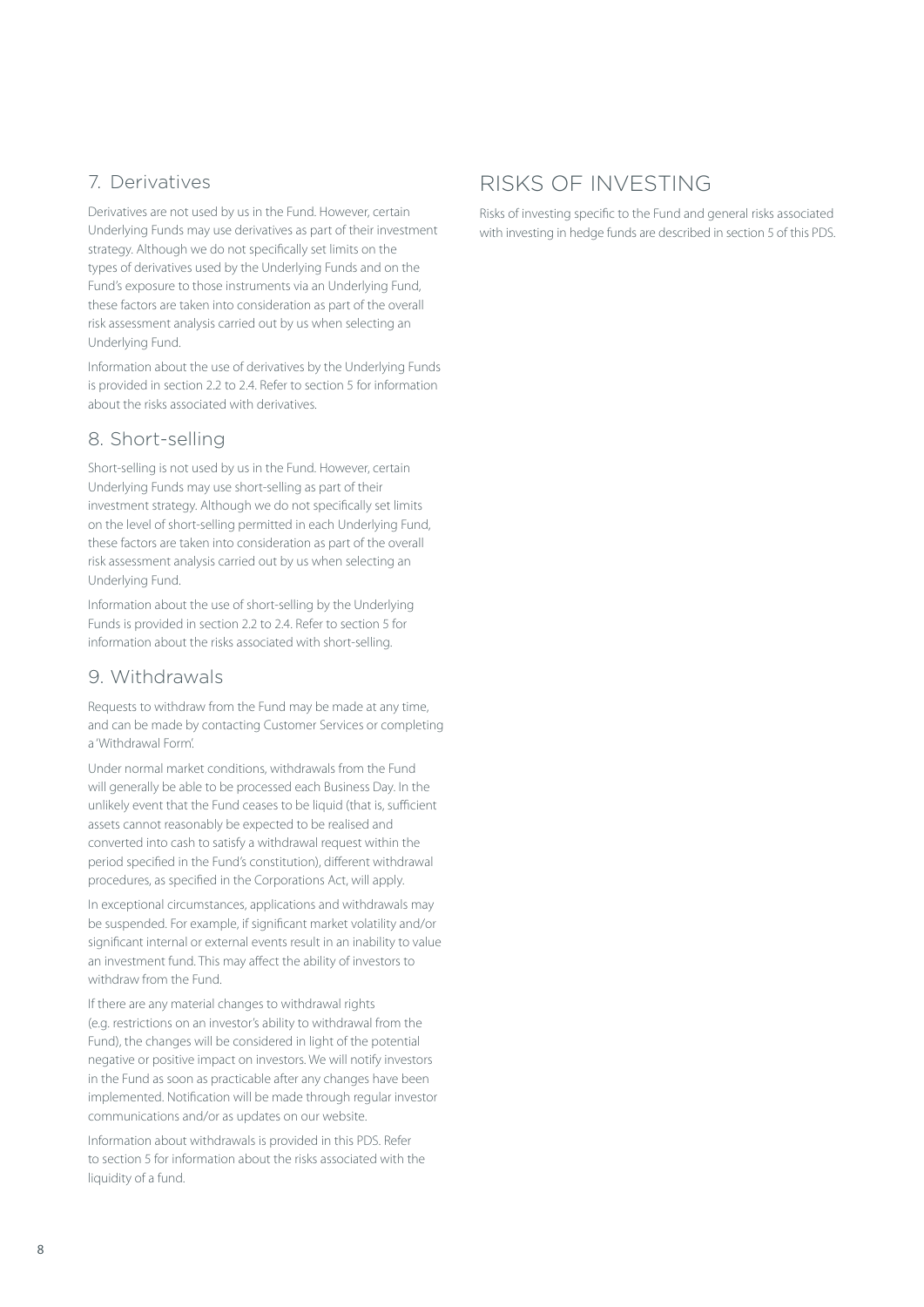## 7. Derivatives

Derivatives are not used by us in the Fund. However, certain Underlying Funds may use derivatives as part of their investment strategy. Although we do not specifically set limits on the types of derivatives used by the Underlying Funds and on the Fund's exposure to those instruments via an Underlying Fund, these factors are taken into consideration as part of the overall risk assessment analysis carried out by us when selecting an Underlying Fund.

Information about the use of derivatives by the Underlying Funds is provided in section 2.2 to 2.4. Refer to section 5 for information about the risks associated with derivatives.

## 8. Short-selling

Short-selling is not used by us in the Fund. However, certain Underlying Funds may use short-selling as part of their investment strategy. Although we do not specifically set limits on the level of short-selling permitted in each Underlying Fund, these factors are taken into consideration as part of the overall risk assessment analysis carried out by us when selecting an Underlying Fund.

Information about the use of short-selling by the Underlying Funds is provided in section 2.2 to 2.4. Refer to section 5 for information about the risks associated with short-selling.

## 9. Withdrawals

Requests to withdraw from the Fund may be made at any time, and can be made by contacting Customer Services or completing a 'Withdrawal Form'.

Under normal market conditions, withdrawals from the Fund will generally be able to be processed each Business Day. In the unlikely event that the Fund ceases to be liquid (that is, sufficient assets cannot reasonably be expected to be realised and converted into cash to satisfy a withdrawal request within the period specified in the Fund's constitution), different withdrawal procedures, as specified in the Corporations Act, will apply.

In exceptional circumstances, applications and withdrawals may be suspended. For example, if significant market volatility and/or significant internal or external events result in an inability to value an investment fund. This may affect the ability of investors to withdraw from the Fund.

If there are any material changes to withdrawal rights (e.g. restrictions on an investor's ability to withdrawal from the Fund), the changes will be considered in light of the potential negative or positive impact on investors. We will notify investors in the Fund as soon as practicable after any changes have been implemented. Notification will be made through regular investor communications and/or as updates on our website.

Information about withdrawals is provided in this PDS. Refer to section 5 for information about the risks associated with the liquidity of a fund.

# RISKS OF INVESTING

Risks of investing specific to the Fund and general risks associated with investing in hedge funds are described in section 5 of this PDS.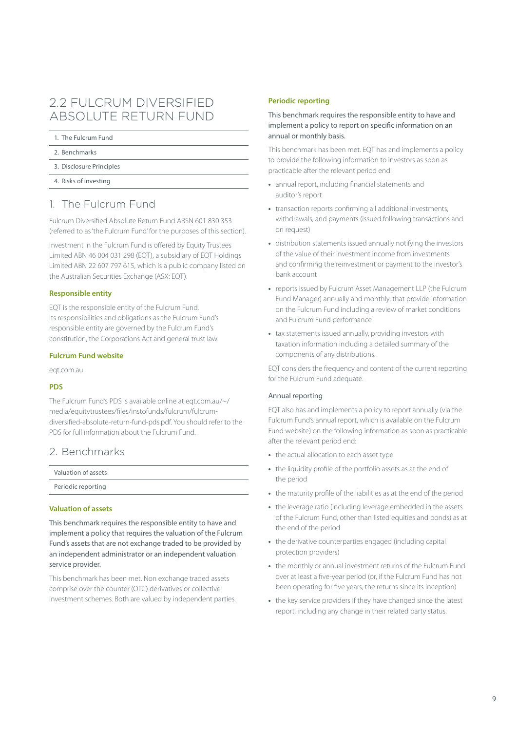## 2.2 FULCRUM DIVERSIFIED ABSOLUTE RETURN FUND

1. The Fulcrum Fund
2. Benchmarks
3. Disclosure Principles
4. Risks of investing

### 1. The Fulcrum Fund

Fulcrum Diversified Absolute Return Fund ARSN 601 830 353 (referred to as 'the Fulcrum Fund' for the purposes of this section).

Investment in the Fulcrum Fund is offered by Equity Trustees Limited ABN 46 004 031 298 (EQT), a subsidiary of EQT Holdings Limited ABN 22 607 797 615, which is a public company listed on the Australian Securities Exchange (ASX: EQT).

#### Responsible entity

EQT is the responsible entity of the Fulcrum Fund. Its responsibilities and obligations as the Fulcrum Fund's responsible entity are governed by the Fulcrum Fund's constitution, the Corporations Act and general trust law.

#### Fulcrum Fund website

eqt.com.au

#### PDS

The Fulcrum Fund's PDS is available online at eqt.com.au/~/media/equitytrustees/files/instofunds/fulcrum/fulcrum-diversified-absolute-return-fund-pds.pdf. You should refer to the PDS for full information about the Fulcrum Fund.

### 2. Benchmarks

- Valuation of assets
- Periodic reporting

#### Valuation of assets

This benchmark requires the responsible entity to have and implement a policy that requires the valuation of the Fulcrum Fund's assets that are not exchange traded to be provided by an independent administrator or an independent valuation service provider.

This benchmark has been met. Non exchange traded assets comprise over the counter (OTC) derivatives or collective investment schemes. Both are valued by independent parties.

#### Periodic reporting

This benchmark requires the responsible entity to have and implement a policy to report on specific information on an annual or monthly basis.

This benchmark has been met. EQT has and implements a policy to provide the following information to investors as soon as practicable after the relevant period end:

- annual report, including financial statements and auditor's report
- transaction reports confirming all additional investments, withdrawals, and payments (issued following transactions and on request)
- distribution statements issued annually notifying the investors of the value of their investment income from investments and confirming the reinvestment or payment to the investor's bank account
- reports issued by Fulcrum Asset Management LLP (the Fulcrum Fund Manager) annually and monthly, that provide information on the Fulcrum Fund including a review of market conditions and Fulcrum Fund performance
- tax statements issued annually, providing investors with taxation information including a detailed summary of the components of any distributions.

EQT considers the frequency and content of the current reporting for the Fulcrum Fund adequate.

##### Annual reporting

EQT also has and implements a policy to report annually (via the Fulcrum Fund's annual report, which is available on the Fulcrum Fund website) on the following information as soon as practicable after the relevant period end:

- the actual allocation to each asset type
- the liquidity profile of the portfolio assets as at the end of the period
- the maturity profile of the liabilities as at the end of the period
- the leverage ratio (including leverage embedded in the assets of the Fulcrum Fund, other than listed equities and bonds) as at the end of the period
- the derivative counterparties engaged (including capital protection providers)
- the monthly or annual investment returns of the Fulcrum Fund over at least a five-year period (or, if the Fulcrum Fund has not been operating for five years, the returns since its inception)
- the key service providers if they have changed since the latest report, including any change in their related party status.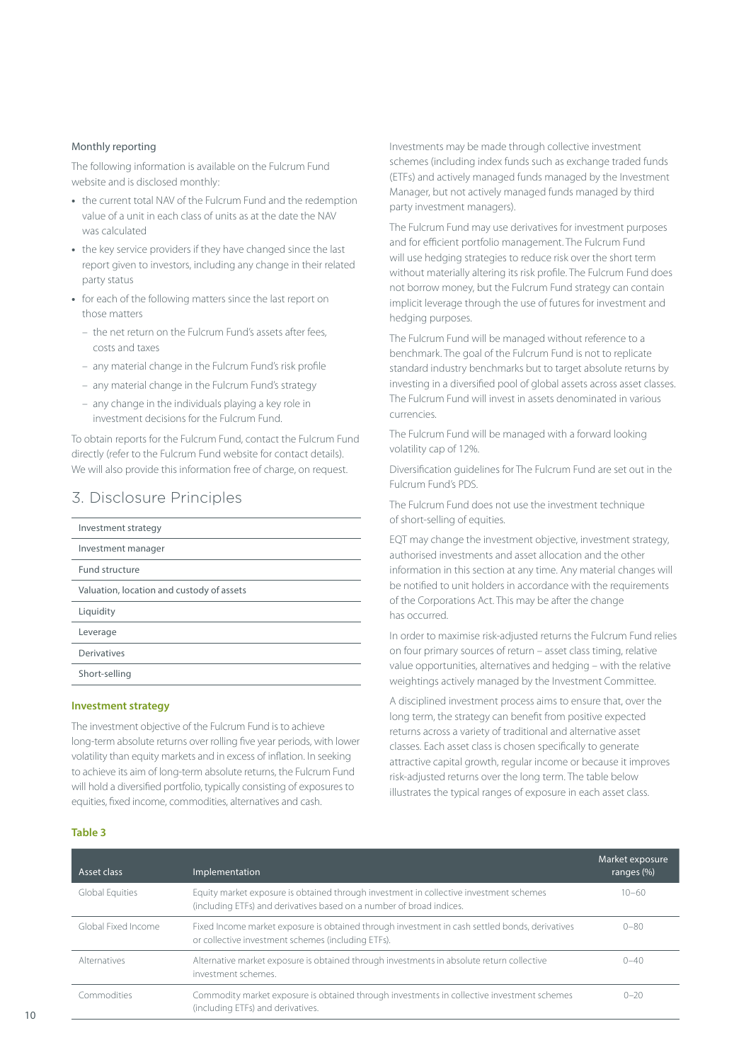Monthly reporting

The following information is available on the Fulcrum Fund website and is disclosed monthly:

- the current total NAV of the Fulcrum Fund and the redemption value of a unit in each class of units as at the date the NAV was calculated
- the key service providers if they have changed since the last report given to investors, including any change in their related party status
- for each of the following matters since the last report on those matters
  - the net return on the Fulcrum Fund's assets after fees, costs and taxes
  - any material change in the Fulcrum Fund's risk profile
  - any material change in the Fulcrum Fund's strategy
  - any change in the individuals playing a key role in investment decisions for the Fulcrum Fund.

To obtain reports for the Fulcrum Fund, contact the Fulcrum Fund directly (refer to the Fulcrum Fund website for contact details). We will also provide this information free of charge, on request.

## 3. Disclosure Principles

| |
|---|
| Investment strategy |
| Investment manager |
| Fund structure |
| Valuation, location and custody of assets |
| Liquidity |
| Leverage |
| Derivatives |
| Short-selling |

### Investment strategy

The investment objective of the Fulcrum Fund is to achieve long-term absolute returns over rolling five year periods, with lower volatility than equity markets and in excess of inflation. In seeking to achieve its aim of long-term absolute returns, the Fulcrum Fund will hold a diversified portfolio, typically consisting of exposures to equities, fixed income, commodities, alternatives and cash.

Investments may be made through collective investment schemes (including index funds such as exchange traded funds (ETFs) and actively managed funds managed by the Investment Manager, but not actively managed funds managed by third party investment managers).

The Fulcrum Fund may use derivatives for investment purposes and for efficient portfolio management. The Fulcrum Fund will use hedging strategies to reduce risk over the short term without materially altering its risk profile. The Fulcrum Fund does not borrow money, but the Fulcrum Fund strategy can contain implicit leverage through the use of futures for investment and hedging purposes.

The Fulcrum Fund will be managed without reference to a benchmark. The goal of the Fulcrum Fund is not to replicate standard industry benchmarks but to target absolute returns by investing in a diversified pool of global assets across asset classes. The Fulcrum Fund will invest in assets denominated in various currencies.

The Fulcrum Fund will be managed with a forward looking volatility cap of 12%.

Diversification guidelines for The Fulcrum Fund are set out in the Fulcrum Fund's PDS.

The Fulcrum Fund does not use the investment technique of short-selling of equities.

EQT may change the investment objective, investment strategy, authorised investments and asset allocation and the other information in this section at any time. Any material changes will be notified to unit holders in accordance with the requirements of the Corporations Act. This may be after the change has occurred.

In order to maximise risk-adjusted returns the Fulcrum Fund relies on four primary sources of return – asset class timing, relative value opportunities, alternatives and hedging – with the relative weightings actively managed by the Investment Committee.

A disciplined investment process aims to ensure that, over the long term, the strategy can benefit from positive expected returns across a variety of traditional and alternative asset classes. Each asset class is chosen specifically to generate attractive capital growth, regular income or because it improves risk-adjusted returns over the long term. The table below illustrates the typical ranges of exposure in each asset class.

**Table 3**

| Asset class | Implementation | Market exposure ranges (%) |
|---|---|---|
| Global Equities | Equity market exposure is obtained through investment in collective investment schemes (including ETFs) and derivatives based on a number of broad indices. | 10–60 |
| Global Fixed Income | Fixed Income market exposure is obtained through investment in cash settled bonds, derivatives or collective investment schemes (including ETFs). | 0–80 |
| Alternatives | Alternative market exposure is obtained through investments in absolute return collective investment schemes. | 0–40 |
| Commodities | Commodity market exposure is obtained through investments in collective investment schemes (including ETFs) and derivatives. | 0–20 |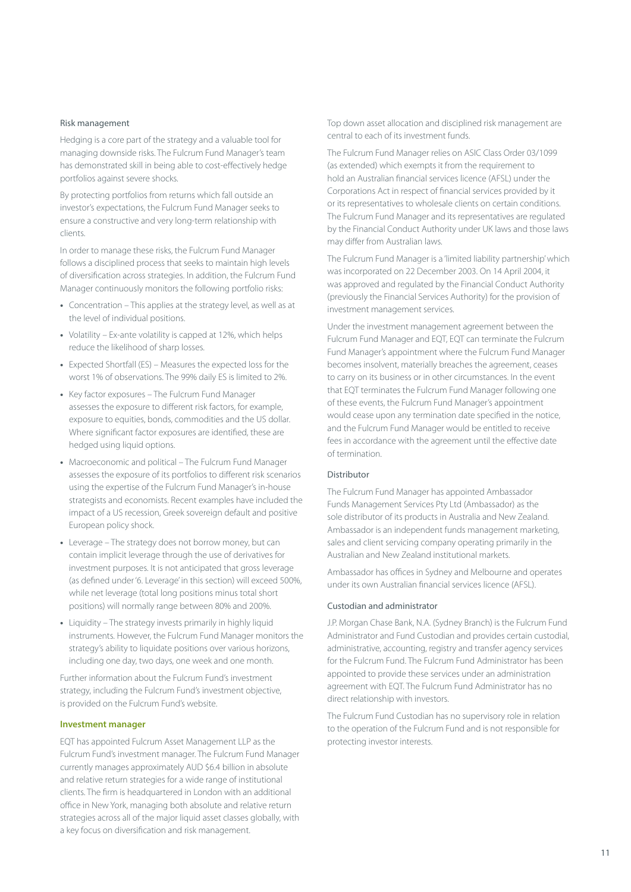### Risk management

Hedging is a core part of the strategy and a valuable tool for managing downside risks. The Fulcrum Fund Manager's team has demonstrated skill in being able to cost-effectively hedge portfolios against severe shocks.

By protecting portfolios from returns which fall outside an investor's expectations, the Fulcrum Fund Manager seeks to ensure a constructive and very long-term relationship with clients.

In order to manage these risks, the Fulcrum Fund Manager follows a disciplined process that seeks to maintain high levels of diversification across strategies. In addition, the Fulcrum Fund Manager continuously monitors the following portfolio risks:

- Concentration – This applies at the strategy level, as well as at the level of individual positions.
- Volatility – Ex-ante volatility is capped at 12%, which helps reduce the likelihood of sharp losses.
- Expected Shortfall (ES) – Measures the expected loss for the worst 1% of observations. The 99% daily ES is limited to 2%.
- Key factor exposures – The Fulcrum Fund Manager assesses the exposure to different risk factors, for example, exposure to equities, bonds, commodities and the US dollar. Where significant factor exposures are identified, these are hedged using liquid options.
- Macroeconomic and political – The Fulcrum Fund Manager assesses the exposure of its portfolios to different risk scenarios using the expertise of the Fulcrum Fund Manager's in-house strategists and economists. Recent examples have included the impact of a US recession, Greek sovereign default and positive European policy shock.
- Leverage – The strategy does not borrow money, but can contain implicit leverage through the use of derivatives for investment purposes. It is not anticipated that gross leverage (as defined under '6. Leverage' in this section) will exceed 500%, while net leverage (total long positions minus total short positions) will normally range between 80% and 200%.
- Liquidity – The strategy invests primarily in highly liquid instruments. However, the Fulcrum Fund Manager monitors the strategy's ability to liquidate positions over various horizons, including one day, two days, one week and one month.

Further information about the Fulcrum Fund's investment strategy, including the Fulcrum Fund's investment objective, is provided on the Fulcrum Fund's website.

## Investment manager

EQT has appointed Fulcrum Asset Management LLP as the Fulcrum Fund's investment manager. The Fulcrum Fund Manager currently manages approximately AUD $6.4 billion in absolute and relative return strategies for a wide range of institutional clients. The firm is headquartered in London with an additional office in New York, managing both absolute and relative return strategies across all of the major liquid asset classes globally, with a key focus on diversification and risk management.

Top down asset allocation and disciplined risk management are central to each of its investment funds.

The Fulcrum Fund Manager relies on ASIC Class Order 03/1099 (as extended) which exempts it from the requirement to hold an Australian financial services licence (AFSL) under the Corporations Act in respect of financial services provided by it or its representatives to wholesale clients on certain conditions. The Fulcrum Fund Manager and its representatives are regulated by the Financial Conduct Authority under UK laws and those laws may differ from Australian laws.

The Fulcrum Fund Manager is a 'limited liability partnership' which was incorporated on 22 December 2003. On 14 April 2004, it was approved and regulated by the Financial Conduct Authority (previously the Financial Services Authority) for the provision of investment management services.

Under the investment management agreement between the Fulcrum Fund Manager and EQT, EQT can terminate the Fulcrum Fund Manager's appointment where the Fulcrum Fund Manager becomes insolvent, materially breaches the agreement, ceases to carry on its business or in other circumstances. In the event that EQT terminates the Fulcrum Fund Manager following one of these events, the Fulcrum Fund Manager's appointment would cease upon any termination date specified in the notice, and the Fulcrum Fund Manager would be entitled to receive fees in accordance with the agreement until the effective date of termination.

### Distributor

The Fulcrum Fund Manager has appointed Ambassador Funds Management Services Pty Ltd (Ambassador) as the sole distributor of its products in Australia and New Zealand. Ambassador is an independent funds management marketing, sales and client servicing company operating primarily in the Australian and New Zealand institutional markets.

Ambassador has offices in Sydney and Melbourne and operates under its own Australian financial services licence (AFSL).

### Custodian and administrator

J.P. Morgan Chase Bank, N.A. (Sydney Branch) is the Fulcrum Fund Administrator and Fund Custodian and provides certain custodial, administrative, accounting, registry and transfer agency services for the Fulcrum Fund. The Fulcrum Fund Administrator has been appointed to provide these services under an administration agreement with EQT. The Fulcrum Fund Administrator has no direct relationship with investors.

The Fulcrum Fund Custodian has no supervisory role in relation to the operation of the Fulcrum Fund and is not responsible for protecting investor interests.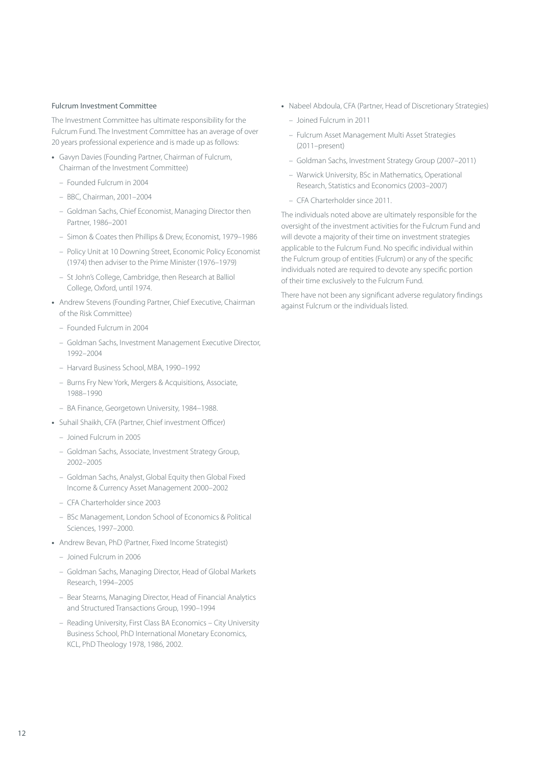### Fulcrum Investment Committee

The Investment Committee has ultimate responsibility for the Fulcrum Fund. The Investment Committee has an average of over 20 years professional experience and is made up as follows:

- Gavyn Davies (Founding Partner, Chairman of Fulcrum, Chairman of the Investment Committee)
  - Founded Fulcrum in 2004
  - BBC, Chairman, 2001–2004
  - Goldman Sachs, Chief Economist, Managing Director then Partner, 1986–2001
  - Simon & Coates then Phillips & Drew, Economist, 1979–1986
  - Policy Unit at 10 Downing Street, Economic Policy Economist (1974) then adviser to the Prime Minister (1976–1979)
  - St John's College, Cambridge, then Research at Balliol College, Oxford, until 1974.
- Andrew Stevens (Founding Partner, Chief Executive, Chairman of the Risk Committee)
  - Founded Fulcrum in 2004
  - Goldman Sachs, Investment Management Executive Director, 1992–2004
  - Harvard Business School, MBA, 1990–1992
  - Burns Fry New York, Mergers & Acquisitions, Associate, 1988–1990
  - BA Finance, Georgetown University, 1984–1988.
- Suhail Shaikh, CFA (Partner, Chief investment Officer)
  - Joined Fulcrum in 2005
  - Goldman Sachs, Associate, Investment Strategy Group, 2002–2005
  - Goldman Sachs, Analyst, Global Equity then Global Fixed Income & Currency Asset Management 2000–2002
  - CFA Charterholder since 2003
  - BSc Management, London School of Economics & Political Sciences, 1997–2000.
- Andrew Bevan, PhD (Partner, Fixed Income Strategist)
  - Joined Fulcrum in 2006
  - Goldman Sachs, Managing Director, Head of Global Markets Research, 1994–2005
  - Bear Stearns, Managing Director, Head of Financial Analytics and Structured Transactions Group, 1990–1994
  - Reading University, First Class BA Economics – City University Business School, PhD International Monetary Economics, KCL, PhD Theology 1978, 1986, 2002.
- Nabeel Abdoula, CFA (Partner, Head of Discretionary Strategies)
  - Joined Fulcrum in 2011
  - Fulcrum Asset Management Multi Asset Strategies (2011–present)
  - Goldman Sachs, Investment Strategy Group (2007–2011)
  - Warwick University, BSc in Mathematics, Operational Research, Statistics and Economics (2003–2007)
  - CFA Charterholder since 2011.

The individuals noted above are ultimately responsible for the oversight of the investment activities for the Fulcrum Fund and will devote a majority of their time on investment strategies applicable to the Fulcrum Fund. No specific individual within the Fulcrum group of entities (Fulcrum) or any of the specific individuals noted are required to devote any specific portion of their time exclusively to the Fulcrum Fund.

There have not been any significant adverse regulatory findings against Fulcrum or the individuals listed.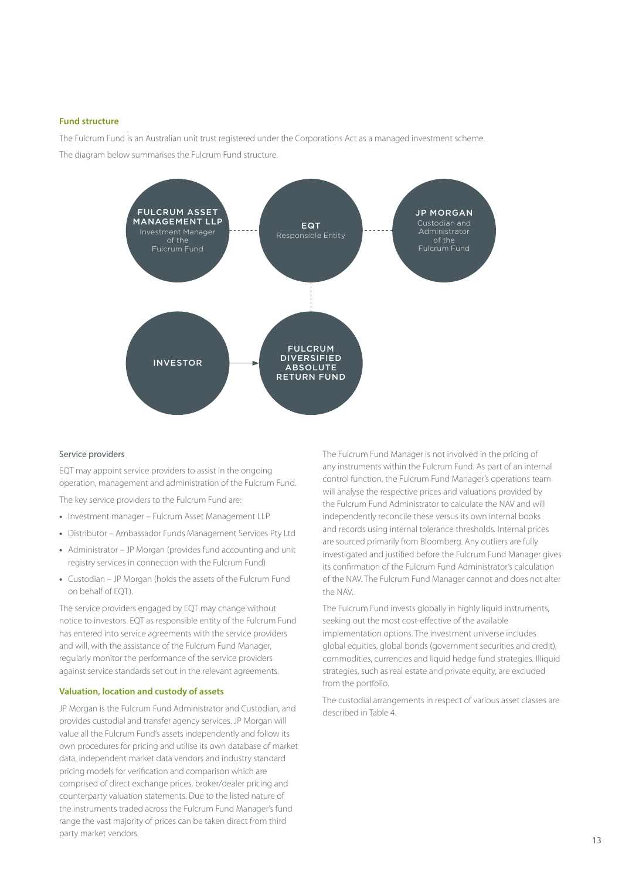### Fund structure

The Fulcrum Fund is an Australian unit trust registered under the Corporations Act as a managed investment scheme.

The diagram below summarises the Fulcrum Fund structure.

FULCRUM ASSET MANAGEMENT LLP
Investment Manager of the Fulcrum Fund

EQT
Responsible Entity

JP MORGAN
Custodian and Administrator of the Fulcrum Fund

INVESTOR

FULCRUM DIVERSIFIED ABSOLUTE RETURN FUND

Service providers

EQT may appoint service providers to assist in the ongoing operation, management and administration of the Fulcrum Fund.

The key service providers to the Fulcrum Fund are:

- Investment manager – Fulcrum Asset Management LLP
- Distributor – Ambassador Funds Management Services Pty Ltd
- Administrator – JP Morgan (provides fund accounting and unit registry services in connection with the Fulcrum Fund)
- Custodian – JP Morgan (holds the assets of the Fulcrum Fund on behalf of EQT).

The service providers engaged by EQT may change without notice to investors. EQT as responsible entity of the Fulcrum Fund has entered into service agreements with the service providers and will, with the assistance of the Fulcrum Fund Manager, regularly monitor the performance of the service providers against service standards set out in the relevant agreements.

### Valuation, location and custody of assets

JP Morgan is the Fulcrum Fund Administrator and Custodian, and provides custodial and transfer agency services. JP Morgan will value all the Fulcrum Fund's assets independently and follow its own procedures for pricing and utilise its own database of market data, independent market data vendors and industry standard pricing models for verification and comparison which are comprised of direct exchange prices, broker/dealer pricing and counterparty valuation statements. Due to the listed nature of the instruments traded across the Fulcrum Fund Manager's fund range the vast majority of prices can be taken direct from third party market vendors.

The Fulcrum Fund Manager is not involved in the pricing of any instruments within the Fulcrum Fund. As part of an internal control function, the Fulcrum Fund Manager's operations team will analyse the respective prices and valuations provided by the Fulcrum Fund Administrator to calculate the NAV and will independently reconcile these versus its own internal books and records using internal tolerance thresholds. Internal prices are sourced primarily from Bloomberg. Any outliers are fully investigated and justified before the Fulcrum Fund Manager gives its confirmation of the Fulcrum Fund Administrator's calculation of the NAV. The Fulcrum Fund Manager cannot and does not alter the NAV.

The Fulcrum Fund invests globally in highly liquid instruments, seeking out the most cost-effective of the available implementation options. The investment universe includes global equities, global bonds (government securities and credit), commodities, currencies and liquid hedge fund strategies. Illiquid strategies, such as real estate and private equity, are excluded from the portfolio.

The custodial arrangements in respect of various asset classes are described in Table 4.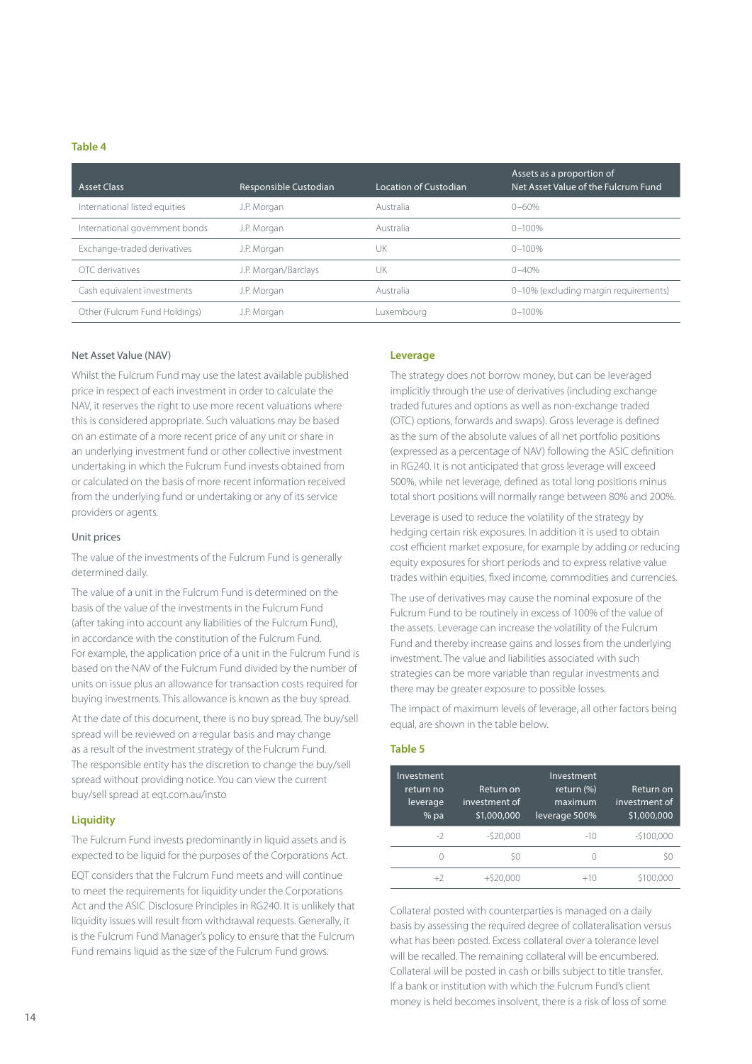**Table 4**

| Asset Class | Responsible Custodian | Location of Custodian | Assets as a proportion of Net Asset Value of the Fulcrum Fund |
|---|---|---|---|
| International listed equities | J.P. Morgan | Australia | 0–60% |
| International government bonds | J.P. Morgan | Australia | 0–100% |
| Exchange-traded derivatives | J.P. Morgan | UK | 0–100% |
| OTC derivatives | J.P. Morgan/Barclays | UK | 0–40% |
| Cash equivalent investments | J.P. Morgan | Australia | 0–10% (excluding margin requirements) |
| Other (Fulcrum Fund Holdings) | J.P. Morgan | Luxembourg | 0–100% |

### Net Asset Value (NAV)

Whilst the Fulcrum Fund may use the latest available published price in respect of each investment in order to calculate the NAV, it reserves the right to use more recent valuations where this is considered appropriate. Such valuations may be based on an estimate of a more recent price of any unit or share in an underlying investment fund or other collective investment undertaking in which the Fulcrum Fund invests obtained from or calculated on the basis of more recent information received from the underlying fund or undertaking or any of its service providers or agents.

### Unit prices

The value of the investments of the Fulcrum Fund is generally determined daily.

The value of a unit in the Fulcrum Fund is determined on the basis of the value of the investments in the Fulcrum Fund (after taking into account any liabilities of the Fulcrum Fund), in accordance with the constitution of the Fulcrum Fund. For example, the application price of a unit in the Fulcrum Fund is based on the NAV of the Fulcrum Fund divided by the number of units on issue plus an allowance for transaction costs required for buying investments. This allowance is known as the buy spread.

At the date of this document, there is no buy spread. The buy/sell spread will be reviewed on a regular basis and may change as a result of the investment strategy of the Fulcrum Fund. The responsible entity has the discretion to change the buy/sell spread without providing notice. You can view the current buy/sell spread at eqt.com.au/insto

### Liquidity

The Fulcrum Fund invests predominantly in liquid assets and is expected to be liquid for the purposes of the Corporations Act.

EQT considers that the Fulcrum Fund meets and will continue to meet the requirements for liquidity under the Corporations Act and the ASIC Disclosure Principles in RG240. It is unlikely that liquidity issues will result from withdrawal requests. Generally, it is the Fulcrum Fund Manager's policy to ensure that the Fulcrum Fund remains liquid as the size of the Fulcrum Fund grows.

### Leverage

The strategy does not borrow money, but can be leveraged implicitly through the use of derivatives (including exchange traded futures and options as well as non-exchange traded (OTC) options, forwards and swaps). Gross leverage is defined as the sum of the absolute values of all net portfolio positions (expressed as a percentage of NAV) following the ASIC definition in RG240. It is not anticipated that gross leverage will exceed 500%, while net leverage, defined as total long positions minus total short positions will normally range between 80% and 200%.

Leverage is used to reduce the volatility of the strategy by hedging certain risk exposures. In addition it is used to obtain cost efficient market exposure, for example by adding or reducing equity exposures for short periods and to express relative value trades within equities, fixed income, commodities and currencies.

The use of derivatives may cause the nominal exposure of the Fulcrum Fund to be routinely in excess of 100% of the value of the assets. Leverage can increase the volatility of the Fulcrum Fund and thereby increase gains and losses from the underlying investment. The value and liabilities associated with such strategies can be more variable than regular investments and there may be greater exposure to possible losses.

The impact of maximum levels of leverage, all other factors being equal, are shown in the table below.

**Table 5**

| Investment return no leverage % pa | Return on investment of $1,000,000 | Investment return (%) maximum leverage 500% | Return on investment of $1,000,000 |
|---|---|---|---|
| -2 | -$20,000 | -10 | -$100,000 |
| 0 | $0 | 0 | $0 |
| +2 | +$20,000 | +10 | $100,000 |

Collateral posted with counterparties is managed on a daily basis by assessing the required degree of collateralisation versus what has been posted. Excess collateral over a tolerance level will be recalled. The remaining collateral will be encumbered. Collateral will be posted in cash or bills subject to title transfer. If a bank or institution with which the Fulcrum Fund's client money is held becomes insolvent, there is a risk of loss of some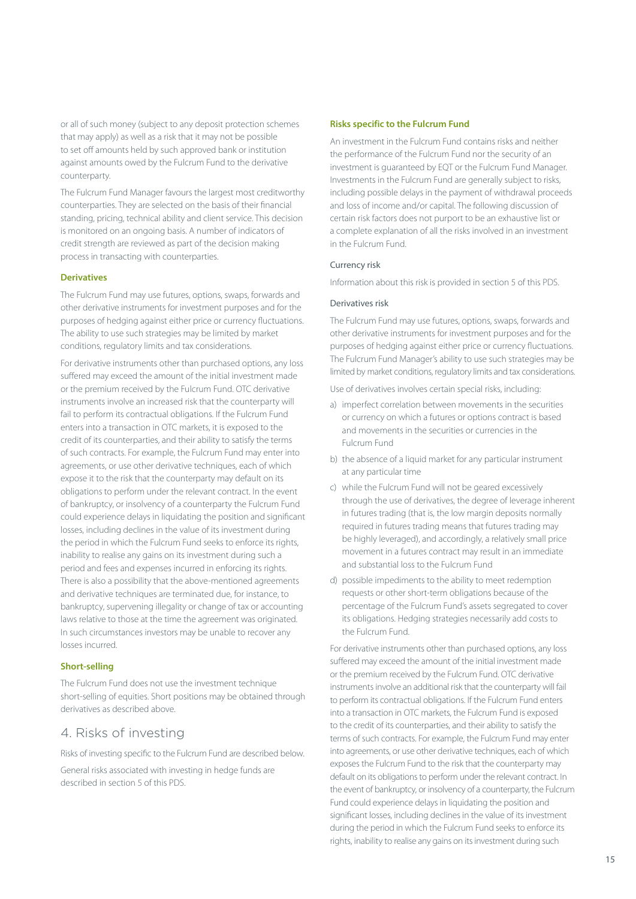or all of such money (subject to any deposit protection schemes that may apply) as well as a risk that it may not be possible to set off amounts held by such approved bank or institution against amounts owed by the Fulcrum Fund to the derivative counterparty.

The Fulcrum Fund Manager favours the largest most creditworthy counterparties. They are selected on the basis of their financial standing, pricing, technical ability and client service. This decision is monitored on an ongoing basis. A number of indicators of credit strength are reviewed as part of the decision making process in transacting with counterparties.

### Derivatives

The Fulcrum Fund may use futures, options, swaps, forwards and other derivative instruments for investment purposes and for the purposes of hedging against either price or currency fluctuations. The ability to use such strategies may be limited by market conditions, regulatory limits and tax considerations.

For derivative instruments other than purchased options, any loss suffered may exceed the amount of the initial investment made or the premium received by the Fulcrum Fund. OTC derivative instruments involve an increased risk that the counterparty will fail to perform its contractual obligations. If the Fulcrum Fund enters into a transaction in OTC markets, it is exposed to the credit of its counterparties, and their ability to satisfy the terms of such contracts. For example, the Fulcrum Fund may enter into agreements, or use other derivative techniques, each of which expose it to the risk that the counterparty may default on its obligations to perform under the relevant contract. In the event of bankruptcy, or insolvency of a counterparty the Fulcrum Fund could experience delays in liquidating the position and significant losses, including declines in the value of its investment during the period in which the Fulcrum Fund seeks to enforce its rights, inability to realise any gains on its investment during such a period and fees and expenses incurred in enforcing its rights. There is also a possibility that the above-mentioned agreements and derivative techniques are terminated due, for instance, to bankruptcy, supervening illegality or change of tax or accounting laws relative to those at the time the agreement was originated. In such circumstances investors may be unable to recover any losses incurred.

### Short-selling

The Fulcrum Fund does not use the investment technique short-selling of equities. Short positions may be obtained through derivatives as described above.

## 4. Risks of investing

Risks of investing specific to the Fulcrum Fund are described below.

General risks associated with investing in hedge funds are described in section 5 of this PDS.

### Risks specific to the Fulcrum Fund

An investment in the Fulcrum Fund contains risks and neither the performance of the Fulcrum Fund nor the security of an investment is guaranteed by EQT or the Fulcrum Fund Manager. Investments in the Fulcrum Fund are generally subject to risks, including possible delays in the payment of withdrawal proceeds and loss of income and/or capital. The following discussion of certain risk factors does not purport to be an exhaustive list or a complete explanation of all the risks involved in an investment in the Fulcrum Fund.

#### Currency risk

Information about this risk is provided in section 5 of this PDS.

#### Derivatives risk

The Fulcrum Fund may use futures, options, swaps, forwards and other derivative instruments for investment purposes and for the purposes of hedging against either price or currency fluctuations. The Fulcrum Fund Manager's ability to use such strategies may be limited by market conditions, regulatory limits and tax considerations.

Use of derivatives involves certain special risks, including:

a) imperfect correlation between movements in the securities or currency on which a futures or options contract is based and movements in the securities or currencies in the Fulcrum Fund
b) the absence of a liquid market for any particular instrument at any particular time
c) while the Fulcrum Fund will not be geared excessively through the use of derivatives, the degree of leverage inherent in futures trading (that is, the low margin deposits normally required in futures trading means that futures trading may be highly leveraged), and accordingly, a relatively small price movement in a futures contract may result in an immediate and substantial loss to the Fulcrum Fund
d) possible impediments to the ability to meet redemption requests or other short-term obligations because of the percentage of the Fulcrum Fund's assets segregated to cover its obligations. Hedging strategies necessarily add costs to the Fulcrum Fund.

For derivative instruments other than purchased options, any loss suffered may exceed the amount of the initial investment made or the premium received by the Fulcrum Fund. OTC derivative instruments involve an additional risk that the counterparty will fail to perform its contractual obligations. If the Fulcrum Fund enters into a transaction in OTC markets, the Fulcrum Fund is exposed to the credit of its counterparties, and their ability to satisfy the terms of such contracts. For example, the Fulcrum Fund may enter into agreements, or use other derivative techniques, each of which exposes the Fulcrum Fund to the risk that the counterparty may default on its obligations to perform under the relevant contract. In the event of bankruptcy, or insolvency of a counterparty, the Fulcrum Fund could experience delays in liquidating the position and significant losses, including declines in the value of its investment during the period in which the Fulcrum Fund seeks to enforce its rights, inability to realise any gains on its investment during such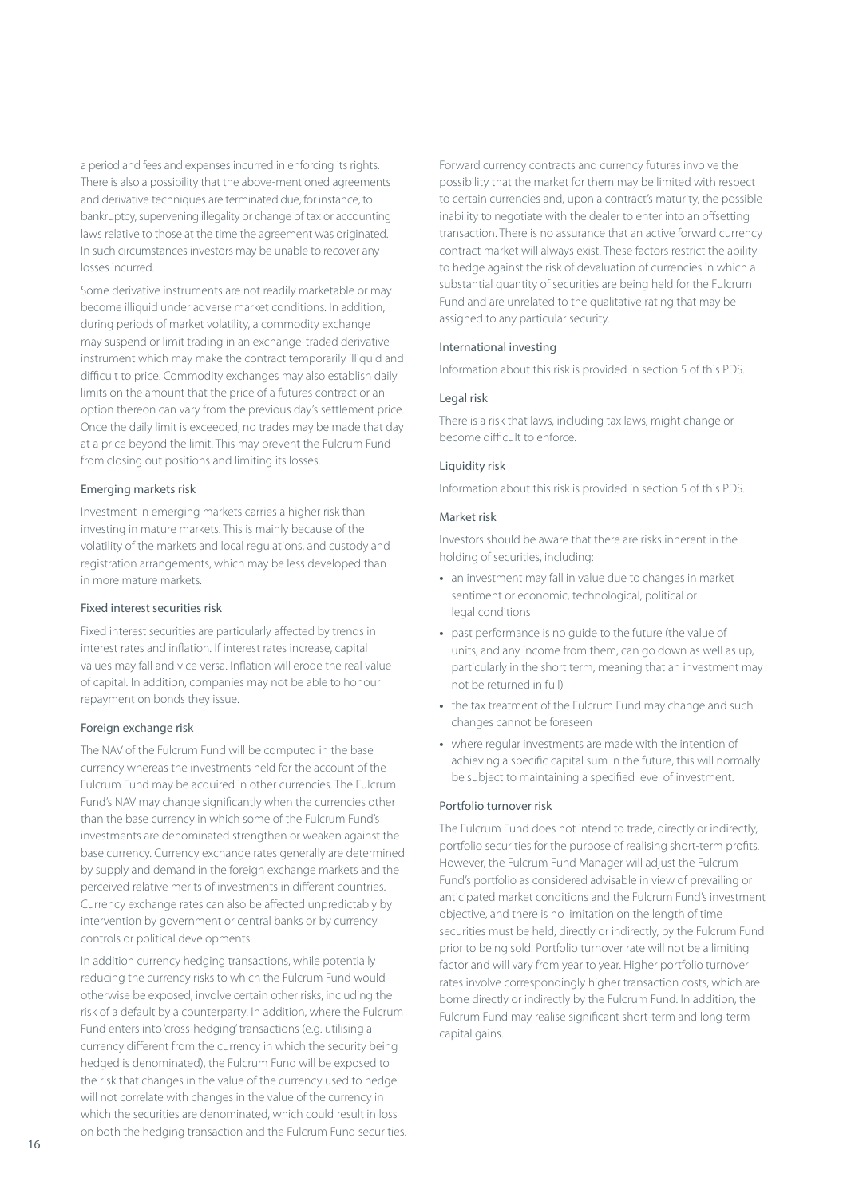a period and fees and expenses incurred in enforcing its rights. There is also a possibility that the above-mentioned agreements and derivative techniques are terminated due, for instance, to bankruptcy, supervening illegality or change of tax or accounting laws relative to those at the time the agreement was originated. In such circumstances investors may be unable to recover any losses incurred.

Some derivative instruments are not readily marketable or may become illiquid under adverse market conditions. In addition, during periods of market volatility, a commodity exchange may suspend or limit trading in an exchange-traded derivative instrument which may make the contract temporarily illiquid and difficult to price. Commodity exchanges may also establish daily limits on the amount that the price of a futures contract or an option thereon can vary from the previous day's settlement price. Once the daily limit is exceeded, no trades may be made that day at a price beyond the limit. This may prevent the Fulcrum Fund from closing out positions and limiting its losses.

### Emerging markets risk

Investment in emerging markets carries a higher risk than investing in mature markets. This is mainly because of the volatility of the markets and local regulations, and custody and registration arrangements, which may be less developed than in more mature markets.

### Fixed interest securities risk

Fixed interest securities are particularly affected by trends in interest rates and inflation. If interest rates increase, capital values may fall and vice versa. Inflation will erode the real value of capital. In addition, companies may not be able to honour repayment on bonds they issue.

### Foreign exchange risk

The NAV of the Fulcrum Fund will be computed in the base currency whereas the investments held for the account of the Fulcrum Fund may be acquired in other currencies. The Fulcrum Fund's NAV may change significantly when the currencies other than the base currency in which some of the Fulcrum Fund's investments are denominated strengthen or weaken against the base currency. Currency exchange rates generally are determined by supply and demand in the foreign exchange markets and the perceived relative merits of investments in different countries. Currency exchange rates can also be affected unpredictably by intervention by government or central banks or by currency controls or political developments.

In addition currency hedging transactions, while potentially reducing the currency risks to which the Fulcrum Fund would otherwise be exposed, involve certain other risks, including the risk of a default by a counterparty. In addition, where the Fulcrum Fund enters into 'cross-hedging' transactions (e.g. utilising a currency different from the currency in which the security being hedged is denominated), the Fulcrum Fund will be exposed to the risk that changes in the value of the currency used to hedge will not correlate with changes in the value of the currency in which the securities are denominated, which could result in loss on both the hedging transaction and the Fulcrum Fund securities.

Forward currency contracts and currency futures involve the possibility that the market for them may be limited with respect to certain currencies and, upon a contract's maturity, the possible inability to negotiate with the dealer to enter into an offsetting transaction. There is no assurance that an active forward currency contract market will always exist. These factors restrict the ability to hedge against the risk of devaluation of currencies in which a substantial quantity of securities are being held for the Fulcrum Fund and are unrelated to the qualitative rating that may be assigned to any particular security.

### International investing

Information about this risk is provided in section 5 of this PDS.

### Legal risk

There is a risk that laws, including tax laws, might change or become difficult to enforce.

### Liquidity risk

Information about this risk is provided in section 5 of this PDS.

### Market risk

Investors should be aware that there are risks inherent in the holding of securities, including:

- an investment may fall in value due to changes in market sentiment or economic, technological, political or legal conditions
- past performance is no guide to the future (the value of units, and any income from them, can go down as well as up, particularly in the short term, meaning that an investment may not be returned in full)
- the tax treatment of the Fulcrum Fund may change and such changes cannot be foreseen
- where regular investments are made with the intention of achieving a specific capital sum in the future, this will normally be subject to maintaining a specified level of investment.

### Portfolio turnover risk

The Fulcrum Fund does not intend to trade, directly or indirectly, portfolio securities for the purpose of realising short-term profits. However, the Fulcrum Fund Manager will adjust the Fulcrum Fund's portfolio as considered advisable in view of prevailing or anticipated market conditions and the Fulcrum Fund's investment objective, and there is no limitation on the length of time securities must be held, directly or indirectly, by the Fulcrum Fund prior to being sold. Portfolio turnover rate will not be a limiting factor and will vary from year to year. Higher portfolio turnover rates involve correspondingly higher transaction costs, which are borne directly or indirectly by the Fulcrum Fund. In addition, the Fulcrum Fund may realise significant short-term and long-term capital gains.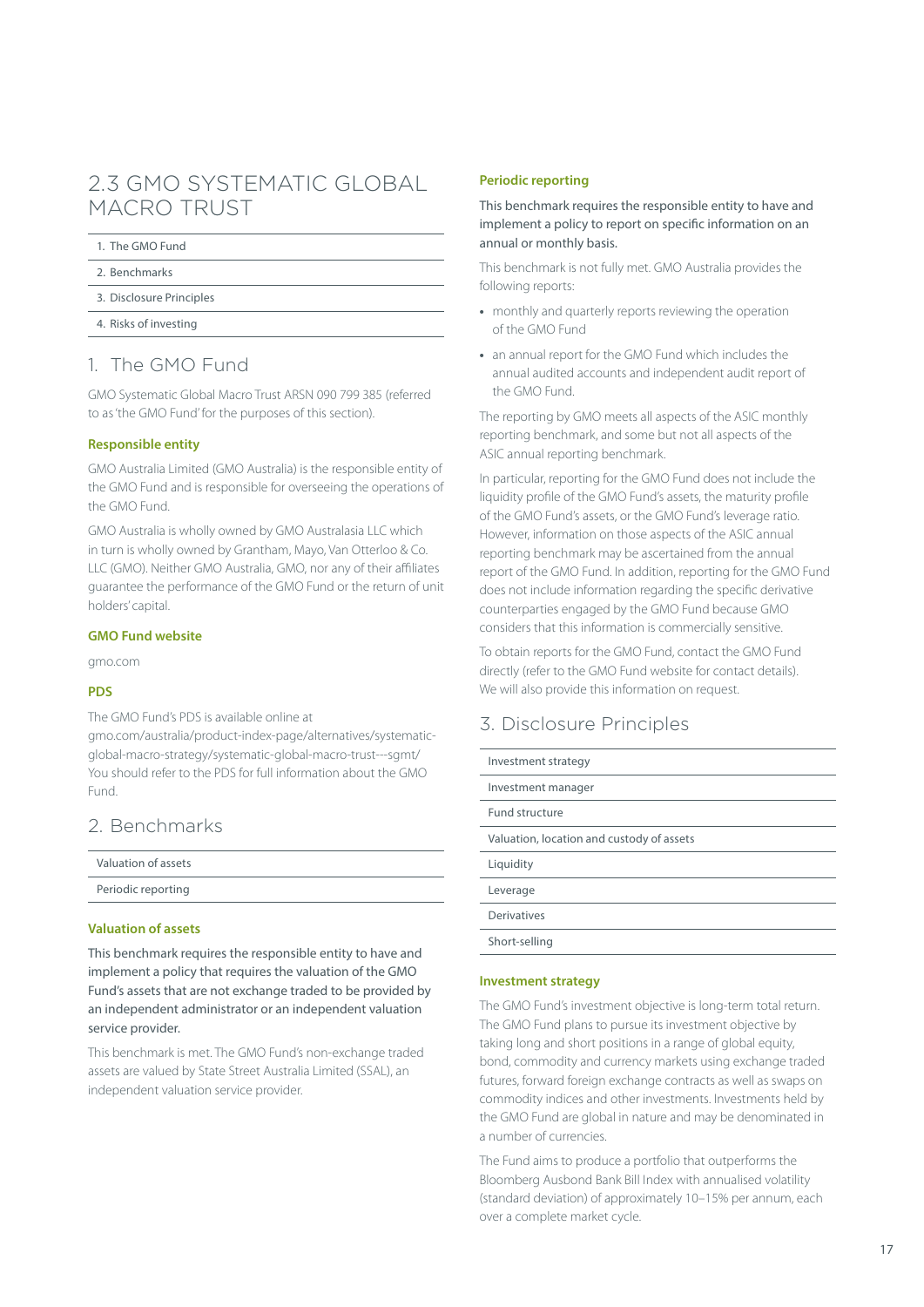## 2.3 GMO SYSTEMATIC GLOBAL MACRO TRUST

1. The GMO Fund
2. Benchmarks
3. Disclosure Principles
4. Risks of investing

## 1. The GMO Fund

GMO Systematic Global Macro Trust ARSN 090 799 385 (referred to as 'the GMO Fund' for the purposes of this section).

### Responsible entity

GMO Australia Limited (GMO Australia) is the responsible entity of the GMO Fund and is responsible for overseeing the operations of the GMO Fund.

GMO Australia is wholly owned by GMO Australasia LLC which in turn is wholly owned by Grantham, Mayo, Van Otterloo & Co. LLC (GMO). Neither GMO Australia, GMO, nor any of their affiliates guarantee the performance of the GMO Fund or the return of unit holders' capital.

### GMO Fund website

gmo.com

### PDS

The GMO Fund's PDS is available online at gmo.com/australia/product-index-page/alternatives/systematic-global-macro-strategy/systematic-global-macro-trust---sgmt/ You should refer to the PDS for full information about the GMO Fund.

## 2. Benchmarks

- Valuation of assets
- Periodic reporting

### Valuation of assets

This benchmark requires the responsible entity to have and implement a policy that requires the valuation of the GMO Fund's assets that are not exchange traded to be provided by an independent administrator or an independent valuation service provider.

This benchmark is met. The GMO Fund's non-exchange traded assets are valued by State Street Australia Limited (SSAL), an independent valuation service provider.

### Periodic reporting

This benchmark requires the responsible entity to have and implement a policy to report on specific information on an annual or monthly basis.

This benchmark is not fully met. GMO Australia provides the following reports:

- monthly and quarterly reports reviewing the operation of the GMO Fund
- an annual report for the GMO Fund which includes the annual audited accounts and independent audit report of the GMO Fund.

The reporting by GMO meets all aspects of the ASIC monthly reporting benchmark, and some but not all aspects of the ASIC annual reporting benchmark.

In particular, reporting for the GMO Fund does not include the liquidity profile of the GMO Fund's assets, the maturity profile of the GMO Fund's assets, or the GMO Fund's leverage ratio. However, information on those aspects of the ASIC annual reporting benchmark may be ascertained from the annual report of the GMO Fund. In addition, reporting for the GMO Fund does not include information regarding the specific derivative counterparties engaged by the GMO Fund because GMO considers that this information is commercially sensitive.

To obtain reports for the GMO Fund, contact the GMO Fund directly (refer to the GMO Fund website for contact details). We will also provide this information on request.

## 3. Disclosure Principles

- Investment strategy
- Investment manager
- Fund structure
- Valuation, location and custody of assets
- Liquidity
- Leverage
- Derivatives
- Short-selling

### Investment strategy

The GMO Fund's investment objective is long-term total return. The GMO Fund plans to pursue its investment objective by taking long and short positions in a range of global equity, bond, commodity and currency markets using exchange traded futures, forward foreign exchange contracts as well as swaps on commodity indices and other investments. Investments held by the GMO Fund are global in nature and may be denominated in a number of currencies.

The Fund aims to produce a portfolio that outperforms the Bloomberg Ausbond Bank Bill Index with annualised volatility (standard deviation) of approximately 10–15% per annum, each over a complete market cycle.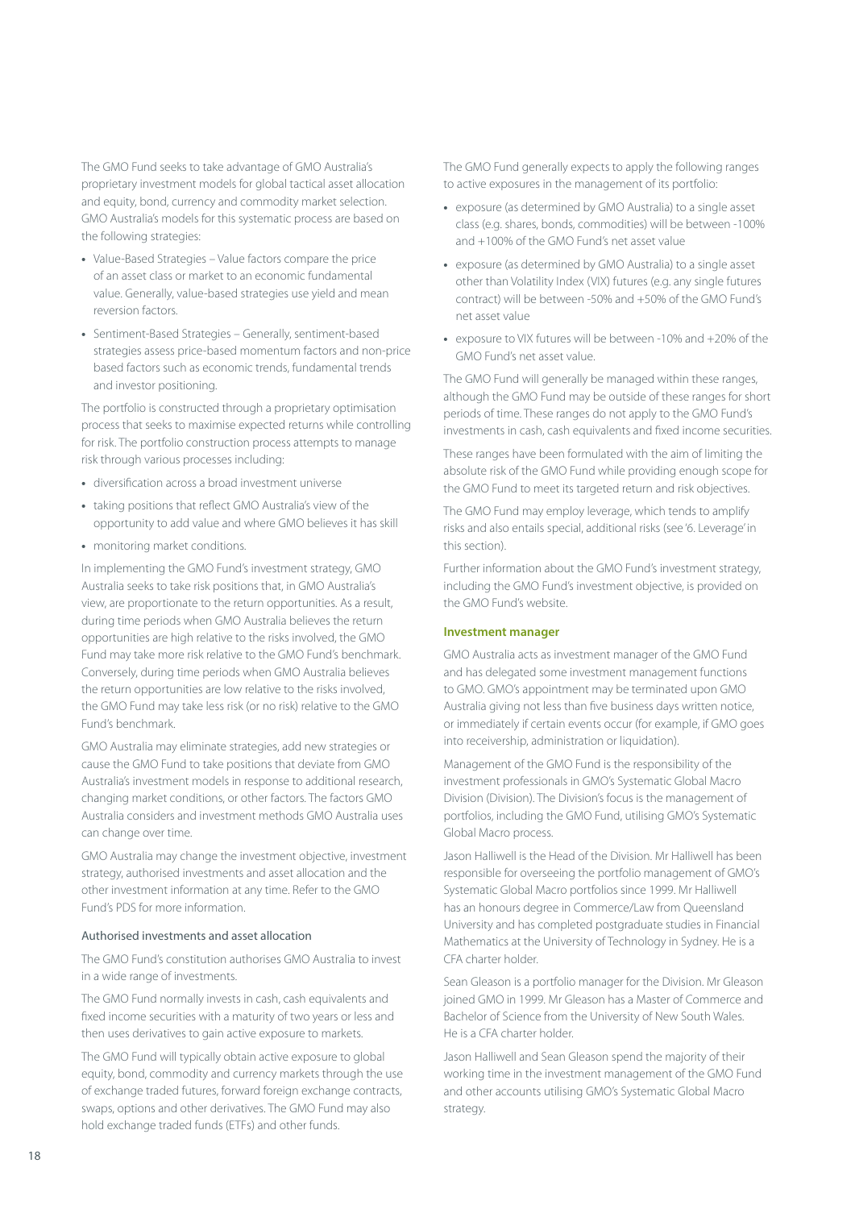The GMO Fund seeks to take advantage of GMO Australia's proprietary investment models for global tactical asset allocation and equity, bond, currency and commodity market selection. GMO Australia's models for this systematic process are based on the following strategies:

- Value-Based Strategies – Value factors compare the price of an asset class or market to an economic fundamental value. Generally, value-based strategies use yield and mean reversion factors.
- Sentiment-Based Strategies – Generally, sentiment-based strategies assess price-based momentum factors and non-price based factors such as economic trends, fundamental trends and investor positioning.

The portfolio is constructed through a proprietary optimisation process that seeks to maximise expected returns while controlling for risk. The portfolio construction process attempts to manage risk through various processes including:

- diversification across a broad investment universe
- taking positions that reflect GMO Australia's view of the opportunity to add value and where GMO believes it has skill
- monitoring market conditions.

In implementing the GMO Fund's investment strategy, GMO Australia seeks to take risk positions that, in GMO Australia's view, are proportionate to the return opportunities. As a result, during time periods when GMO Australia believes the return opportunities are high relative to the risks involved, the GMO Fund may take more risk relative to the GMO Fund's benchmark. Conversely, during time periods when GMO Australia believes the return opportunities are low relative to the risks involved, the GMO Fund may take less risk (or no risk) relative to the GMO Fund's benchmark.

GMO Australia may eliminate strategies, add new strategies or cause the GMO Fund to take positions that deviate from GMO Australia's investment models in response to additional research, changing market conditions, or other factors. The factors GMO Australia considers and investment methods GMO Australia uses can change over time.

GMO Australia may change the investment objective, investment strategy, authorised investments and asset allocation and the other investment information at any time. Refer to the GMO Fund's PDS for more information.

### Authorised investments and asset allocation

The GMO Fund's constitution authorises GMO Australia to invest in a wide range of investments.

The GMO Fund normally invests in cash, cash equivalents and fixed income securities with a maturity of two years or less and then uses derivatives to gain active exposure to markets.

The GMO Fund will typically obtain active exposure to global equity, bond, commodity and currency markets through the use of exchange traded futures, forward foreign exchange contracts, swaps, options and other derivatives. The GMO Fund may also hold exchange traded funds (ETFs) and other funds.

The GMO Fund generally expects to apply the following ranges to active exposures in the management of its portfolio:

- exposure (as determined by GMO Australia) to a single asset class (e.g. shares, bonds, commodities) will be between -100% and +100% of the GMO Fund's net asset value
- exposure (as determined by GMO Australia) to a single asset other than Volatility Index (VIX) futures (e.g. any single futures contract) will be between -50% and +50% of the GMO Fund's net asset value
- exposure to VIX futures will be between -10% and +20% of the GMO Fund's net asset value.

The GMO Fund will generally be managed within these ranges, although the GMO Fund may be outside of these ranges for short periods of time. These ranges do not apply to the GMO Fund's investments in cash, cash equivalents and fixed income securities.

These ranges have been formulated with the aim of limiting the absolute risk of the GMO Fund while providing enough scope for the GMO Fund to meet its targeted return and risk objectives.

The GMO Fund may employ leverage, which tends to amplify risks and also entails special, additional risks (see '6. Leverage' in this section).

Further information about the GMO Fund's investment strategy, including the GMO Fund's investment objective, is provided on the GMO Fund's website.

### Investment manager

GMO Australia acts as investment manager of the GMO Fund and has delegated some investment management functions to GMO. GMO's appointment may be terminated upon GMO Australia giving not less than five business days written notice, or immediately if certain events occur (for example, if GMO goes into receivership, administration or liquidation).

Management of the GMO Fund is the responsibility of the investment professionals in GMO's Systematic Global Macro Division (Division). The Division's focus is the management of portfolios, including the GMO Fund, utilising GMO's Systematic Global Macro process.

Jason Halliwell is the Head of the Division. Mr Halliwell has been responsible for overseeing the portfolio management of GMO's Systematic Global Macro portfolios since 1999. Mr Halliwell has an honours degree in Commerce/Law from Queensland University and has completed postgraduate studies in Financial Mathematics at the University of Technology in Sydney. He is a CFA charter holder.

Sean Gleason is a portfolio manager for the Division. Mr Gleason joined GMO in 1999. Mr Gleason has a Master of Commerce and Bachelor of Science from the University of New South Wales. He is a CFA charter holder.

Jason Halliwell and Sean Gleason spend the majority of their working time in the investment management of the GMO Fund and other accounts utilising GMO's Systematic Global Macro strategy.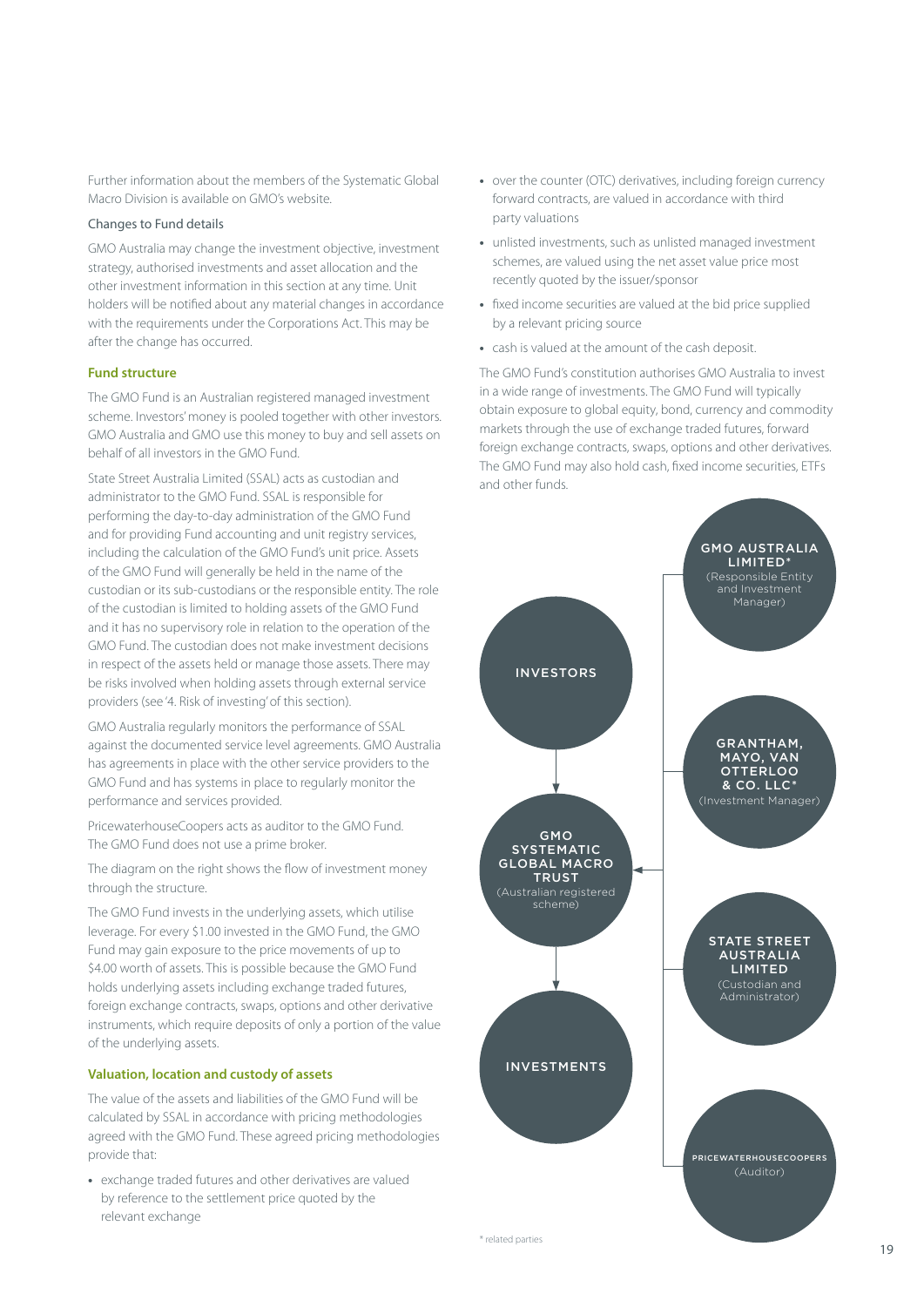Further information about the members of the Systematic Global Macro Division is available on GMO's website.

Changes to Fund details

GMO Australia may change the investment objective, investment strategy, authorised investments and asset allocation and the other investment information in this section at any time. Unit holders will be notified about any material changes in accordance with the requirements under the Corporations Act. This may be after the change has occurred.

### Fund structure

The GMO Fund is an Australian registered managed investment scheme. Investors' money is pooled together with other investors. GMO Australia and GMO use this money to buy and sell assets on behalf of all investors in the GMO Fund.

State Street Australia Limited (SSAL) acts as custodian and administrator to the GMO Fund. SSAL is responsible for performing the day-to-day administration of the GMO Fund and for providing Fund accounting and unit registry services, including the calculation of the GMO Fund's unit price. Assets of the GMO Fund will generally be held in the name of the custodian or its sub-custodians or the responsible entity. The role of the custodian is limited to holding assets of the GMO Fund and it has no supervisory role in relation to the operation of the GMO Fund. The custodian does not make investment decisions in respect of the assets held or manage those assets. There may be risks involved when holding assets through external service providers (see '4. Risk of investing' of this section).

GMO Australia regularly monitors the performance of SSAL against the documented service level agreements. GMO Australia has agreements in place with the other service providers to the GMO Fund and has systems in place to regularly monitor the performance and services provided.

PricewaterhouseCoopers acts as auditor to the GMO Fund. The GMO Fund does not use a prime broker.

The diagram on the right shows the flow of investment money through the structure.

The GMO Fund invests in the underlying assets, which utilise leverage. For every $1.00 invested in the GMO Fund, the GMO Fund may gain exposure to the price movements of up to $4.00 worth of assets. This is possible because the GMO Fund holds underlying assets including exchange traded futures, foreign exchange contracts, swaps, options and other derivative instruments, which require deposits of only a portion of the value of the underlying assets.

### Valuation, location and custody of assets

The value of the assets and liabilities of the GMO Fund will be calculated by SSAL in accordance with pricing methodologies agreed with the GMO Fund. These agreed pricing methodologies provide that:

- exchange traded futures and other derivatives are valued by reference to the settlement price quoted by the relevant exchange
- over the counter (OTC) derivatives, including foreign currency forward contracts, are valued in accordance with third party valuations
- unlisted investments, such as unlisted managed investment schemes, are valued using the net asset value price most recently quoted by the issuer/sponsor
- fixed income securities are valued at the bid price supplied by a relevant pricing source
- cash is valued at the amount of the cash deposit.

The GMO Fund's constitution authorises GMO Australia to invest in a wide range of investments. The GMO Fund will typically obtain exposure to global equity, bond, currency and commodity markets through the use of exchange traded futures, forward foreign exchange contracts, swaps, options and other derivatives. The GMO Fund may also hold cash, fixed income securities, ETFs and other funds.

INVESTORS

GMO SYSTEMATIC GLOBAL MACRO TRUST (Australian registered scheme)

INVESTMENTS

GMO AUSTRALIA LIMITED* (Responsible Entity and Investment Manager)

GRANTHAM, MAYO, VAN OTTERLOO & CO. LLC* (Investment Manager)

STATE STREET AUSTRALIA LIMITED (Custodian and Administrator)

PRICEWATERHOUSECOOPERS (Auditor)

* related parties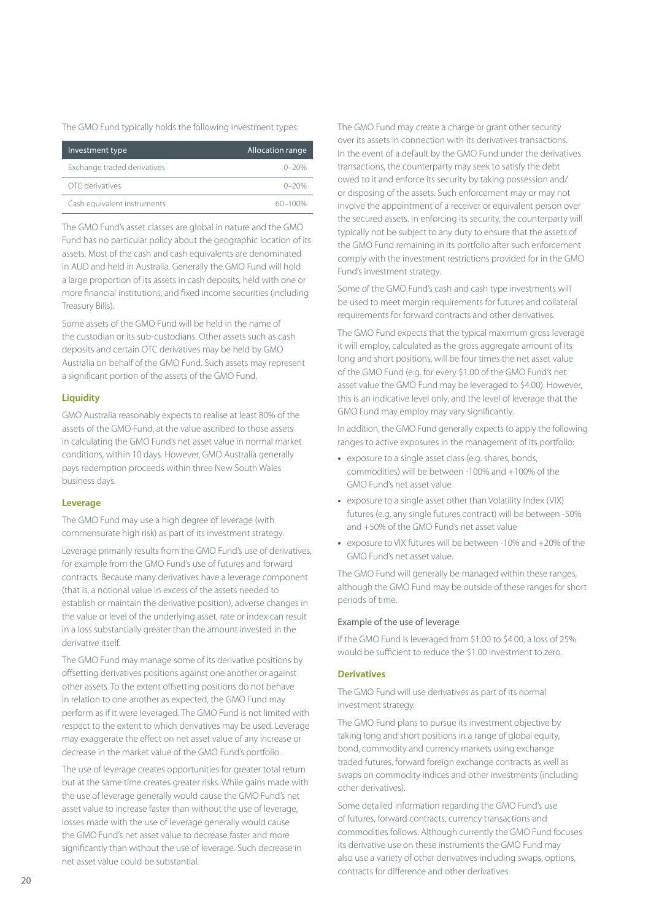The GMO Fund typically holds the following investment types:

| Investment type | Allocation range |
| --- | --- |
| Exchange traded derivatives | 0–20% |
| OTC derivatives | 0–20% |
| Cash equivalent instruments | 60–100% |

The GMO Fund's asset classes are global in nature and the GMO Fund has no particular policy about the geographic location of its assets. Most of the cash and cash equivalents are denominated in AUD and held in Australia. Generally the GMO Fund will hold a large proportion of its assets in cash deposits, held with one or more financial institutions, and fixed income securities (including Treasury Bills).

Some assets of the GMO Fund will be held in the name of the custodian or its sub-custodians. Other assets such as cash deposits and certain OTC derivatives may be held by GMO Australia on behalf of the GMO Fund. Such assets may represent a significant portion of the assets of the GMO Fund.

### Liquidity

GMO Australia reasonably expects to realise at least 80% of the assets of the GMO Fund, at the value ascribed to those assets in calculating the GMO Fund's net asset value in normal market conditions, within 10 days. However, GMO Australia generally pays redemption proceeds within three New South Wales business days.

### Leverage

The GMO Fund may use a high degree of leverage (with commensurate high risk) as part of its investment strategy.

Leverage primarily results from the GMO Fund's use of derivatives, for example from the GMO Fund's use of futures and forward contracts. Because many derivatives have a leverage component (that is, a notional value in excess of the assets needed to establish or maintain the derivative position), adverse changes in the value or level of the underlying asset, rate or index can result in a loss substantially greater than the amount invested in the derivative itself.

The GMO Fund may manage some of its derivative positions by offsetting derivatives positions against one another or against other assets. To the extent offsetting positions do not behave in relation to one another as expected, the GMO Fund may perform as if it were leveraged. The GMO Fund is not limited with respect to the extent to which derivatives may be used. Leverage may exaggerate the effect on net asset value of any increase or decrease in the market value of the GMO Fund's portfolio.

The use of leverage creates opportunities for greater total return but at the same time creates greater risks. While gains made with the use of leverage generally would cause the GMO Fund's net asset value to increase faster than without the use of leverage, losses made with the use of leverage generally would cause the GMO Fund's net asset value to decrease faster and more significantly than without the use of leverage. Such decrease in net asset value could be substantial.

The GMO Fund may create a charge or grant other security over its assets in connection with its derivatives transactions. In the event of a default by the GMO Fund under the derivatives transactions, the counterparty may seek to satisfy the debt owed to it and enforce its security by taking possession and/or disposing of the assets. Such enforcement may or may not involve the appointment of a receiver or equivalent person over the secured assets. In enforcing its security, the counterparty will typically not be subject to any duty to ensure that the assets of the GMO Fund remaining in its portfolio after such enforcement comply with the investment restrictions provided for in the GMO Fund's investment strategy.

Some of the GMO Fund's cash and cash type investments will be used to meet margin requirements for futures and collateral requirements for forward contracts and other derivatives.

The GMO Fund expects that the typical maximum gross leverage it will employ, calculated as the gross aggregate amount of its long and short positions, will be four times the net asset value of the GMO Fund (e.g. for every $1.00 of the GMO Fund's net asset value the GMO Fund may be leveraged to $4.00). However, this is an indicative level only, and the level of leverage that the GMO Fund may employ may vary significantly.

In addition, the GMO Fund generally expects to apply the following ranges to active exposures in the management of its portfolio:

- exposure to a single asset class (e.g. shares, bonds, commodities) will be between -100% and +100% of the GMO Fund's net asset value
- exposure to a single asset other than Volatility Index (VIX) futures (e.g. any single futures contract) will be between -50% and +50% of the GMO Fund's net asset value
- exposure to VIX futures will be between -10% and +20% of the GMO Fund's net asset value.

The GMO Fund will generally be managed within these ranges, although the GMO Fund may be outside of these ranges for short periods of time.

#### Example of the use of leverage

If the GMO Fund is leveraged from $1.00 to $4.00, a loss of 25% would be sufficient to reduce the $1.00 investment to zero.

### Derivatives

The GMO Fund will use derivatives as part of its normal investment strategy.

The GMO Fund plans to pursue its investment objective by taking long and short positions in a range of global equity, bond, commodity and currency markets using exchange traded futures, forward foreign exchange contracts as well as swaps on commodity indices and other investments (including other derivatives).

Some detailed information regarding the GMO Fund's use of futures, forward contracts, currency transactions and commodities follows. Although currently the GMO Fund focuses its derivative use on these instruments the GMO Fund may also use a variety of other derivatives including swaps, options, contracts for difference and other derivatives.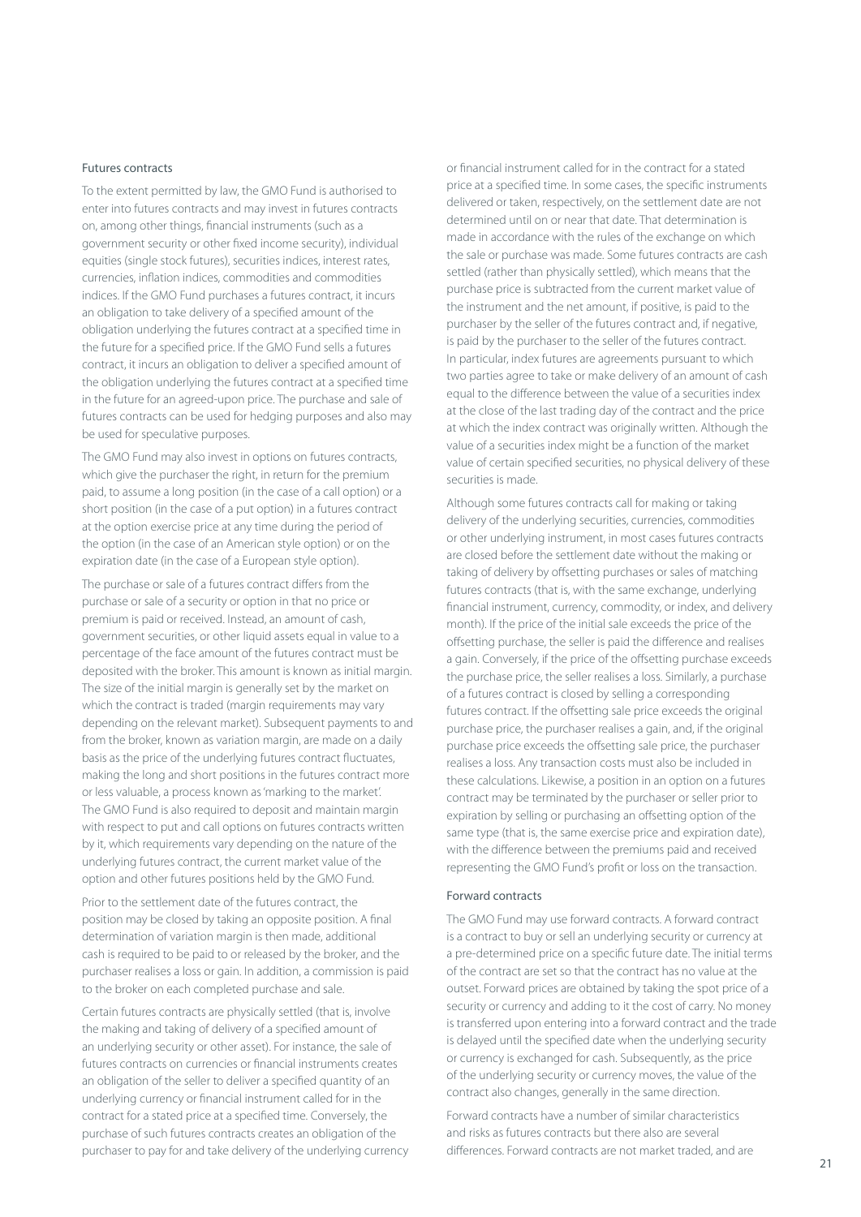### Futures contracts

To the extent permitted by law, the GMO Fund is authorised to enter into futures contracts and may invest in futures contracts on, among other things, financial instruments (such as a government security or other fixed income security), individual equities (single stock futures), securities indices, interest rates, currencies, inflation indices, commodities and commodities indices. If the GMO Fund purchases a futures contract, it incurs an obligation to take delivery of a specified amount of the obligation underlying the futures contract at a specified time in the future for a specified price. If the GMO Fund sells a futures contract, it incurs an obligation to deliver a specified amount of the obligation underlying the futures contract at a specified time in the future for an agreed-upon price. The purchase and sale of futures contracts can be used for hedging purposes and also may be used for speculative purposes.

The GMO Fund may also invest in options on futures contracts, which give the purchaser the right, in return for the premium paid, to assume a long position (in the case of a call option) or a short position (in the case of a put option) in a futures contract at the option exercise price at any time during the period of the option (in the case of an American style option) or on the expiration date (in the case of a European style option).

The purchase or sale of a futures contract differs from the purchase or sale of a security or option in that no price or premium is paid or received. Instead, an amount of cash, government securities, or other liquid assets equal in value to a percentage of the face amount of the futures contract must be deposited with the broker. This amount is known as initial margin. The size of the initial margin is generally set by the market on which the contract is traded (margin requirements may vary depending on the relevant market). Subsequent payments to and from the broker, known as variation margin, are made on a daily basis as the price of the underlying futures contract fluctuates, making the long and short positions in the futures contract more or less valuable, a process known as 'marking to the market'. The GMO Fund is also required to deposit and maintain margin with respect to put and call options on futures contracts written by it, which requirements vary depending on the nature of the underlying futures contract, the current market value of the option and other futures positions held by the GMO Fund.

Prior to the settlement date of the futures contract, the position may be closed by taking an opposite position. A final determination of variation margin is then made, additional cash is required to be paid to or released by the broker, and the purchaser realises a loss or gain. In addition, a commission is paid to the broker on each completed purchase and sale.

Certain futures contracts are physically settled (that is, involve the making and taking of delivery of a specified amount of an underlying security or other asset). For instance, the sale of futures contracts on currencies or financial instruments creates an obligation of the seller to deliver a specified quantity of an underlying currency or financial instrument called for in the contract for a stated price at a specified time. Conversely, the purchase of such futures contracts creates an obligation of the purchaser to pay for and take delivery of the underlying currency or financial instrument called for in the contract for a stated price at a specified time. In some cases, the specific instruments delivered or taken, respectively, on the settlement date are not determined until on or near that date. That determination is made in accordance with the rules of the exchange on which the sale or purchase was made. Some futures contracts are cash settled (rather than physically settled), which means that the purchase price is subtracted from the current market value of the instrument and the net amount, if positive, is paid to the purchaser by the seller of the futures contract and, if negative, is paid by the purchaser to the seller of the futures contract. In particular, index futures are agreements pursuant to which two parties agree to take or make delivery of an amount of cash equal to the difference between the value of a securities index at the close of the last trading day of the contract and the price at which the index contract was originally written. Although the value of a securities index might be a function of the market value of certain specified securities, no physical delivery of these securities is made.

Although some futures contracts call for making or taking delivery of the underlying securities, currencies, commodities or other underlying instrument, in most cases futures contracts are closed before the settlement date without the making or taking of delivery by offsetting purchases or sales of matching futures contracts (that is, with the same exchange, underlying financial instrument, currency, commodity, or index, and delivery month). If the price of the initial sale exceeds the price of the offsetting purchase, the seller is paid the difference and realises a gain. Conversely, if the price of the offsetting purchase exceeds the purchase price, the seller realises a loss. Similarly, a purchase of a futures contract is closed by selling a corresponding futures contract. If the offsetting sale price exceeds the original purchase price, the purchaser realises a gain, and, if the original purchase price exceeds the offsetting sale price, the purchaser realises a loss. Any transaction costs must also be included in these calculations. Likewise, a position in an option on a futures contract may be terminated by the purchaser or seller prior to expiration by selling or purchasing an offsetting option of the same type (that is, the same exercise price and expiration date), with the difference between the premiums paid and received representing the GMO Fund's profit or loss on the transaction.

### Forward contracts

The GMO Fund may use forward contracts. A forward contract is a contract to buy or sell an underlying security or currency at a pre-determined price on a specific future date. The initial terms of the contract are set so that the contract has no value at the outset. Forward prices are obtained by taking the spot price of a security or currency and adding to it the cost of carry. No money is transferred upon entering into a forward contract and the trade is delayed until the specified date when the underlying security or currency is exchanged for cash. Subsequently, as the price of the underlying security or currency moves, the value of the contract also changes, generally in the same direction.

Forward contracts have a number of similar characteristics and risks as futures contracts but there also are several differences. Forward contracts are not market traded, and are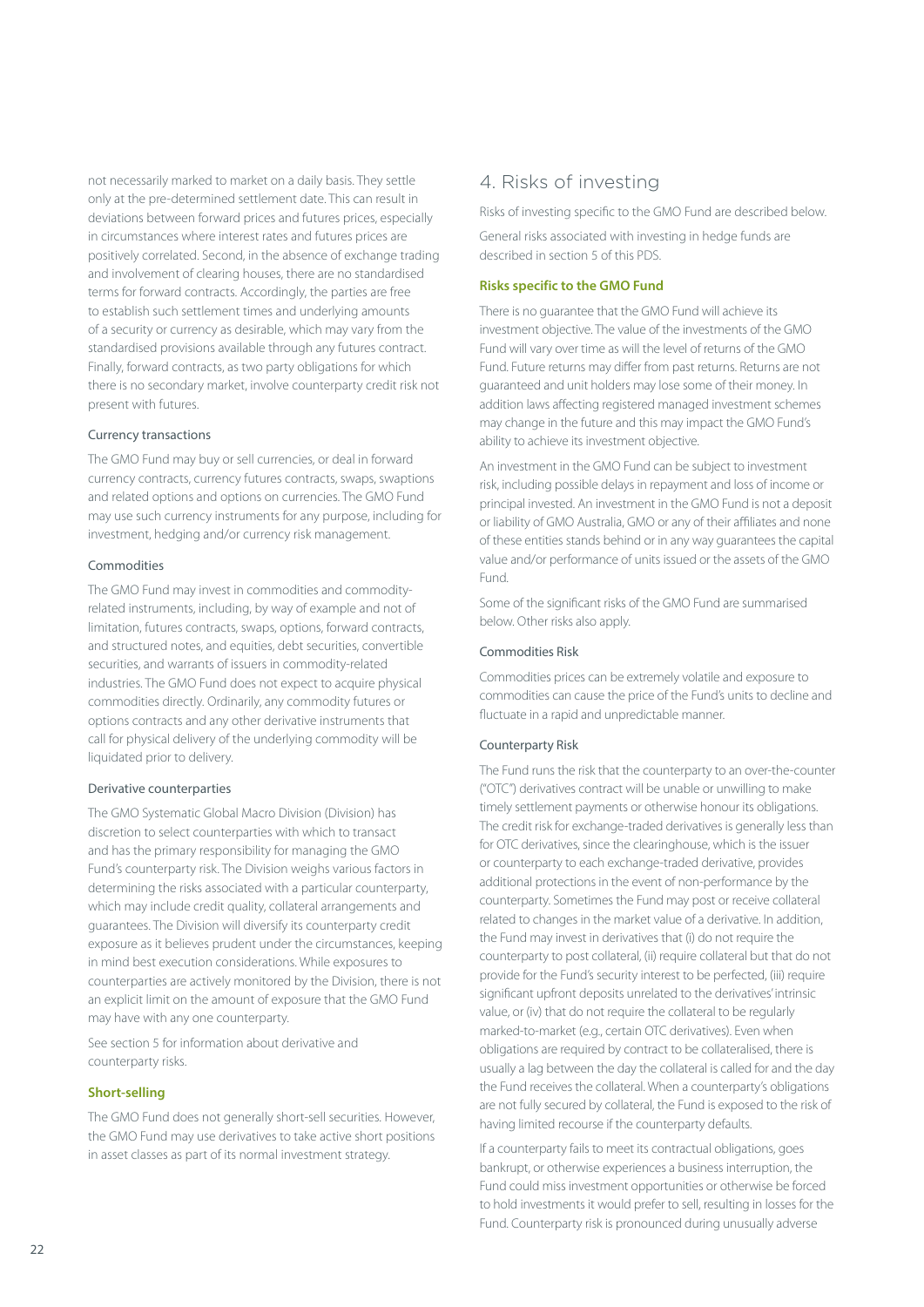not necessarily marked to market on a daily basis. They settle only at the pre-determined settlement date. This can result in deviations between forward prices and futures prices, especially in circumstances where interest rates and futures prices are positively correlated. Second, in the absence of exchange trading and involvement of clearing houses, there are no standardised terms for forward contracts. Accordingly, the parties are free to establish such settlement times and underlying amounts of a security or currency as desirable, which may vary from the standardised provisions available through any futures contract. Finally, forward contracts, as two party obligations for which there is no secondary market, involve counterparty credit risk not present with futures.

#### Currency transactions

The GMO Fund may buy or sell currencies, or deal in forward currency contracts, currency futures contracts, swaps, swaptions and related options and options on currencies. The GMO Fund may use such currency instruments for any purpose, including for investment, hedging and/or currency risk management.

#### Commodities

The GMO Fund may invest in commodities and commodity-related instruments, including, by way of example and not of limitation, futures contracts, swaps, options, forward contracts, and structured notes, and equities, debt securities, convertible securities, and warrants of issuers in commodity-related industries. The GMO Fund does not expect to acquire physical commodities directly. Ordinarily, any commodity futures or options contracts and any other derivative instruments that call for physical delivery of the underlying commodity will be liquidated prior to delivery.

#### Derivative counterparties

The GMO Systematic Global Macro Division (Division) has discretion to select counterparties with which to transact and has the primary responsibility for managing the GMO Fund's counterparty risk. The Division weighs various factors in determining the risks associated with a particular counterparty, which may include credit quality, collateral arrangements and guarantees. The Division will diversify its counterparty credit exposure as it believes prudent under the circumstances, keeping in mind best execution considerations. While exposures to counterparties are actively monitored by the Division, there is not an explicit limit on the amount of exposure that the GMO Fund may have with any one counterparty.

See section 5 for information about derivative and counterparty risks.

### Short-selling

The GMO Fund does not generally short-sell securities. However, the GMO Fund may use derivatives to take active short positions in asset classes as part of its normal investment strategy.

## 4. Risks of investing

Risks of investing specific to the GMO Fund are described below.

General risks associated with investing in hedge funds are described in section 5 of this PDS.

### Risks specific to the GMO Fund

There is no guarantee that the GMO Fund will achieve its investment objective. The value of the investments of the GMO Fund will vary over time as will the level of returns of the GMO Fund. Future returns may differ from past returns. Returns are not guaranteed and unit holders may lose some of their money. In addition laws affecting registered managed investment schemes may change in the future and this may impact the GMO Fund's ability to achieve its investment objective.

An investment in the GMO Fund can be subject to investment risk, including possible delays in repayment and loss of income or principal invested. An investment in the GMO Fund is not a deposit or liability of GMO Australia, GMO or any of their affiliates and none of these entities stands behind or in any way guarantees the capital value and/or performance of units issued or the assets of the GMO Fund.

Some of the significant risks of the GMO Fund are summarised below. Other risks also apply.

#### Commodities Risk

Commodities prices can be extremely volatile and exposure to commodities can cause the price of the Fund's units to decline and fluctuate in a rapid and unpredictable manner.

#### Counterparty Risk

The Fund runs the risk that the counterparty to an over-the-counter ("OTC") derivatives contract will be unable or unwilling to make timely settlement payments or otherwise honour its obligations. The credit risk for exchange-traded derivatives is generally less than for OTC derivatives, since the clearinghouse, which is the issuer or counterparty to each exchange-traded derivative, provides additional protections in the event of non-performance by the counterparty. Sometimes the Fund may post or receive collateral related to changes in the market value of a derivative. In addition, the Fund may invest in derivatives that (i) do not require the counterparty to post collateral, (ii) require collateral but that do not provide for the Fund's security interest to be perfected, (iii) require significant upfront deposits unrelated to the derivatives' intrinsic value, or (iv) that do not require the collateral to be regularly marked-to-market (e.g., certain OTC derivatives). Even when obligations are required by contract to be collateralised, there is usually a lag between the day the collateral is called for and the day the Fund receives the collateral. When a counterparty's obligations are not fully secured by collateral, the Fund is exposed to the risk of having limited recourse if the counterparty defaults.

If a counterparty fails to meet its contractual obligations, goes bankrupt, or otherwise experiences a business interruption, the Fund could miss investment opportunities or otherwise be forced to hold investments it would prefer to sell, resulting in losses for the Fund. Counterparty risk is pronounced during unusually adverse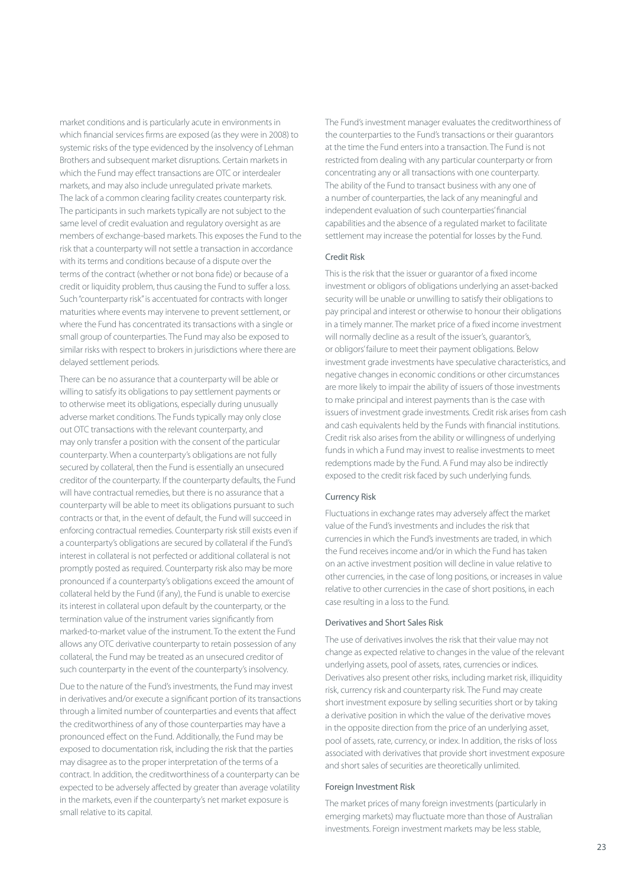market conditions and is particularly acute in environments in which financial services firms are exposed (as they were in 2008) to systemic risks of the type evidenced by the insolvency of Lehman Brothers and subsequent market disruptions. Certain markets in which the Fund may effect transactions are OTC or interdealer markets, and may also include unregulated private markets. The lack of a common clearing facility creates counterparty risk. The participants in such markets typically are not subject to the same level of credit evaluation and regulatory oversight as are members of exchange-based markets. This exposes the Fund to the risk that a counterparty will not settle a transaction in accordance with its terms and conditions because of a dispute over the terms of the contract (whether or not bona fide) or because of a credit or liquidity problem, thus causing the Fund to suffer a loss. Such "counterparty risk" is accentuated for contracts with longer maturities where events may intervene to prevent settlement, or where the Fund has concentrated its transactions with a single or small group of counterparties. The Fund may also be exposed to similar risks with respect to brokers in jurisdictions where there are delayed settlement periods.

There can be no assurance that a counterparty will be able or willing to satisfy its obligations to pay settlement payments or to otherwise meet its obligations, especially during unusually adverse market conditions. The Funds typically may only close out OTC transactions with the relevant counterparty, and may only transfer a position with the consent of the particular counterparty. When a counterparty's obligations are not fully secured by collateral, then the Fund is essentially an unsecured creditor of the counterparty. If the counterparty defaults, the Fund will have contractual remedies, but there is no assurance that a counterparty will be able to meet its obligations pursuant to such contracts or that, in the event of default, the Fund will succeed in enforcing contractual remedies. Counterparty risk still exists even if a counterparty's obligations are secured by collateral if the Fund's interest in collateral is not perfected or additional collateral is not promptly posted as required. Counterparty risk also may be more pronounced if a counterparty's obligations exceed the amount of collateral held by the Fund (if any), the Fund is unable to exercise its interest in collateral upon default by the counterparty, or the termination value of the instrument varies significantly from marked-to-market value of the instrument. To the extent the Fund allows any OTC derivative counterparty to retain possession of any collateral, the Fund may be treated as an unsecured creditor of such counterparty in the event of the counterparty's insolvency.

Due to the nature of the Fund's investments, the Fund may invest in derivatives and/or execute a significant portion of its transactions through a limited number of counterparties and events that affect the creditworthiness of any of those counterparties may have a pronounced effect on the Fund. Additionally, the Fund may be exposed to documentation risk, including the risk that the parties may disagree as to the proper interpretation of the terms of a contract. In addition, the creditworthiness of a counterparty can be expected to be adversely affected by greater than average volatility in the markets, even if the counterparty's net market exposure is small relative to its capital.

The Fund's investment manager evaluates the creditworthiness of the counterparties to the Fund's transactions or their guarantors at the time the Fund enters into a transaction. The Fund is not restricted from dealing with any particular counterparty or from concentrating any or all transactions with one counterparty. The ability of the Fund to transact business with any one of a number of counterparties, the lack of any meaningful and independent evaluation of such counterparties' financial capabilities and the absence of a regulated market to facilitate settlement may increase the potential for losses by the Fund.

#### Credit Risk

This is the risk that the issuer or guarantor of a fixed income investment or obligors of obligations underlying an asset-backed security will be unable or unwilling to satisfy their obligations to pay principal and interest or otherwise to honour their obligations in a timely manner. The market price of a fixed income investment will normally decline as a result of the issuer's, guarantor's, or obligors' failure to meet their payment obligations. Below investment grade investments have speculative characteristics, and negative changes in economic conditions or other circumstances are more likely to impair the ability of issuers of those investments to make principal and interest payments than is the case with issuers of investment grade investments. Credit risk arises from cash and cash equivalents held by the Funds with financial institutions. Credit risk also arises from the ability or willingness of underlying funds in which a Fund may invest to realise investments to meet redemptions made by the Fund. A Fund may also be indirectly exposed to the credit risk faced by such underlying funds.

#### Currency Risk

Fluctuations in exchange rates may adversely affect the market value of the Fund's investments and includes the risk that currencies in which the Fund's investments are traded, in which the Fund receives income and/or in which the Fund has taken on an active investment position will decline in value relative to other currencies, in the case of long positions, or increases in value relative to other currencies in the case of short positions, in each case resulting in a loss to the Fund.

#### Derivatives and Short Sales Risk

The use of derivatives involves the risk that their value may not change as expected relative to changes in the value of the relevant underlying assets, pool of assets, rates, currencies or indices. Derivatives also present other risks, including market risk, illiquidity risk, currency risk and counterparty risk. The Fund may create short investment exposure by selling securities short or by taking a derivative position in which the value of the derivative moves in the opposite direction from the price of an underlying asset, pool of assets, rate, currency, or index. In addition, the risks of loss associated with derivatives that provide short investment exposure and short sales of securities are theoretically unlimited.

#### Foreign Investment Risk

The market prices of many foreign investments (particularly in emerging markets) may fluctuate more than those of Australian investments. Foreign investment markets may be less stable,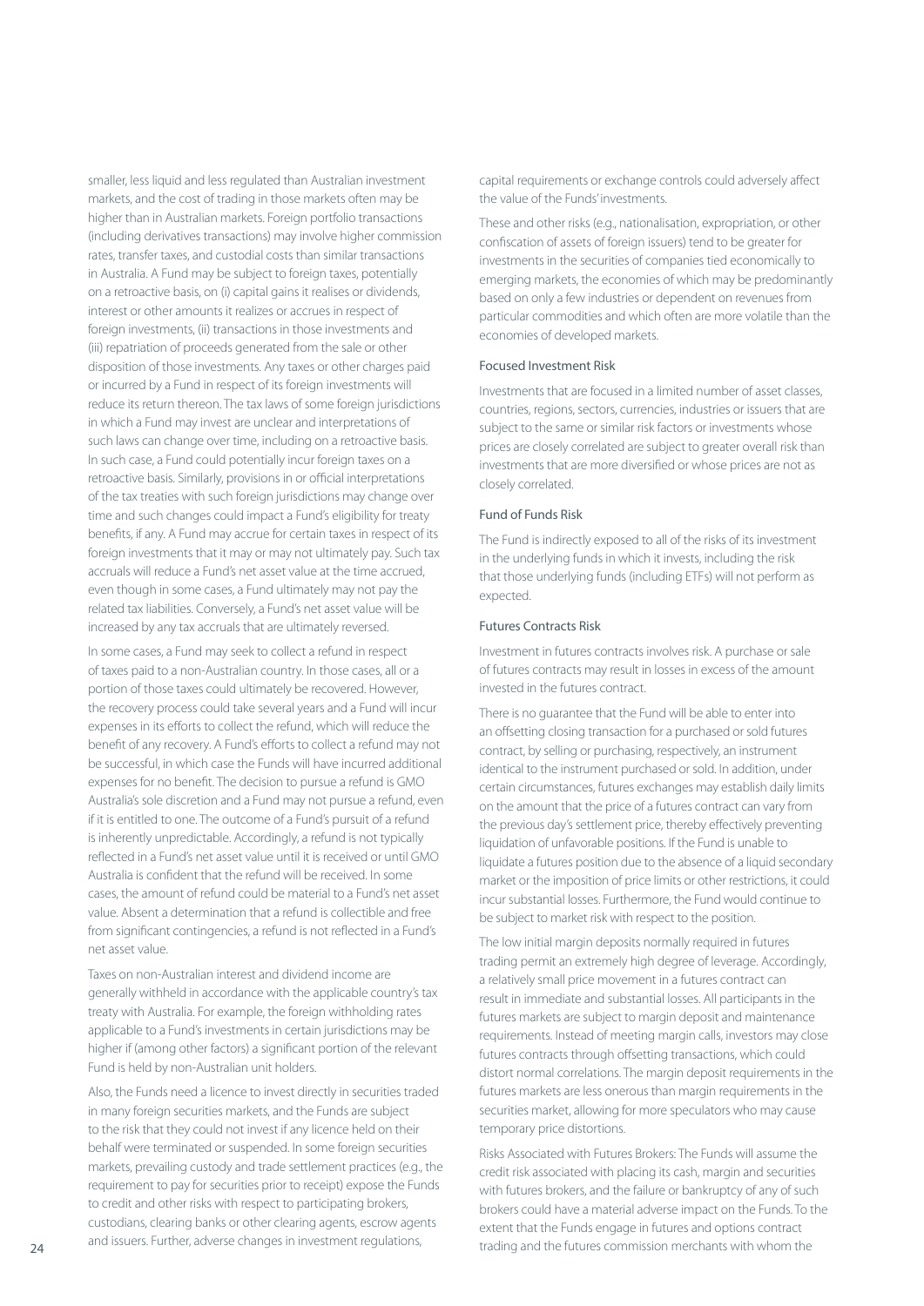smaller, less liquid and less regulated than Australian investment markets, and the cost of trading in those markets often may be higher than in Australian markets. Foreign portfolio transactions (including derivatives transactions) may involve higher commission rates, transfer taxes, and custodial costs than similar transactions in Australia. A Fund may be subject to foreign taxes, potentially on a retroactive basis, on (i) capital gains it realises or dividends, interest or other amounts it realizes or accrues in respect of foreign investments, (ii) transactions in those investments and (iii) repatriation of proceeds generated from the sale or other disposition of those investments. Any taxes or other charges paid or incurred by a Fund in respect of its foreign investments will reduce its return thereon. The tax laws of some foreign jurisdictions in which a Fund may invest are unclear and interpretations of such laws can change over time, including on a retroactive basis. In such case, a Fund could potentially incur foreign taxes on a retroactive basis. Similarly, provisions in or official interpretations of the tax treaties with such foreign jurisdictions may change over time and such changes could impact a Fund's eligibility for treaty benefits, if any. A Fund may accrue for certain taxes in respect of its foreign investments that it may or may not ultimately pay. Such tax accruals will reduce a Fund's net asset value at the time accrued, even though in some cases, a Fund ultimately may not pay the related tax liabilities. Conversely, a Fund's net asset value will be increased by any tax accruals that are ultimately reversed.

In some cases, a Fund may seek to collect a refund in respect of taxes paid to a non-Australian country. In those cases, all or a portion of those taxes could ultimately be recovered. However, the recovery process could take several years and a Fund will incur expenses in its efforts to collect the refund, which will reduce the benefit of any recovery. A Fund's efforts to collect a refund may not be successful, in which case the Funds will have incurred additional expenses for no benefit. The decision to pursue a refund is GMO Australia's sole discretion and a Fund may not pursue a refund, even if it is entitled to one. The outcome of a Fund's pursuit of a refund is inherently unpredictable. Accordingly, a refund is not typically reflected in a Fund's net asset value until it is received or until GMO Australia is confident that the refund will be received. In some cases, the amount of refund could be material to a Fund's net asset value. Absent a determination that a refund is collectible and free from significant contingencies, a refund is not reflected in a Fund's net asset value.

Taxes on non-Australian interest and dividend income are generally withheld in accordance with the applicable country's tax treaty with Australia. For example, the foreign withholding rates applicable to a Fund's investments in certain jurisdictions may be higher if (among other factors) a significant portion of the relevant Fund is held by non-Australian unit holders.

Also, the Funds need a licence to invest directly in securities traded in many foreign securities markets, and the Funds are subject to the risk that they could not invest if any licence held on their behalf were terminated or suspended. In some foreign securities markets, prevailing custody and trade settlement practices (e.g., the requirement to pay for securities prior to receipt) expose the Funds to credit and other risks with respect to participating brokers, custodians, clearing banks or other clearing agents, escrow agents and issuers. Further, adverse changes in investment regulations, capital requirements or exchange controls could adversely affect the value of the Funds' investments.

These and other risks (e.g., nationalisation, expropriation, or other confiscation of assets of foreign issuers) tend to be greater for investments in the securities of companies tied economically to emerging markets, the economies of which may be predominantly based on only a few industries or dependent on revenues from particular commodities and which often are more volatile than the economies of developed markets.

### Focused Investment Risk

Investments that are focused in a limited number of asset classes, countries, regions, sectors, currencies, industries or issuers that are subject to the same or similar risk factors or investments whose prices are closely correlated are subject to greater overall risk than investments that are more diversified or whose prices are not as closely correlated.

### Fund of Funds Risk

The Fund is indirectly exposed to all of the risks of its investment in the underlying funds in which it invests, including the risk that those underlying funds (including ETFs) will not perform as expected.

### Futures Contracts Risk

Investment in futures contracts involves risk. A purchase or sale of futures contracts may result in losses in excess of the amount invested in the futures contract.

There is no guarantee that the Fund will be able to enter into an offsetting closing transaction for a purchased or sold futures contract, by selling or purchasing, respectively, an instrument identical to the instrument purchased or sold. In addition, under certain circumstances, futures exchanges may establish daily limits on the amount that the price of a futures contract can vary from the previous day's settlement price, thereby effectively preventing liquidation of unfavorable positions. If the Fund is unable to liquidate a futures position due to the absence of a liquid secondary market or the imposition of price limits or other restrictions, it could incur substantial losses. Furthermore, the Fund would continue to be subject to market risk with respect to the position.

The low initial margin deposits normally required in futures trading permit an extremely high degree of leverage. Accordingly, a relatively small price movement in a futures contract can result in immediate and substantial losses. All participants in the futures markets are subject to margin deposit and maintenance requirements. Instead of meeting margin calls, investors may close futures contracts through offsetting transactions, which could distort normal correlations. The margin deposit requirements in the futures markets are less onerous than margin requirements in the securities market, allowing for more speculators who may cause temporary price distortions.

Risks Associated with Futures Brokers: The Funds will assume the credit risk associated with placing its cash, margin and securities with futures brokers, and the failure or bankruptcy of any of such brokers could have a material adverse impact on the Funds. To the extent that the Funds engage in futures and options contract trading and the futures commission merchants with whom the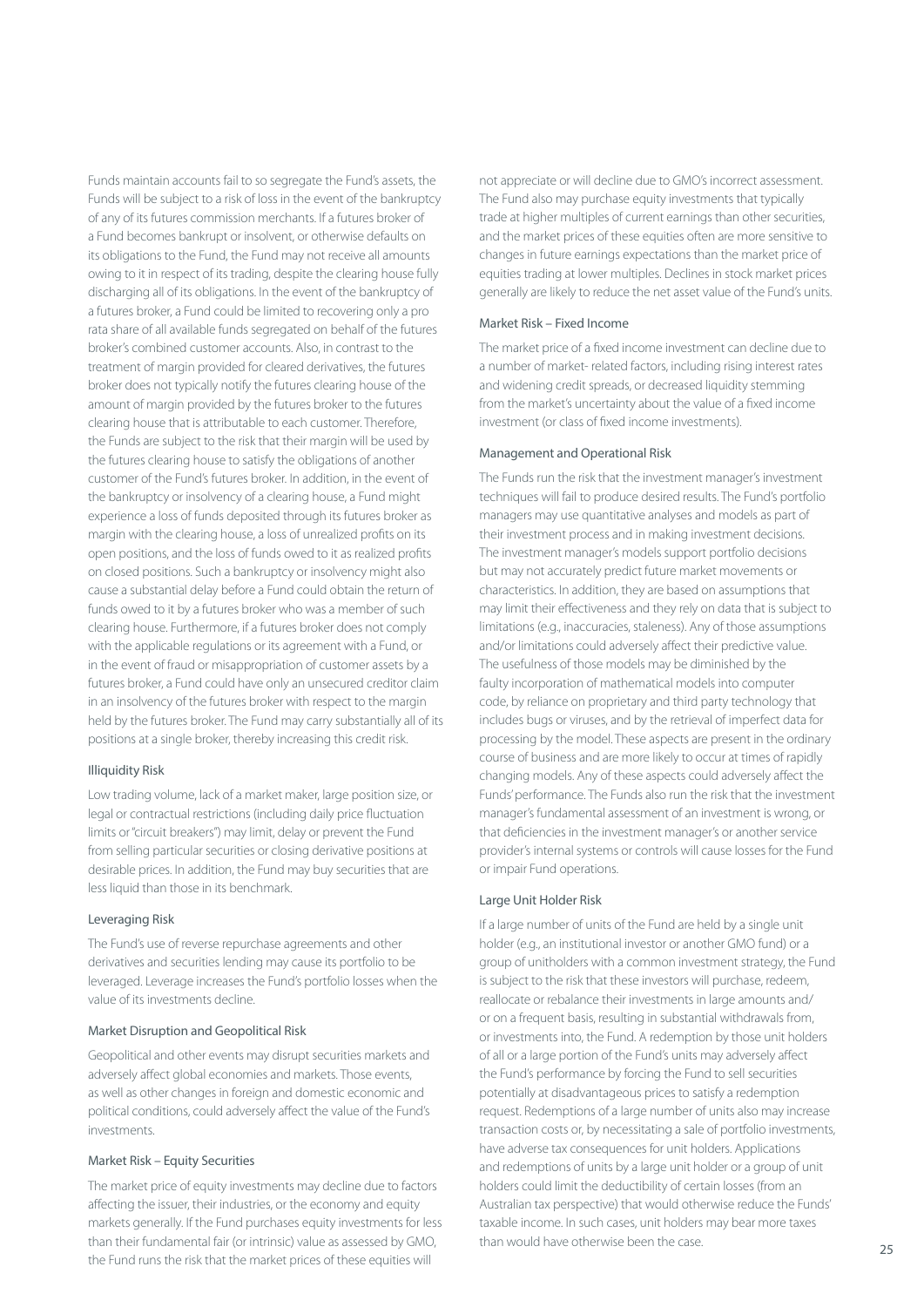Funds maintain accounts fail to so segregate the Fund's assets, the Funds will be subject to a risk of loss in the event of the bankruptcy of any of its futures commission merchants. If a futures broker of a Fund becomes bankrupt or insolvent, or otherwise defaults on its obligations to the Fund, the Fund may not receive all amounts owing to it in respect of its trading, despite the clearing house fully discharging all of its obligations. In the event of the bankruptcy of a futures broker, a Fund could be limited to recovering only a pro rata share of all available funds segregated on behalf of the futures broker's combined customer accounts. Also, in contrast to the treatment of margin provided for cleared derivatives, the futures broker does not typically notify the futures clearing house of the amount of margin provided by the futures broker to the futures clearing house that is attributable to each customer. Therefore, the Funds are subject to the risk that their margin will be used by the futures clearing house to satisfy the obligations of another customer of the Fund's futures broker. In addition, in the event of the bankruptcy or insolvency of a clearing house, a Fund might experience a loss of funds deposited through its futures broker as margin with the clearing house, a loss of unrealized profits on its open positions, and the loss of funds owed to it as realized profits on closed positions. Such a bankruptcy or insolvency might also cause a substantial delay before a Fund could obtain the return of funds owed to it by a futures broker who was a member of such clearing house. Furthermore, if a futures broker does not comply with the applicable regulations or its agreement with a Fund, or in the event of fraud or misappropriation of customer assets by a futures broker, a Fund could have only an unsecured creditor claim in an insolvency of the futures broker with respect to the margin held by the futures broker. The Fund may carry substantially all of its positions at a single broker, thereby increasing this credit risk.

### Illiquidity Risk

Low trading volume, lack of a market maker, large position size, or legal or contractual restrictions (including daily price fluctuation limits or "circuit breakers") may limit, delay or prevent the Fund from selling particular securities or closing derivative positions at desirable prices. In addition, the Fund may buy securities that are less liquid than those in its benchmark.

### Leveraging Risk

The Fund's use of reverse repurchase agreements and other derivatives and securities lending may cause its portfolio to be leveraged. Leverage increases the Fund's portfolio losses when the value of its investments decline.

### Market Disruption and Geopolitical Risk

Geopolitical and other events may disrupt securities markets and adversely affect global economies and markets. Those events, as well as other changes in foreign and domestic economic and political conditions, could adversely affect the value of the Fund's investments.

### Market Risk – Equity Securities

The market price of equity investments may decline due to factors affecting the issuer, their industries, or the economy and equity markets generally. If the Fund purchases equity investments for less than their fundamental fair (or intrinsic) value as assessed by GMO, the Fund runs the risk that the market prices of these equities will not appreciate or will decline due to GMO's incorrect assessment. The Fund also may purchase equity investments that typically trade at higher multiples of current earnings than other securities, and the market prices of these equities often are more sensitive to changes in future earnings expectations than the market price of equities trading at lower multiples. Declines in stock market prices generally are likely to reduce the net asset value of the Fund's units.

### Market Risk – Fixed Income

The market price of a fixed income investment can decline due to a number of market- related factors, including rising interest rates and widening credit spreads, or decreased liquidity stemming from the market's uncertainty about the value of a fixed income investment (or class of fixed income investments).

### Management and Operational Risk

The Funds run the risk that the investment manager's investment techniques will fail to produce desired results. The Fund's portfolio managers may use quantitative analyses and models as part of their investment process and in making investment decisions. The investment manager's models support portfolio decisions but may not accurately predict future market movements or characteristics. In addition, they are based on assumptions that may limit their effectiveness and they rely on data that is subject to limitations (e.g., inaccuracies, staleness). Any of those assumptions and/or limitations could adversely affect their predictive value. The usefulness of those models may be diminished by the faulty incorporation of mathematical models into computer code, by reliance on proprietary and third party technology that includes bugs or viruses, and by the retrieval of imperfect data for processing by the model. These aspects are present in the ordinary course of business and are more likely to occur at times of rapidly changing models. Any of these aspects could adversely affect the Funds' performance. The Funds also run the risk that the investment manager's fundamental assessment of an investment is wrong, or that deficiencies in the investment manager's or another service provider's internal systems or controls will cause losses for the Fund or impair Fund operations.

### Large Unit Holder Risk

If a large number of units of the Fund are held by a single unit holder (e.g., an institutional investor or another GMO fund) or a group of unitholders with a common investment strategy, the Fund is subject to the risk that these investors will purchase, redeem, reallocate or rebalance their investments in large amounts and/or on a frequent basis, resulting in substantial withdrawals from, or investments into, the Fund. A redemption by those unit holders of all or a large portion of the Fund's units may adversely affect the Fund's performance by forcing the Fund to sell securities potentially at disadvantageous prices to satisfy a redemption request. Redemptions of a large number of units also may increase transaction costs or, by necessitating a sale of portfolio investments, have adverse tax consequences for unit holders. Applications and redemptions of units by a large unit holder or a group of unit holders could limit the deductibility of certain losses (from an Australian tax perspective) that would otherwise reduce the Funds' taxable income. In such cases, unit holders may bear more taxes than would have otherwise been the case.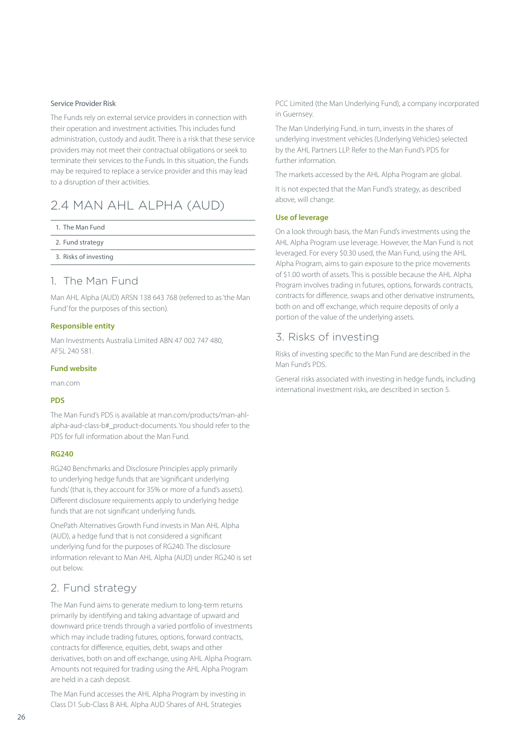### Service Provider Risk

The Funds rely on external service providers in connection with their operation and investment activities. This includes fund administration, custody and audit. There is a risk that these service providers may not meet their contractual obligations or seek to terminate their services to the Funds. In this situation, the Funds may be required to replace a service provider and this may lead to a disruption of their activities.

## 2.4 MAN AHL ALPHA (AUD)

1. The Man Fund
2. Fund strategy
3. Risks of investing

## 1. The Man Fund

Man AHL Alpha (AUD) ARSN 138 643 768 (referred to as 'the Man Fund' for the purposes of this section).

**Responsible entity**

Man Investments Australia Limited ABN 47 002 747 480, AFSL 240 581.

**Fund website**

man.com

**PDS**

The Man Fund's PDS is available at man.com/products/man-ahl-alpha-aud-class-b#_product-documents. You should refer to the PDS for full information about the Man Fund.

**RG240**

RG240 Benchmarks and Disclosure Principles apply primarily to underlying hedge funds that are 'significant underlying funds' (that is, they account for 35% or more of a fund's assets). Different disclosure requirements apply to underlying hedge funds that are not significant underlying funds.

OnePath Alternatives Growth Fund invests in Man AHL Alpha (AUD), a hedge fund that is not considered a significant underlying fund for the purposes of RG240. The disclosure information relevant to Man AHL Alpha (AUD) under RG240 is set out below.

## 2. Fund strategy

The Man Fund aims to generate medium to long-term returns primarily by identifying and taking advantage of upward and downward price trends through a varied portfolio of investments which may include trading futures, options, forward contracts, contracts for difference, equities, debt, swaps and other derivatives, both on and off exchange, using AHL Alpha Program. Amounts not required for trading using the AHL Alpha Program are held in a cash deposit.

The Man Fund accesses the AHL Alpha Program by investing in Class D1 Sub-Class B AHL Alpha AUD Shares of AHL Strategies PCC Limited (the Man Underlying Fund), a company incorporated in Guernsey.

The Man Underlying Fund, in turn, invests in the shares of underlying investment vehicles (Underlying Vehicles) selected by the AHL Partners LLP. Refer to the Man Fund's PDS for further information.

The markets accessed by the AHL Alpha Program are global.

It is not expected that the Man Fund's strategy, as described above, will change.

**Use of leverage**

On a look through basis, the Man Fund's investments using the AHL Alpha Program use leverage. However, the Man Fund is not leveraged. For every $0.30 used, the Man Fund, using the AHL Alpha Program, aims to gain exposure to the price movements of $1.00 worth of assets. This is possible because the AHL Alpha Program involves trading in futures, options, forwards contracts, contracts for difference, swaps and other derivative instruments, both on and off exchange, which require deposits of only a portion of the value of the underlying assets.

## 3. Risks of investing

Risks of investing specific to the Man Fund are described in the Man Fund's PDS.

General risks associated with investing in hedge funds, including international investment risks, are described in section 5.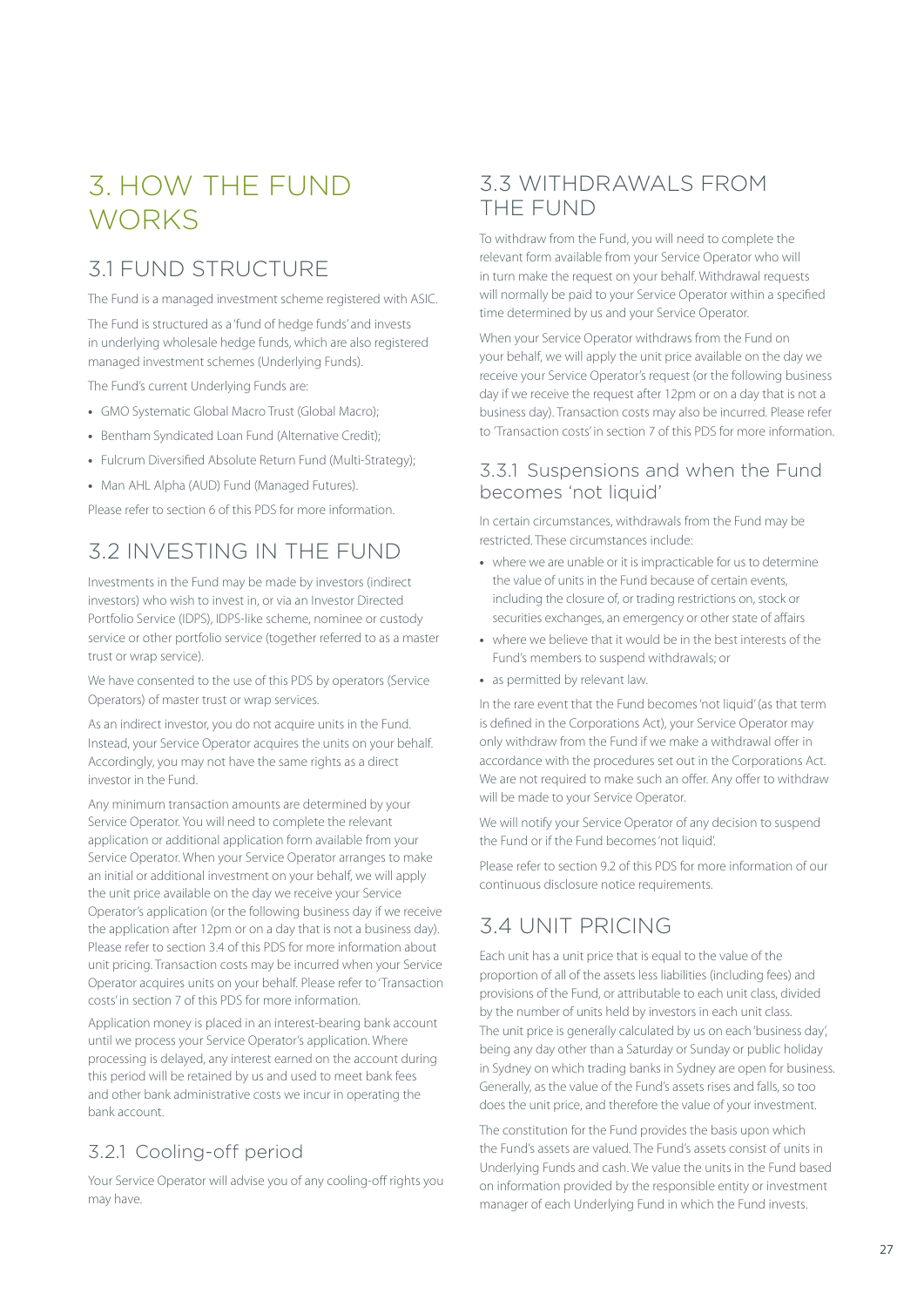# 3. HOW THE FUND WORKS

## 3.1 FUND STRUCTURE

The Fund is a managed investment scheme registered with ASIC.

The Fund is structured as a 'fund of hedge funds' and invests in underlying wholesale hedge funds, which are also registered managed investment schemes (Underlying Funds).

The Fund's current Underlying Funds are:

- GMO Systematic Global Macro Trust (Global Macro);
- Bentham Syndicated Loan Fund (Alternative Credit);
- Fulcrum Diversified Absolute Return Fund (Multi-Strategy);
- Man AHL Alpha (AUD) Fund (Managed Futures).

Please refer to section 6 of this PDS for more information.

## 3.2 INVESTING IN THE FUND

Investments in the Fund may be made by investors (indirect investors) who wish to invest in, or via an Investor Directed Portfolio Service (IDPS), IDPS-like scheme, nominee or custody service or other portfolio service (together referred to as a master trust or wrap service).

We have consented to the use of this PDS by operators (Service Operators) of master trust or wrap services.

As an indirect investor, you do not acquire units in the Fund. Instead, your Service Operator acquires the units on your behalf. Accordingly, you may not have the same rights as a direct investor in the Fund.

Any minimum transaction amounts are determined by your Service Operator. You will need to complete the relevant application or additional application form available from your Service Operator. When your Service Operator arranges to make an initial or additional investment on your behalf, we will apply the unit price available on the day we receive your Service Operator's application (or the following business day if we receive the application after 12pm or on a day that is not a business day). Please refer to section 3.4 of this PDS for more information about unit pricing. Transaction costs may be incurred when your Service Operator acquires units on your behalf. Please refer to 'Transaction costs' in section 7 of this PDS for more information.

Application money is placed in an interest-bearing bank account until we process your Service Operator's application. Where processing is delayed, any interest earned on the account during this period will be retained by us and used to meet bank fees and other bank administrative costs we incur in operating the bank account.

### 3.2.1 Cooling-off period

Your Service Operator will advise you of any cooling-off rights you may have.

## 3.3 WITHDRAWALS FROM THE FUND

To withdraw from the Fund, you will need to complete the relevant form available from your Service Operator who will in turn make the request on your behalf. Withdrawal requests will normally be paid to your Service Operator within a specified time determined by us and your Service Operator.

When your Service Operator withdraws from the Fund on your behalf, we will apply the unit price available on the day we receive your Service Operator's request (or the following business day if we receive the request after 12pm or on a day that is not a business day). Transaction costs may also be incurred. Please refer to 'Transaction costs' in section 7 of this PDS for more information.

### 3.3.1 Suspensions and when the Fund becomes 'not liquid'

In certain circumstances, withdrawals from the Fund may be restricted. These circumstances include:

- where we are unable or it is impracticable for us to determine the value of units in the Fund because of certain events, including the closure of, or trading restrictions on, stock or securities exchanges, an emergency or other state of affairs
- where we believe that it would be in the best interests of the Fund's members to suspend withdrawals; or
- as permitted by relevant law.

In the rare event that the Fund becomes 'not liquid' (as that term is defined in the Corporations Act), your Service Operator may only withdraw from the Fund if we make a withdrawal offer in accordance with the procedures set out in the Corporations Act. We are not required to make such an offer. Any offer to withdraw will be made to your Service Operator.

We will notify your Service Operator of any decision to suspend the Fund or if the Fund becomes 'not liquid'.

Please refer to section 9.2 of this PDS for more information of our continuous disclosure notice requirements.

## 3.4 UNIT PRICING

Each unit has a unit price that is equal to the value of the proportion of all of the assets less liabilities (including fees) and provisions of the Fund, or attributable to each unit class, divided by the number of units held by investors in each unit class. The unit price is generally calculated by us on each 'business day', being any day other than a Saturday or Sunday or public holiday in Sydney on which trading banks in Sydney are open for business. Generally, as the value of the Fund's assets rises and falls, so too does the unit price, and therefore the value of your investment.

The constitution for the Fund provides the basis upon which the Fund's assets are valued. The Fund's assets consist of units in Underlying Funds and cash. We value the units in the Fund based on information provided by the responsible entity or investment manager of each Underlying Fund in which the Fund invests.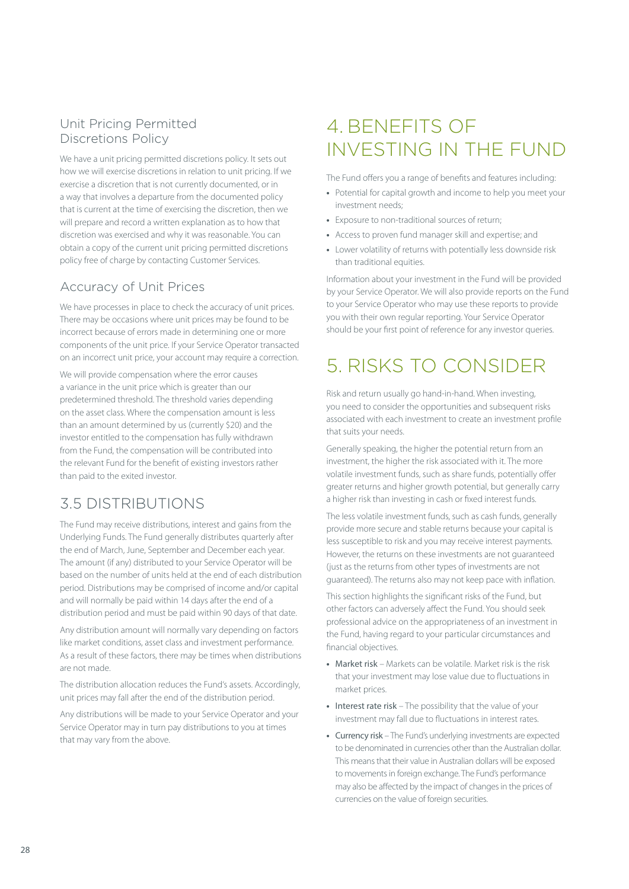### Unit Pricing Permitted Discretions Policy

We have a unit pricing permitted discretions policy. It sets out how we will exercise discretions in relation to unit pricing. If we exercise a discretion that is not currently documented, or in a way that involves a departure from the documented policy that is current at the time of exercising the discretion, then we will prepare and record a written explanation as to how that discretion was exercised and why it was reasonable. You can obtain a copy of the current unit pricing permitted discretions policy free of charge by contacting Customer Services.

### Accuracy of Unit Prices

We have processes in place to check the accuracy of unit prices. There may be occasions where unit prices may be found to be incorrect because of errors made in determining one or more components of the unit price. If your Service Operator transacted on an incorrect unit price, your account may require a correction.

We will provide compensation where the error causes a variance in the unit price which is greater than our predetermined threshold. The threshold varies depending on the asset class. Where the compensation amount is less than an amount determined by us (currently $20) and the investor entitled to the compensation has fully withdrawn from the Fund, the compensation will be contributed into the relevant Fund for the benefit of existing investors rather than paid to the exited investor.

## 3.5 DISTRIBUTIONS

The Fund may receive distributions, interest and gains from the Underlying Funds. The Fund generally distributes quarterly after the end of March, June, September and December each year. The amount (if any) distributed to your Service Operator will be based on the number of units held at the end of each distribution period. Distributions may be comprised of income and/or capital and will normally be paid within 14 days after the end of a distribution period and must be paid within 90 days of that date.

Any distribution amount will normally vary depending on factors like market conditions, asset class and investment performance. As a result of these factors, there may be times when distributions are not made.

The distribution allocation reduces the Fund's assets. Accordingly, unit prices may fall after the end of the distribution period.

Any distributions will be made to your Service Operator and your Service Operator may in turn pay distributions to you at times that may vary from the above.

# 4. BENEFITS OF INVESTING IN THE FUND

The Fund offers you a range of benefits and features including:

- Potential for capital growth and income to help you meet your investment needs;
- Exposure to non-traditional sources of return;
- Access to proven fund manager skill and expertise; and
- Lower volatility of returns with potentially less downside risk than traditional equities.

Information about your investment in the Fund will be provided by your Service Operator. We will also provide reports on the Fund to your Service Operator who may use these reports to provide you with their own regular reporting. Your Service Operator should be your first point of reference for any investor queries.

# 5. RISKS TO CONSIDER

Risk and return usually go hand-in-hand. When investing, you need to consider the opportunities and subsequent risks associated with each investment to create an investment profile that suits your needs.

Generally speaking, the higher the potential return from an investment, the higher the risk associated with it. The more volatile investment funds, such as share funds, potentially offer greater returns and higher growth potential, but generally carry a higher risk than investing in cash or fixed interest funds.

The less volatile investment funds, such as cash funds, generally provide more secure and stable returns because your capital is less susceptible to risk and you may receive interest payments. However, the returns on these investments are not guaranteed (just as the returns from other types of investments are not guaranteed). The returns also may not keep pace with inflation.

This section highlights the significant risks of the Fund, but other factors can adversely affect the Fund. You should seek professional advice on the appropriateness of an investment in the Fund, having regard to your particular circumstances and financial objectives.

- **Market risk** – Markets can be volatile. Market risk is the risk that your investment may lose value due to fluctuations in market prices.
- **Interest rate risk** – The possibility that the value of your investment may fall due to fluctuations in interest rates.
- **Currency risk** – The Fund's underlying investments are expected to be denominated in currencies other than the Australian dollar. This means that their value in Australian dollars will be exposed to movements in foreign exchange. The Fund's performance may also be affected by the impact of changes in the prices of currencies on the value of foreign securities.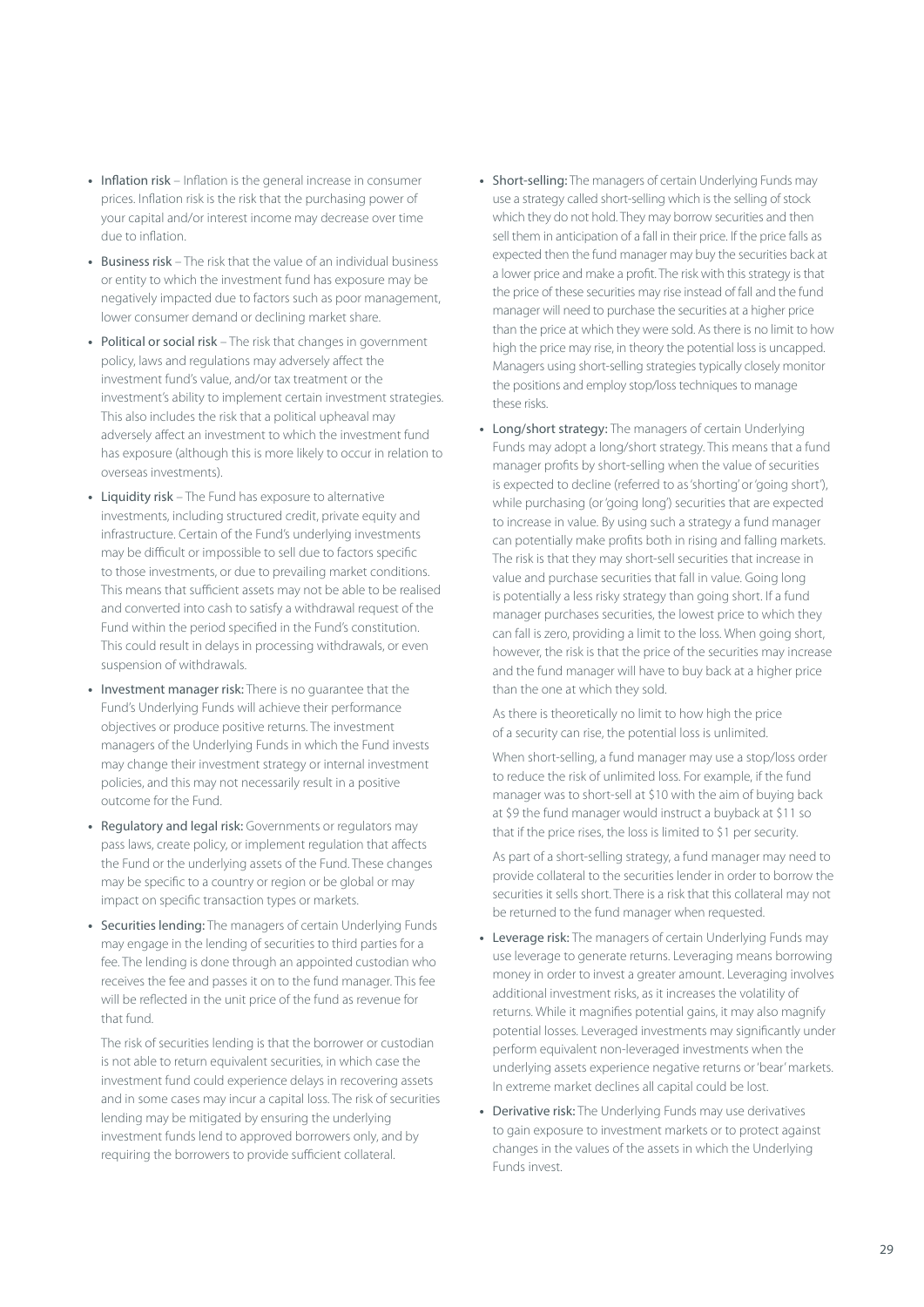- **Inflation risk** – Inflation is the general increase in consumer prices. Inflation risk is the risk that the purchasing power of your capital and/or interest income may decrease over time due to inflation.
- **Business risk** – The risk that the value of an individual business or entity to which the investment fund has exposure may be negatively impacted due to factors such as poor management, lower consumer demand or declining market share.
- **Political or social risk** – The risk that changes in government policy, laws and regulations may adversely affect the investment fund's value, and/or tax treatment or the investment's ability to implement certain investment strategies. This also includes the risk that a political upheaval may adversely affect an investment to which the investment fund has exposure (although this is more likely to occur in relation to overseas investments).
- **Liquidity risk** – The Fund has exposure to alternative investments, including structured credit, private equity and infrastructure. Certain of the Fund's underlying investments may be difficult or impossible to sell due to factors specific to those investments, or due to prevailing market conditions. This means that sufficient assets may not be able to be realised and converted into cash to satisfy a withdrawal request of the Fund within the period specified in the Fund's constitution. This could result in delays in processing withdrawals, or even suspension of withdrawals.
- **Investment manager risk:** There is no guarantee that the Fund's Underlying Funds will achieve their performance objectives or produce positive returns. The investment managers of the Underlying Funds in which the Fund invests may change their investment strategy or internal investment policies, and this may not necessarily result in a positive outcome for the Fund.
- **Regulatory and legal risk:** Governments or regulators may pass laws, create policy, or implement regulation that affects the Fund or the underlying assets of the Fund. These changes may be specific to a country or region or be global or may impact on specific transaction types or markets.
- **Securities lending:** The managers of certain Underlying Funds may engage in the lending of securities to third parties for a fee. The lending is done through an appointed custodian who receives the fee and passes it on to the fund manager. This fee will be reflected in the unit price of the fund as revenue for that fund.

  The risk of securities lending is that the borrower or custodian is not able to return equivalent securities, in which case the investment fund could experience delays in recovering assets and in some cases may incur a capital loss. The risk of securities lending may be mitigated by ensuring the underlying investment funds lend to approved borrowers only, and by requiring the borrowers to provide sufficient collateral.
- **Short-selling:** The managers of certain Underlying Funds may use a strategy called short-selling which is the selling of stock which they do not hold. They may borrow securities and then sell them in anticipation of a fall in their price. If the price falls as expected then the fund manager may buy the securities back at a lower price and make a profit. The risk with this strategy is that the price of these securities may rise instead of fall and the fund manager will need to purchase the securities at a higher price than the price at which they were sold. As there is no limit to how high the price may rise, in theory the potential loss is uncapped. Managers using short-selling strategies typically closely monitor the positions and employ stop/loss techniques to manage these risks.
- **Long/short strategy:** The managers of certain Underlying Funds may adopt a long/short strategy. This means that a fund manager profits by short-selling when the value of securities is expected to decline (referred to as 'shorting' or 'going short'), while purchasing (or 'going long') securities that are expected to increase in value. By using such a strategy a fund manager can potentially make profits both in rising and falling markets. The risk is that they may short-sell securities that increase in value and purchase securities that fall in value. Going long is potentially a less risky strategy than going short. If a fund manager purchases securities, the lowest price to which they can fall is zero, providing a limit to the loss. When going short, however, the risk is that the price of the securities may increase and the fund manager will have to buy back at a higher price than the one at which they sold.

  As there is theoretically no limit to how high the price of a security can rise, the potential loss is unlimited.

  When short-selling, a fund manager may use a stop/loss order to reduce the risk of unlimited loss. For example, if the fund manager was to short-sell at \$10 with the aim of buying back at \$9 the fund manager would instruct a buyback at \$11 so that if the price rises, the loss is limited to \$1 per security.

  As part of a short-selling strategy, a fund manager may need to provide collateral to the securities lender in order to borrow the securities it sells short. There is a risk that this collateral may not be returned to the fund manager when requested.
- **Leverage risk:** The managers of certain Underlying Funds may use leverage to generate returns. Leveraging means borrowing money in order to invest a greater amount. Leveraging involves additional investment risks, as it increases the volatility of returns. While it magnifies potential gains, it may also magnify potential losses. Leveraged investments may significantly under perform equivalent non-leveraged investments when the underlying assets experience negative returns or 'bear' markets. In extreme market declines all capital could be lost.
- **Derivative risk:** The Underlying Funds may use derivatives to gain exposure to investment markets or to protect against changes in the values of the assets in which the Underlying Funds invest.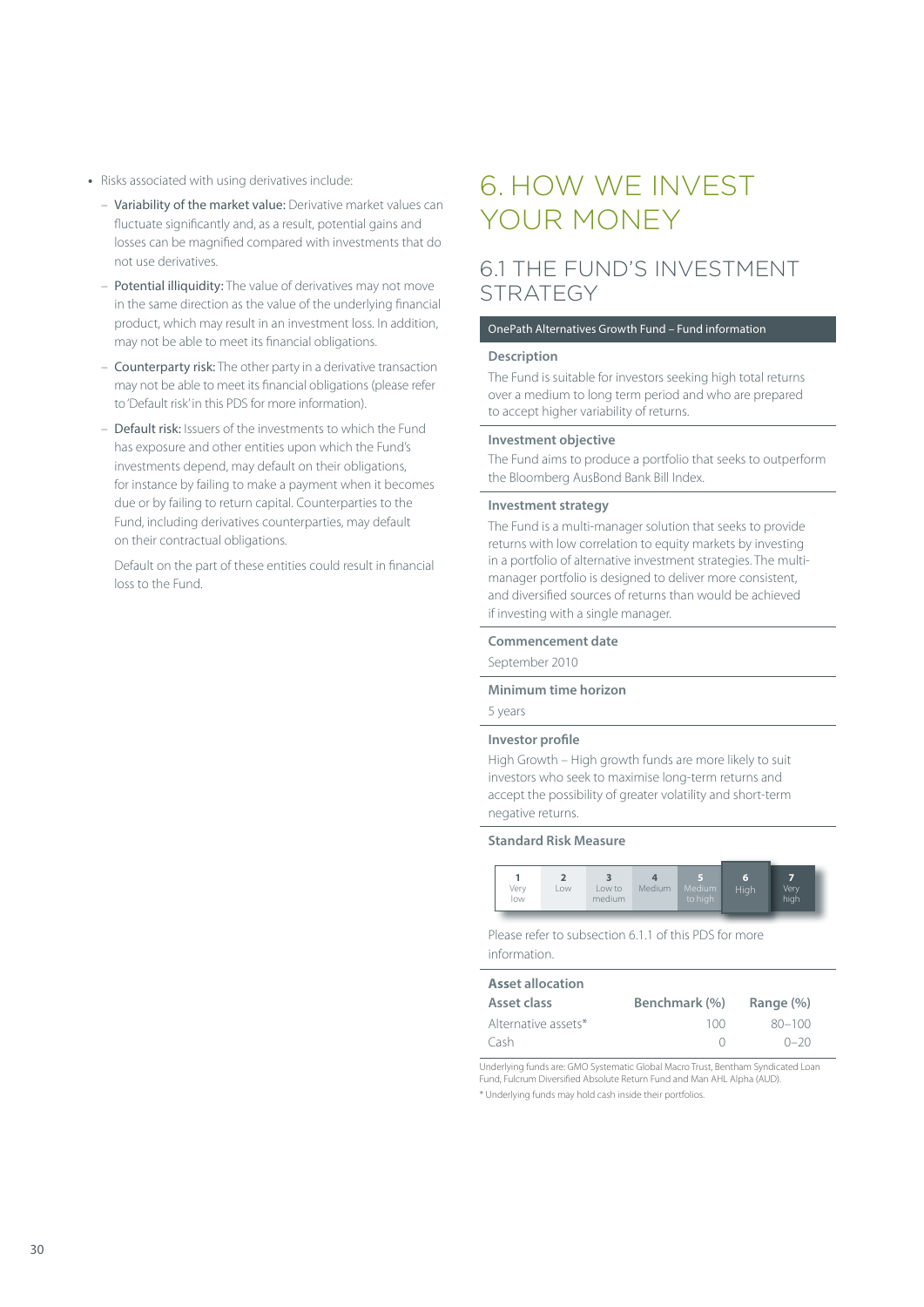- Risks associated with using derivatives include:
  - **Variability of the market value:** Derivative market values can fluctuate significantly and, as a result, potential gains and losses can be magnified compared with investments that do not use derivatives.
  - **Potential illiquidity:** The value of derivatives may not move in the same direction as the value of the underlying financial product, which may result in an investment loss. In addition, may not be able to meet its financial obligations.
  - **Counterparty risk:** The other party in a derivative transaction may not be able to meet its financial obligations (please refer to 'Default risk' in this PDS for more information).
  - **Default risk:** Issuers of the investments to which the Fund has exposure and other entities upon which the Fund's investments depend, may default on their obligations, for instance by failing to make a payment when it becomes due or by failing to return capital. Counterparties to the Fund, including derivatives counterparties, may default on their contractual obligations.

    Default on the part of these entities could result in financial loss to the Fund.

# 6. HOW WE INVEST YOUR MONEY

## 6.1 THE FUND'S INVESTMENT STRATEGY

**OnePath Alternatives Growth Fund – Fund information**

**Description**

The Fund is suitable for investors seeking high total returns over a medium to long term period and who are prepared to accept higher variability of returns.

**Investment objective**

The Fund aims to produce a portfolio that seeks to outperform the Bloomberg AusBond Bank Bill Index.

**Investment strategy**

The Fund is a multi-manager solution that seeks to provide returns with low correlation to equity markets by investing in a portfolio of alternative investment strategies. The multi-manager portfolio is designed to deliver more consistent, and diversified sources of returns than would be achieved if investing with a single manager.

**Commencement date**

September 2010

**Minimum time horizon**

5 years

**Investor profile**

High Growth – High growth funds are more likely to suit investors who seek to maximise long-term returns and accept the possibility of greater volatility and short-term negative returns.

**Standard Risk Measure**

| 1 Very low | 2 Low | 3 Low to medium | 4 Medium | 5 Medium to high | 6 High | 7 Very high |
|---|---|---|---|---|---|---|

Please refer to subsection 6.1.1 of this PDS for more information.

**Asset allocation**

| Asset class | Benchmark (%) | Range (%) |
|---|---|---|
| Alternative assets* | 100 | 80–100 |
| Cash | 0 | 0–20 |

Underlying funds are: GMO Systematic Global Macro Trust, Bentham Syndicated Loan Fund, Fulcrum Diversified Absolute Return Fund and Man AHL Alpha (AUD).

* Underlying funds may hold cash inside their portfolios.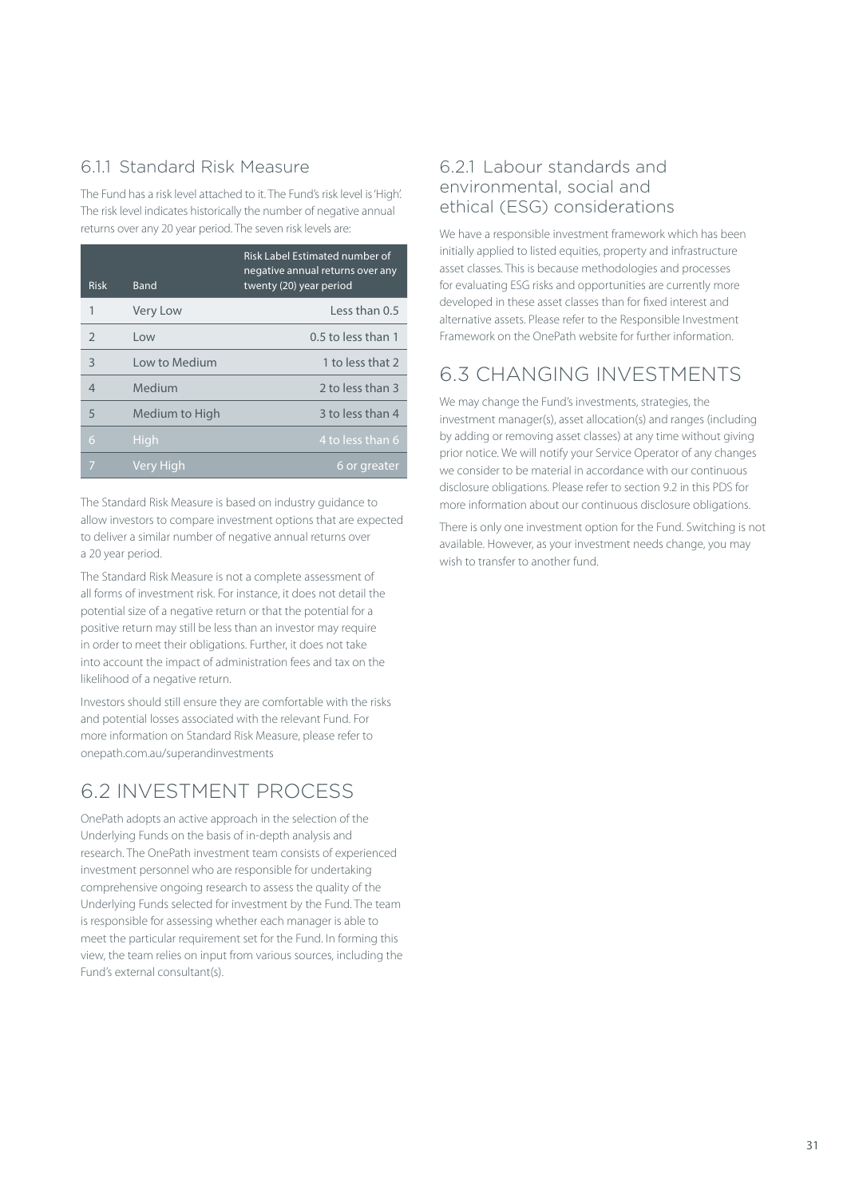### 6.1.1 Standard Risk Measure

The Fund has a risk level attached to it. The Fund's risk level is 'High'. The risk level indicates historically the number of negative annual returns over any 20 year period. The seven risk levels are:

| Risk | Band | Risk Label Estimated number of negative annual returns over any twenty (20) year period |
|---|---|---|
| 1 | Very Low | Less than 0.5 |
| 2 | Low | 0.5 to less than 1 |
| 3 | Low to Medium | 1 to less that 2 |
| 4 | Medium | 2 to less than 3 |
| 5 | Medium to High | 3 to less than 4 |
| 6 | High | 4 to less than 6 |
| 7 | Very High | 6 or greater |

The Standard Risk Measure is based on industry guidance to allow investors to compare investment options that are expected to deliver a similar number of negative annual returns over a 20 year period.

The Standard Risk Measure is not a complete assessment of all forms of investment risk. For instance, it does not detail the potential size of a negative return or that the potential for a positive return may still be less than an investor may require in order to meet their obligations. Further, it does not take into account the impact of administration fees and tax on the likelihood of a negative return.

Investors should still ensure they are comfortable with the risks and potential losses associated with the relevant Fund. For more information on Standard Risk Measure, please refer to onepath.com.au/superandinvestments

## 6.2 INVESTMENT PROCESS

OnePath adopts an active approach in the selection of the Underlying Funds on the basis of in-depth analysis and research. The OnePath investment team consists of experienced investment personnel who are responsible for undertaking comprehensive ongoing research to assess the quality of the Underlying Funds selected for investment by the Fund. The team is responsible for assessing whether each manager is able to meet the particular requirement set for the Fund. In forming this view, the team relies on input from various sources, including the Fund's external consultant(s).

### 6.2.1 Labour standards and environmental, social and ethical (ESG) considerations

We have a responsible investment framework which has been initially applied to listed equities, property and infrastructure asset classes. This is because methodologies and processes for evaluating ESG risks and opportunities are currently more developed in these asset classes than for fixed interest and alternative assets. Please refer to the Responsible Investment Framework on the OnePath website for further information.

## 6.3 CHANGING INVESTMENTS

We may change the Fund's investments, strategies, the investment manager(s), asset allocation(s) and ranges (including by adding or removing asset classes) at any time without giving prior notice. We will notify your Service Operator of any changes we consider to be material in accordance with our continuous disclosure obligations. Please refer to section 9.2 in this PDS for more information about our continuous disclosure obligations.

There is only one investment option for the Fund. Switching is not available. However, as your investment needs change, you may wish to transfer to another fund.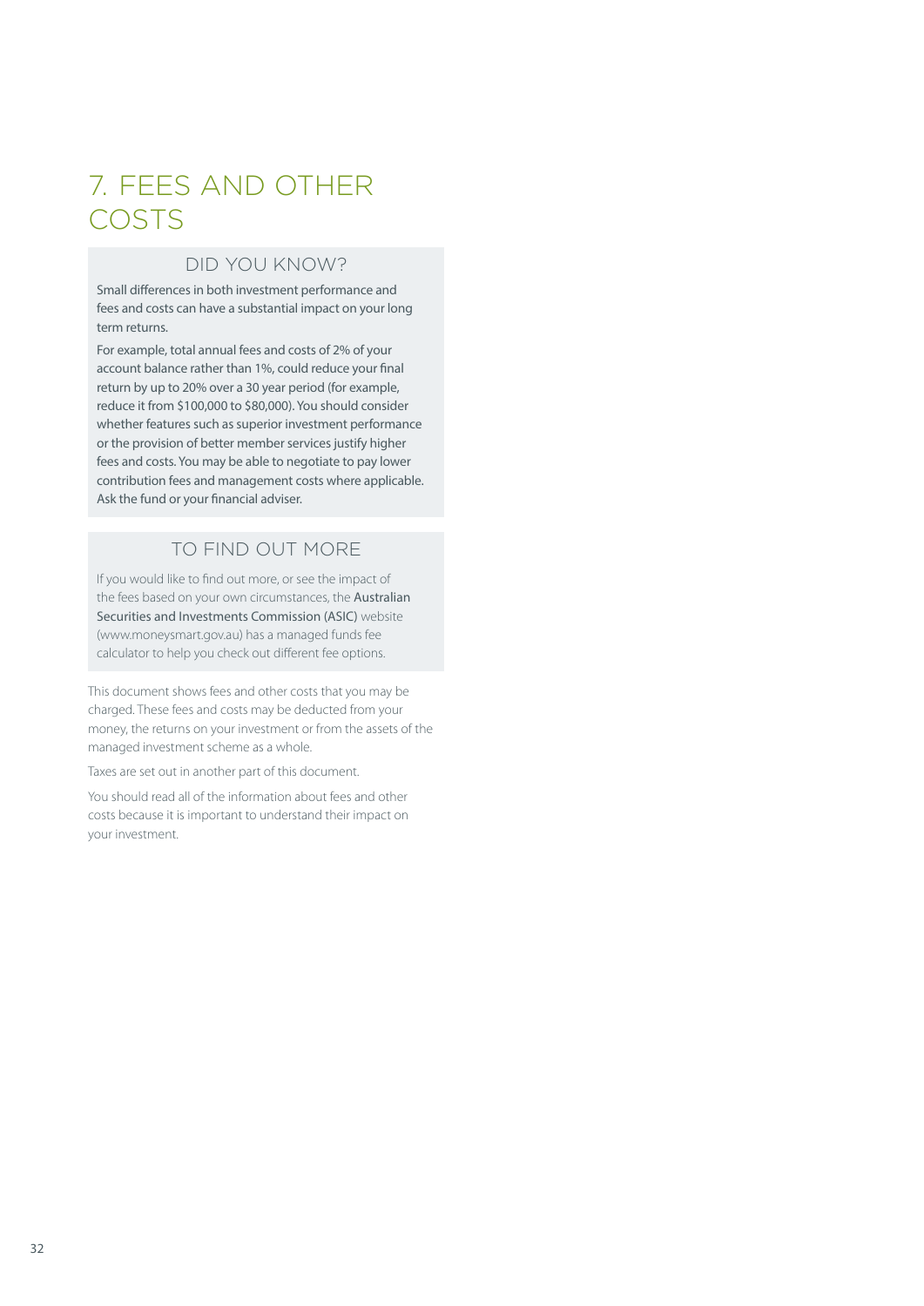# 7. FEES AND OTHER COSTS

## DID YOU KNOW?

Small differences in both investment performance and fees and costs can have a substantial impact on your long term returns.

For example, total annual fees and costs of 2% of your account balance rather than 1%, could reduce your final return by up to 20% over a 30 year period (for example, reduce it from $100,000 to $80,000). You should consider whether features such as superior investment performance or the provision of better member services justify higher fees and costs. You may be able to negotiate to pay lower contribution fees and management costs where applicable. Ask the fund or your financial adviser.

## TO FIND OUT MORE

If you would like to find out more, or see the impact of the fees based on your own circumstances, the Australian Securities and Investments Commission (ASIC) website (www.moneysmart.gov.au) has a managed funds fee calculator to help you check out different fee options.

This document shows fees and other costs that you may be charged. These fees and costs may be deducted from your money, the returns on your investment or from the assets of the managed investment scheme as a whole.

Taxes are set out in another part of this document.

You should read all of the information about fees and other costs because it is important to understand their impact on your investment.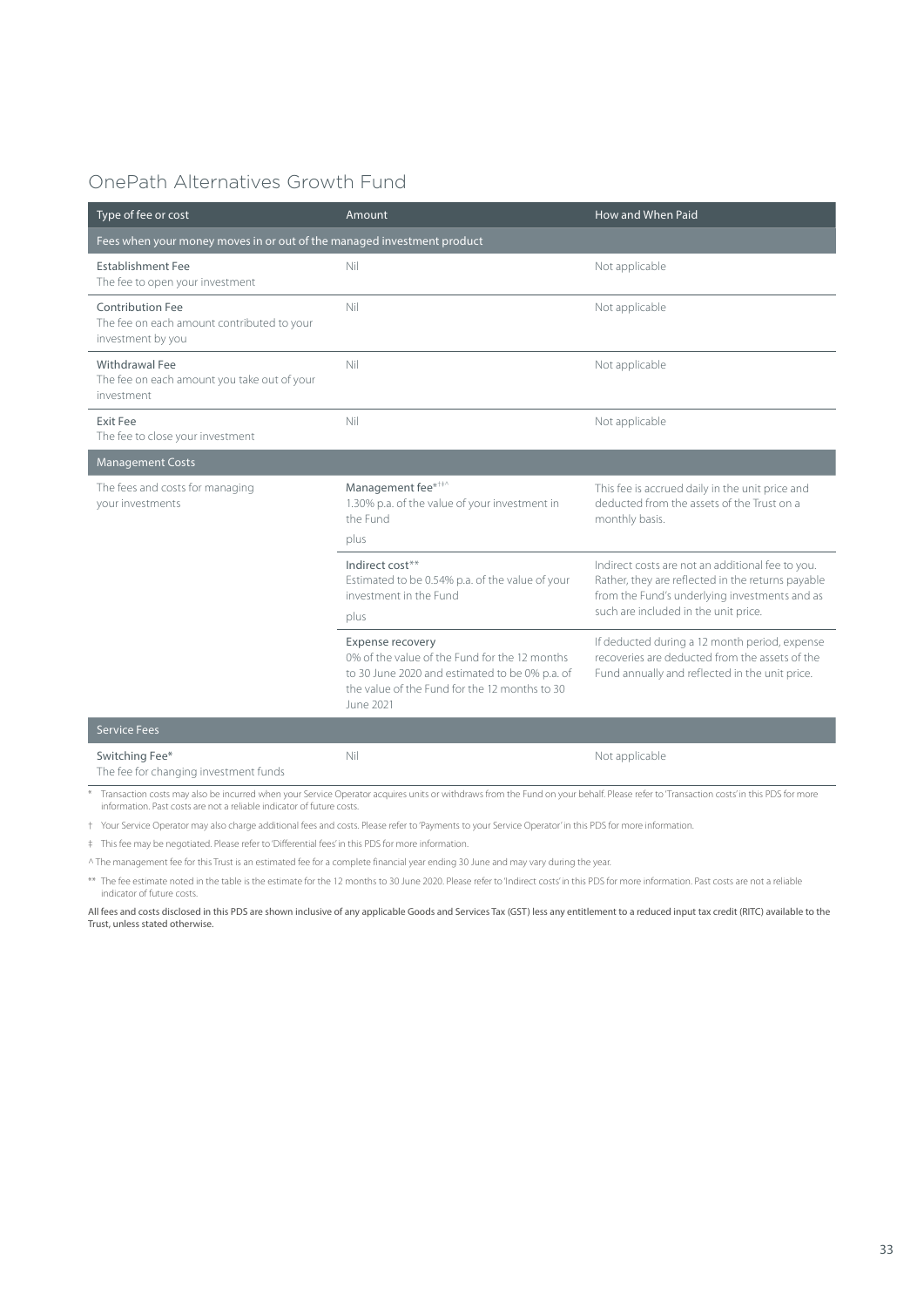## OnePath Alternatives Growth Fund

| Type of fee or cost | Amount | How and When Paid |
|---|---|---|
| **Fees when your money moves in or out of the managed investment product** | | |
| Establishment Fee<br>The fee to open your investment | Nil | Not applicable |
| Contribution Fee<br>The fee on each amount contributed to your investment by you | Nil | Not applicable |
| Withdrawal Fee<br>The fee on each amount you take out of your investment | Nil | Not applicable |
| Exit Fee<br>The fee to close your investment | Nil | Not applicable |
| **Management Costs** | | |
| The fees and costs for managing your investments | Management fee*†‡^<br>1.30% p.a. of the value of your investment in the Fund<br>plus | This fee is accrued daily in the unit price and deducted from the assets of the Trust on a monthly basis. |
| | Indirect cost**<br>Estimated to be 0.54% p.a. of the value of your investment in the Fund<br>plus | Indirect costs are not an additional fee to you. Rather, they are reflected in the returns payable from the Fund's underlying investments and as such are included in the unit price. |
| | Expense recovery<br>0% of the value of the Fund for the 12 months to 30 June 2020 and estimated to be 0% p.a. of the value of the Fund for the 12 months to 30 June 2021 | If deducted during a 12 month period, expense recoveries are deducted from the assets of the Fund annually and reflected in the unit price. |
| **Service Fees** | | |
| Switching Fee*<br>The fee for changing investment funds | Nil | Not applicable |

\* Transaction costs may also be incurred when your Service Operator acquires units or withdraws from the Fund on your behalf. Please refer to 'Transaction costs' in this PDS for more information. Past costs are not a reliable indicator of future costs.

† Your Service Operator may also charge additional fees and costs. Please refer to 'Payments to your Service Operator' in this PDS for more information.

‡ This fee may be negotiated. Please refer to 'Differential fees' in this PDS for more information.

^ The management fee for this Trust is an estimated fee for a complete financial year ending 30 June and may vary during the year.

** The fee estimate noted in the table is the estimate for the 12 months to 30 June 2020. Please refer to 'Indirect costs' in this PDS for more information. Past costs are not a reliable indicator of future costs.

**All fees and costs disclosed in this PDS are shown inclusive of any applicable Goods and Services Tax (GST) less any entitlement to a reduced input tax credit (RITC) available to the Trust, unless stated otherwise.**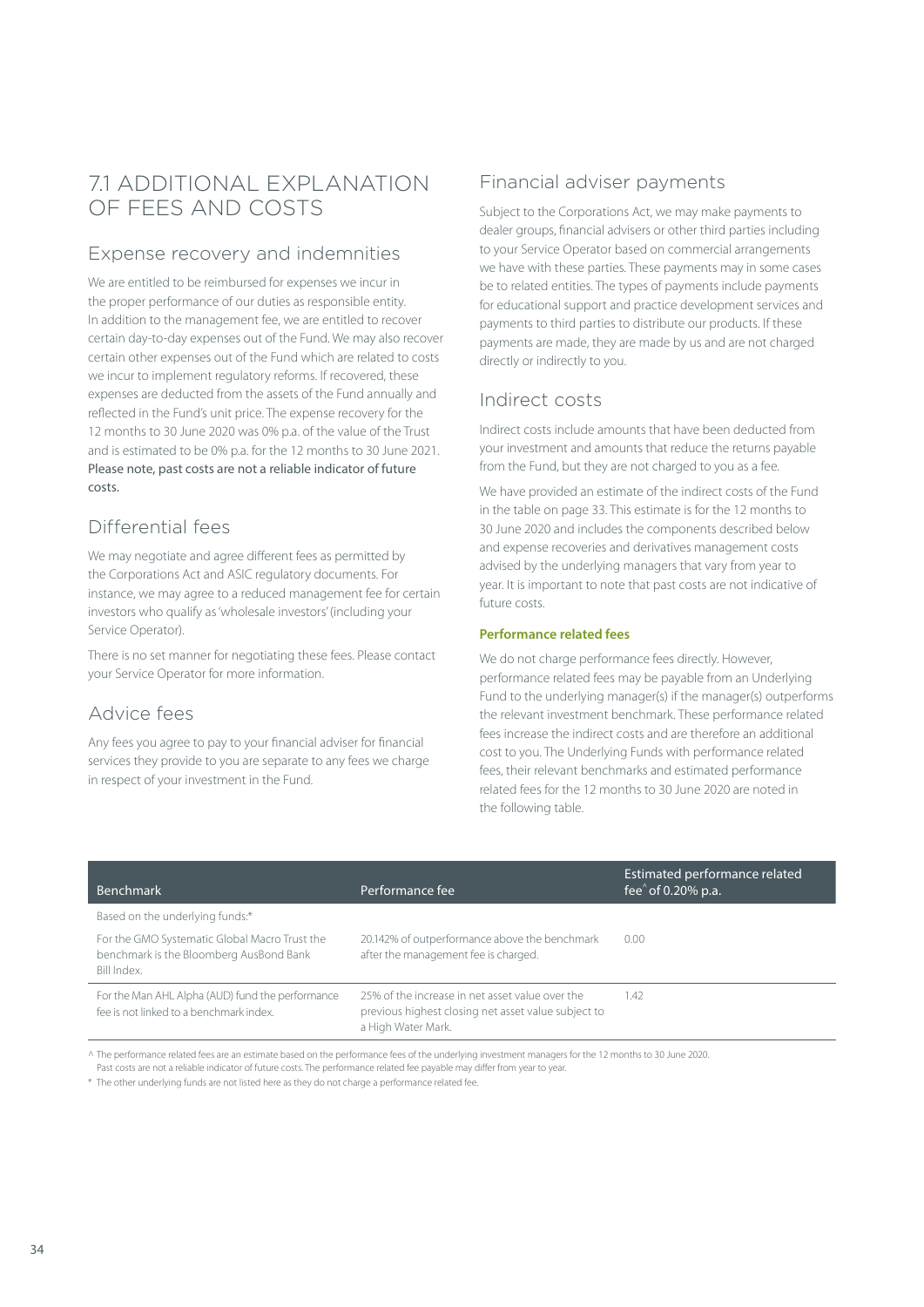## 7.1 ADDITIONAL EXPLANATION OF FEES AND COSTS

### Expense recovery and indemnities

We are entitled to be reimbursed for expenses we incur in the proper performance of our duties as responsible entity. In addition to the management fee, we are entitled to recover certain day-to-day expenses out of the Fund. We may also recover certain other expenses out of the Fund which are related to costs we incur to implement regulatory reforms. If recovered, these expenses are deducted from the assets of the Fund annually and reflected in the Fund's unit price. The expense recovery for the 12 months to 30 June 2020 was 0% p.a. of the value of the Trust and is estimated to be 0% p.a. for the 12 months to 30 June 2021. Please note, past costs are not a reliable indicator of future costs.

### Differential fees

We may negotiate and agree different fees as permitted by the Corporations Act and ASIC regulatory documents. For instance, we may agree to a reduced management fee for certain investors who qualify as 'wholesale investors' (including your Service Operator).

There is no set manner for negotiating these fees. Please contact your Service Operator for more information.

### Advice fees

Any fees you agree to pay to your financial adviser for financial services they provide to you are separate to any fees we charge in respect of your investment in the Fund.

### Financial adviser payments

Subject to the Corporations Act, we may make payments to dealer groups, financial advisers or other third parties including to your Service Operator based on commercial arrangements we have with these parties. These payments may in some cases be to related entities. The types of payments include payments for educational support and practice development services and payments to third parties to distribute our products. If these payments are made, they are made by us and are not charged directly or indirectly to you.

### Indirect costs

Indirect costs include amounts that have been deducted from your investment and amounts that reduce the returns payable from the Fund, but they are not charged to you as a fee.

We have provided an estimate of the indirect costs of the Fund in the table on page 33. This estimate is for the 12 months to 30 June 2020 and includes the components described below and expense recoveries and derivatives management costs advised by the underlying managers that vary from year to year. It is important to note that past costs are not indicative of future costs.

#### Performance related fees

We do not charge performance fees directly. However, performance related fees may be payable from an Underlying Fund to the underlying manager(s) if the manager(s) outperforms the relevant investment benchmark. These performance related fees increase the indirect costs and are therefore an additional cost to you. The Underlying Funds with performance related fees, their relevant benchmarks and estimated performance related fees for the 12 months to 30 June 2020 are noted in the following table.

| Benchmark | Performance fee | Estimated performance related fee^ of 0.20% p.a. |
|---|---|---|
| Based on the underlying funds:* | | |
| For the GMO Systematic Global Macro Trust the benchmark is the Bloomberg AusBond Bank Bill Index. | 20.142% of outperformance above the benchmark after the management fee is charged. | 0.00 |
| For the Man AHL Alpha (AUD) fund the performance fee is not linked to a benchmark index. | 25% of the increase in net asset value over the previous highest closing net asset value subject to a High Water Mark. | 1.42 |

^ The performance related fees are an estimate based on the performance fees of the underlying investment managers for the 12 months to 30 June 2020. Past costs are not a reliable indicator of future costs. The performance related fee payable may differ from year to year.

\* The other underlying funds are not listed here as they do not charge a performance related fee.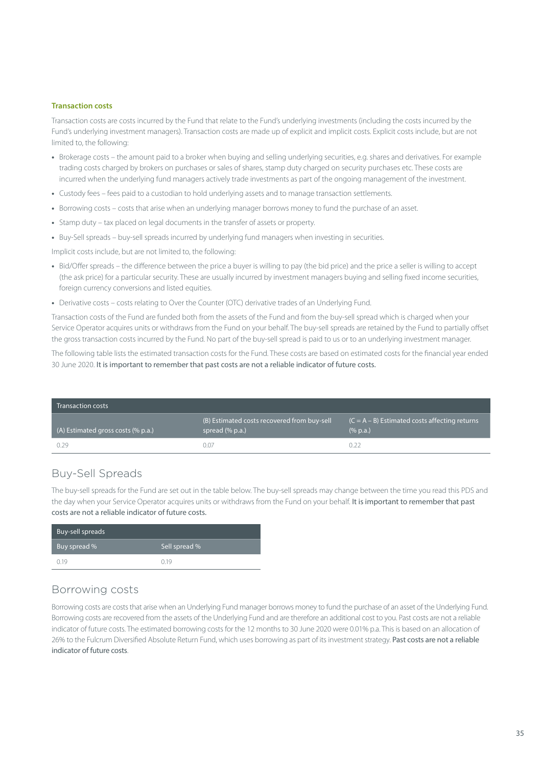### Transaction costs

Transaction costs are costs incurred by the Fund that relate to the Fund's underlying investments (including the costs incurred by the Fund's underlying investment managers). Transaction costs are made up of explicit and implicit costs. Explicit costs include, but are not limited to, the following:

- Brokerage costs – the amount paid to a broker when buying and selling underlying securities, e.g. shares and derivatives. For example trading costs charged by brokers on purchases or sales of shares, stamp duty charged on security purchases etc. These costs are incurred when the underlying fund managers actively trade investments as part of the ongoing management of the investment.
- Custody fees – fees paid to a custodian to hold underlying assets and to manage transaction settlements.
- Borrowing costs – costs that arise when an underlying manager borrows money to fund the purchase of an asset.
- Stamp duty – tax placed on legal documents in the transfer of assets or property.
- Buy-Sell spreads – buy-sell spreads incurred by underlying fund managers when investing in securities.

Implicit costs include, but are not limited to, the following:

- Bid/Offer spreads – the difference between the price a buyer is willing to pay (the bid price) and the price a seller is willing to accept (the ask price) for a particular security. These are usually incurred by investment managers buying and selling fixed income securities, foreign currency conversions and listed equities.
- Derivative costs – costs relating to Over the Counter (OTC) derivative trades of an Underlying Fund.

Transaction costs of the Fund are funded both from the assets of the Fund and from the buy-sell spread which is charged when your Service Operator acquires units or withdraws from the Fund on your behalf. The buy-sell spreads are retained by the Fund to partially offset the gross transaction costs incurred by the Fund. No part of the buy-sell spread is paid to us or to an underlying investment manager.

The following table lists the estimated transaction costs for the Fund. These costs are based on estimated costs for the financial year ended 30 June 2020. It is important to remember that past costs are not a reliable indicator of future costs.

| Transaction costs | | |
|---|---|---|
| (A) Estimated gross costs (% p.a.) | (B) Estimated costs recovered from buy-sell spread (% p.a.) | (C = A – B) Estimated costs affecting returns (% p.a.) |
| 0.29 | 0.07 | 0.22 |

## Buy-Sell Spreads

The buy-sell spreads for the Fund are set out in the table below. The buy-sell spreads may change between the time you read this PDS and the day when your Service Operator acquires units or withdraws from the Fund on your behalf. It is important to remember that past costs are not a reliable indicator of future costs.

| Buy-sell spreads | |
|---|---|
| Buy spread % | Sell spread % |
| 0.19 | 0.19 |

## Borrowing costs

Borrowing costs are costs that arise when an Underlying Fund manager borrows money to fund the purchase of an asset of the Underlying Fund. Borrowing costs are recovered from the assets of the Underlying Fund and are therefore an additional cost to you. Past costs are not a reliable indicator of future costs. The estimated borrowing costs for the 12 months to 30 June 2020 were 0.01% p.a. This is based on an allocation of 26% to the Fulcrum Diversified Absolute Return Fund, which uses borrowing as part of its investment strategy. Past costs are not a reliable indicator of future costs.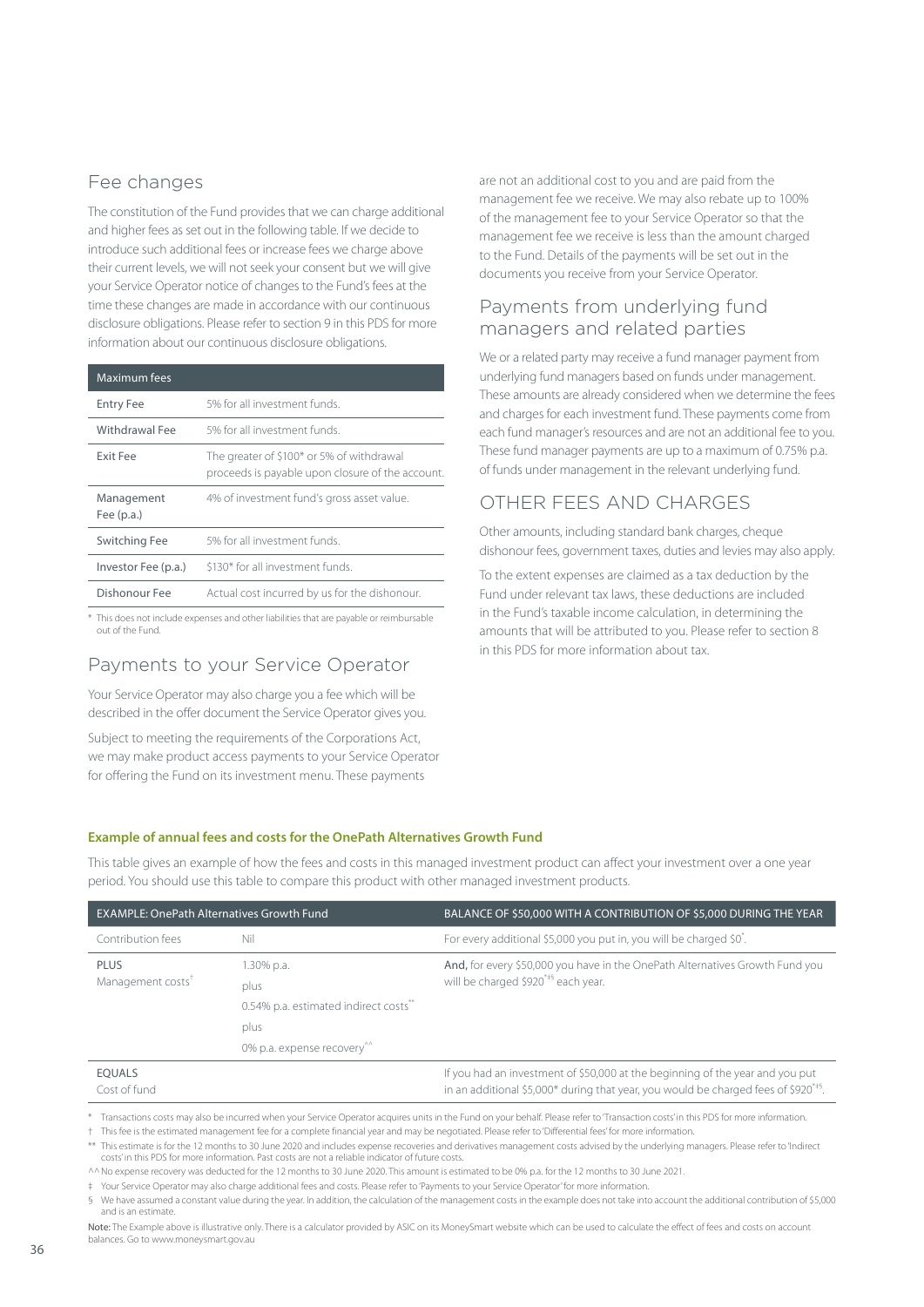## Fee changes

The constitution of the Fund provides that we can charge additional and higher fees as set out in the following table. If we decide to introduce such additional fees or increase fees we charge above their current levels, we will not seek your consent but we will give your Service Operator notice of changes to the Fund's fees at the time these changes are made in accordance with our continuous disclosure obligations. Please refer to section 9 in this PDS for more information about our continuous disclosure obligations.

| Maximum fees | |
|---|---|
| Entry Fee | 5% for all investment funds. |
| Withdrawal Fee | 5% for all investment funds. |
| Exit Fee | The greater of $100* or 5% of withdrawal proceeds is payable upon closure of the account. |
| Management Fee (p.a.) | 4% of investment fund's gross asset value. |
| Switching Fee | 5% for all investment funds. |
| Investor Fee (p.a.) | $130* for all investment funds. |
| Dishonour Fee | Actual cost incurred by us for the dishonour. |

\* This does not include expenses and other liabilities that are payable or reimbursable out of the Fund.

## Payments to your Service Operator

Your Service Operator may also charge you a fee which will be described in the offer document the Service Operator gives you.

Subject to meeting the requirements of the Corporations Act, we may make product access payments to your Service Operator for offering the Fund on its investment menu. These payments are not an additional cost to you and are paid from the management fee we receive. We may also rebate up to 100% of the management fee to your Service Operator so that the management fee we receive is less than the amount charged to the Fund. Details of the payments will be set out in the documents you receive from your Service Operator.

## Payments from underlying fund managers and related parties

We or a related party may receive a fund manager payment from underlying fund managers based on funds under management. These amounts are already considered when we determine the fees and charges for each investment fund. These payments come from each fund manager's resources and are not an additional fee to you. These fund manager payments are up to a maximum of 0.75% p.a. of funds under management in the relevant underlying fund.

## OTHER FEES AND CHARGES

Other amounts, including standard bank charges, cheque dishonour fees, government taxes, duties and levies may also apply.

To the extent expenses are claimed as a tax deduction by the Fund under relevant tax laws, these deductions are included in the Fund's taxable income calculation, in determining the amounts that will be attributed to you. Please refer to section 8 in this PDS for more information about tax.

**Example of annual fees and costs for the OnePath Alternatives Growth Fund**

This table gives an example of how the fees and costs in this managed investment product can affect your investment over a one year period. You should use this table to compare this product with other managed investment products.

| EXAMPLE: OnePath Alternatives Growth Fund | | BALANCE OF $50,000 WITH A CONTRIBUTION OF $5,000 DURING THE YEAR |
|---|---|---|
| Contribution fees | Nil | For every additional $5,000 you put in, you will be charged $0*. |
| PLUS Management costs† | 1.30% p.a. plus 0.54% p.a. estimated indirect costs** plus 0% p.a. expense recovery^^ | **And**, for every $50,000 you have in the OnePath Alternatives Growth Fund you will be charged $920*‡§ each year. |
| EQUALS Cost of fund | | If you had an investment of $50,000 at the beginning of the year and you put in an additional $5,000* during that year, you would be charged fees of $920*‡§. |

\* Transactions costs may also be incurred when your Service Operator acquires units in the Fund on your behalf. Please refer to 'Transaction costs' in this PDS for more information.

† This fee is the estimated management fee for a complete financial year and may be negotiated. Please refer to 'Differential fees' for more information.

** This estimate is for the 12 months to 30 June 2020 and includes expense recoveries and derivatives management costs advised by the underlying managers. Please refer to 'Indirect costs' in this PDS for more information. Past costs are not a reliable indicator of future costs.

^^ No expense recovery was deducted for the 12 months to 30 June 2020. This amount is estimated to be 0% p.a. for the 12 months to 30 June 2021.

‡ Your Service Operator may also charge additional fees and costs. Please refer to 'Payments to your Service Operator' for more information.

§ We have assumed a constant value during the year. In addition, the calculation of the management costs in the example does not take into account the additional contribution of $5,000 and is an estimate.

**Note:** The Example above is illustrative only. There is a calculator provided by ASIC on its MoneySmart website which can be used to calculate the effect of fees and costs on account balances. Go to www.moneysmart.gov.au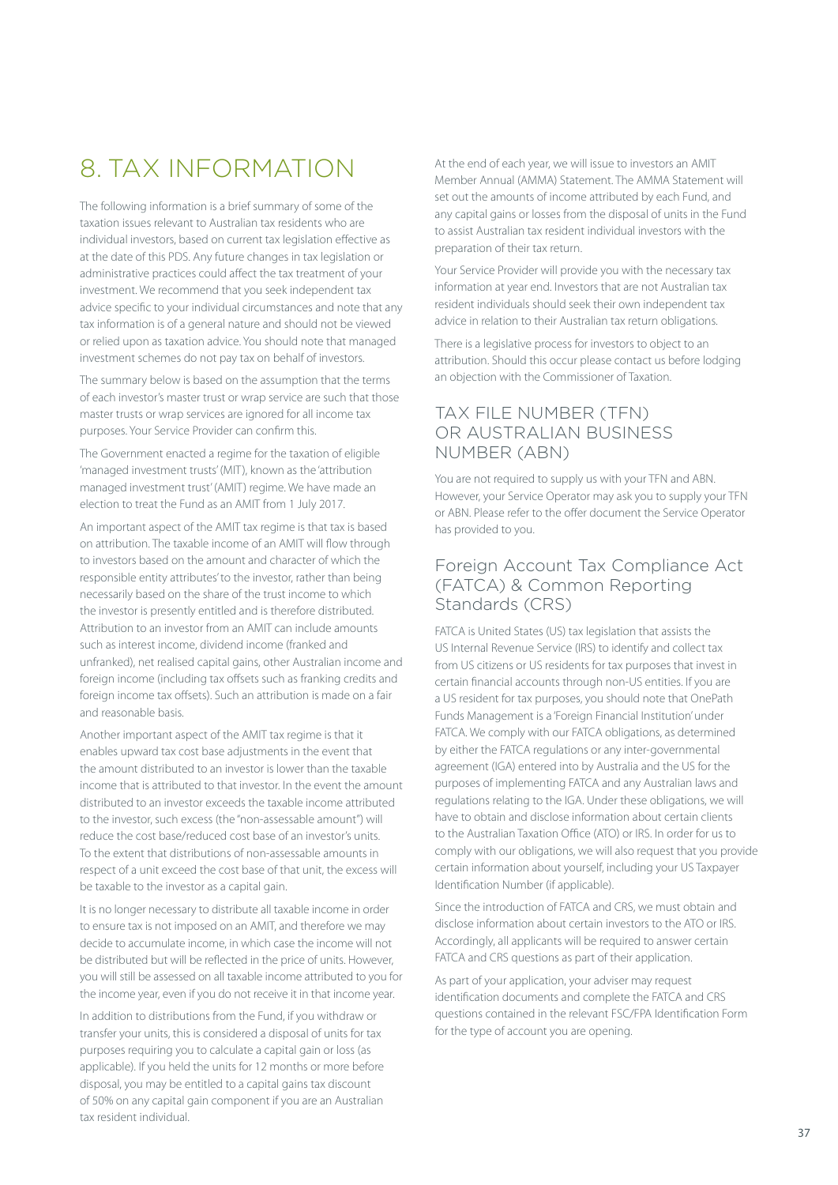# 8. TAX INFORMATION

The following information is a brief summary of some of the taxation issues relevant to Australian tax residents who are individual investors, based on current tax legislation effective as at the date of this PDS. Any future changes in tax legislation or administrative practices could affect the tax treatment of your investment. We recommend that you seek independent tax advice specific to your individual circumstances and note that any tax information is of a general nature and should not be viewed or relied upon as taxation advice. You should note that managed investment schemes do not pay tax on behalf of investors.

The summary below is based on the assumption that the terms of each investor's master trust or wrap service are such that those master trusts or wrap services are ignored for all income tax purposes. Your Service Provider can confirm this.

The Government enacted a regime for the taxation of eligible 'managed investment trusts' (MIT), known as the 'attribution managed investment trust' (AMIT) regime. We have made an election to treat the Fund as an AMIT from 1 July 2017.

An important aspect of the AMIT tax regime is that tax is based on attribution. The taxable income of an AMIT will flow through to investors based on the amount and character of which the responsible entity attributes' to the investor, rather than being necessarily based on the share of the trust income to which the investor is presently entitled and is therefore distributed. Attribution to an investor from an AMIT can include amounts such as interest income, dividend income (franked and unfranked), net realised capital gains, other Australian income and foreign income (including tax offsets such as franking credits and foreign income tax offsets). Such an attribution is made on a fair and reasonable basis.

Another important aspect of the AMIT tax regime is that it enables upward tax cost base adjustments in the event that the amount distributed to an investor is lower than the taxable income that is attributed to that investor. In the event the amount distributed to an investor exceeds the taxable income attributed to the investor, such excess (the "non-assessable amount") will reduce the cost base/reduced cost base of an investor's units. To the extent that distributions of non-assessable amounts in respect of a unit exceed the cost base of that unit, the excess will be taxable to the investor as a capital gain.

It is no longer necessary to distribute all taxable income in order to ensure tax is not imposed on an AMIT, and therefore we may decide to accumulate income, in which case the income will not be distributed but will be reflected in the price of units. However, you will still be assessed on all taxable income attributed to you for the income year, even if you do not receive it in that income year.

In addition to distributions from the Fund, if you withdraw or transfer your units, this is considered a disposal of units for tax purposes requiring you to calculate a capital gain or loss (as applicable). If you held the units for 12 months or more before disposal, you may be entitled to a capital gains tax discount of 50% on any capital gain component if you are an Australian tax resident individual.

At the end of each year, we will issue to investors an AMIT Member Annual (AMMA) Statement. The AMMA Statement will set out the amounts of income attributed by each Fund, and any capital gains or losses from the disposal of units in the Fund to assist Australian tax resident individual investors with the preparation of their tax return.

Your Service Provider will provide you with the necessary tax information at year end. Investors that are not Australian tax resident individuals should seek their own independent tax advice in relation to their Australian tax return obligations.

There is a legislative process for investors to object to an attribution. Should this occur please contact us before lodging an objection with the Commissioner of Taxation.

## TAX FILE NUMBER (TFN) OR AUSTRALIAN BUSINESS NUMBER (ABN)

You are not required to supply us with your TFN and ABN. However, your Service Operator may ask you to supply your TFN or ABN. Please refer to the offer document the Service Operator has provided to you.

## Foreign Account Tax Compliance Act (FATCA) & Common Reporting Standards (CRS)

FATCA is United States (US) tax legislation that assists the US Internal Revenue Service (IRS) to identify and collect tax from US citizens or US residents for tax purposes that invest in certain financial accounts through non-US entities. If you are a US resident for tax purposes, you should note that OnePath Funds Management is a 'Foreign Financial Institution' under FATCA. We comply with our FATCA obligations, as determined by either the FATCA regulations or any inter-governmental agreement (IGA) entered into by Australia and the US for the purposes of implementing FATCA and any Australian laws and regulations relating to the IGA. Under these obligations, we will have to obtain and disclose information about certain clients to the Australian Taxation Office (ATO) or IRS. In order for us to comply with our obligations, we will also request that you provide certain information about yourself, including your US Taxpayer Identification Number (if applicable).

Since the introduction of FATCA and CRS, we must obtain and disclose information about certain investors to the ATO or IRS. Accordingly, all applicants will be required to answer certain FATCA and CRS questions as part of their application.

As part of your application, your adviser may request identification documents and complete the FATCA and CRS questions contained in the relevant FSC/FPA Identification Form for the type of account you are opening.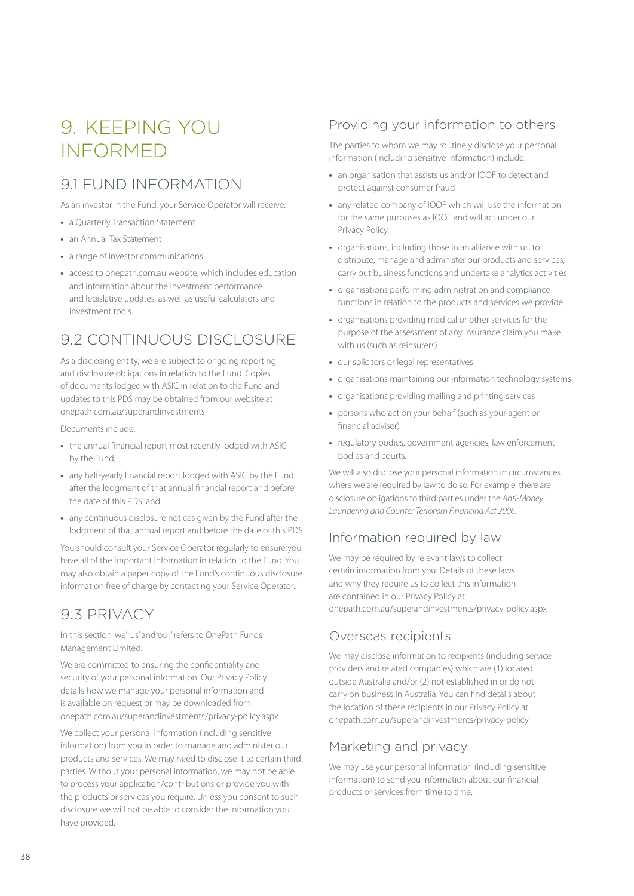# 9. KEEPING YOU INFORMED

## 9.1 FUND INFORMATION

As an investor in the Fund, your Service Operator will receive:

- a Quarterly Transaction Statement
- an Annual Tax Statement
- a range of investor communications
- access to onepath.com.au website, which includes education and information about the investment performance and legislative updates, as well as useful calculators and investment tools.

## 9.2 CONTINUOUS DISCLOSURE

As a disclosing entity, we are subject to ongoing reporting and disclosure obligations in relation to the Fund. Copies of documents lodged with ASIC in relation to the Fund and updates to this PDS may be obtained from our website at onepath.com.au/superandinvestments

Documents include:

- the annual financial report most recently lodged with ASIC by the Fund;
- any half-yearly financial report lodged with ASIC by the Fund after the lodgment of that annual financial report and before the date of this PDS; and
- any continuous disclosure notices given by the Fund after the lodgment of that annual report and before the date of this PDS.

You should consult your Service Operator regularly to ensure you have all of the important information in relation to the Fund. You may also obtain a paper copy of the Fund's continuous disclosure information free of charge by contacting your Service Operator.

## 9.3 PRIVACY

In this section 'we', 'us' and 'our' refers to OnePath Funds Management Limited.

We are committed to ensuring the confidentiality and security of your personal information. Our Privacy Policy details how we manage your personal information and is available on request or may be downloaded from onepath.com.au/superandinvestments/privacy-policy.aspx

We collect your personal information (including sensitive information) from you in order to manage and administer our products and services. We may need to disclose it to certain third parties. Without your personal information, we may not be able to process your application/contributions or provide you with the products or services you require. Unless you consent to such disclosure we will not be able to consider the information you have provided.

### Providing your information to others

The parties to whom we may routinely disclose your personal information (including sensitive information) include:

- an organisation that assists us and/or IOOF to detect and protect against consumer fraud
- any related company of IOOF which will use the information for the same purposes as IOOF and will act under our Privacy Policy
- organisations, including those in an alliance with us, to distribute, manage and administer our products and services, carry out business functions and undertake analytics activities
- organisations performing administration and compliance functions in relation to the products and services we provide
- organisations providing medical or other services for the purpose of the assessment of any insurance claim you make with us (such as reinsurers)
- our solicitors or legal representatives
- organisations maintaining our information technology systems
- organisations providing mailing and printing services
- persons who act on your behalf (such as your agent or financial adviser)
- regulatory bodies, government agencies, law enforcement bodies and courts.

We will also disclose your personal information in circumstances where we are required by law to do so. For example, there are disclosure obligations to third parties under the *Anti-Money Laundering and Counter-Terrorism Financing Act 2006*.

### Information required by law

We may be required by relevant laws to collect certain information from you. Details of these laws and why they require us to collect this information are contained in our Privacy Policy at onepath.com.au/superandinvestments/privacy-policy.aspx

### Overseas recipients

We may disclose information to recipients (including service providers and related companies) which are (1) located outside Australia and/or (2) not established in or do not carry on business in Australia. You can find details about the location of these recipients in our Privacy Policy at onepath.com.au/superandinvestments/privacy-policy

### Marketing and privacy

We may use your personal information (including sensitive information) to send you information about our financial products or services from time to time.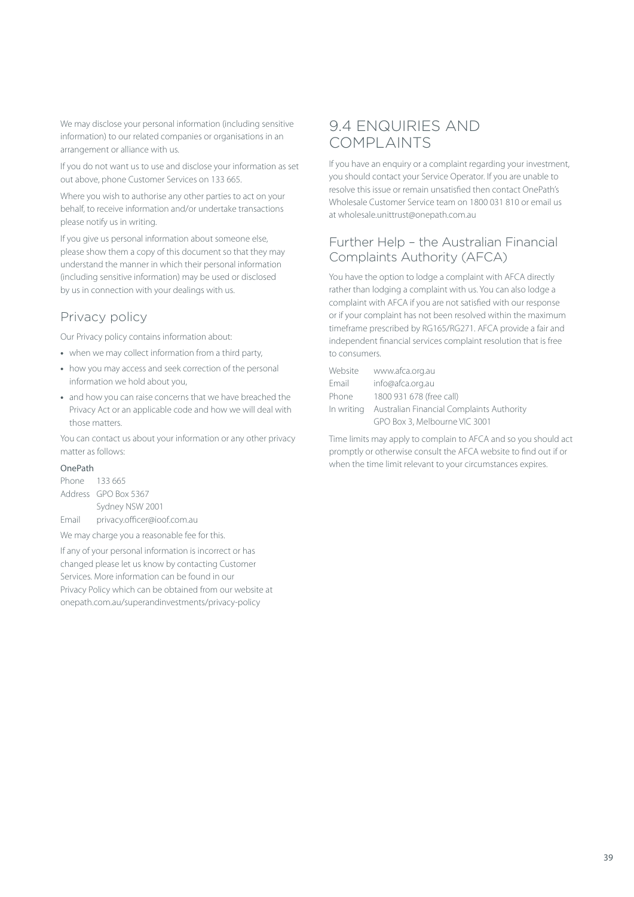We may disclose your personal information (including sensitive information) to our related companies or organisations in an arrangement or alliance with us.

If you do not want us to use and disclose your information as set out above, phone Customer Services on 133 665.

Where you wish to authorise any other parties to act on your behalf, to receive information and/or undertake transactions please notify us in writing.

If you give us personal information about someone else, please show them a copy of this document so that they may understand the manner in which their personal information (including sensitive information) may be used or disclosed by us in connection with your dealings with us.

## Privacy policy

Our Privacy policy contains information about:

- when we may collect information from a third party,
- how you may access and seek correction of the personal information we hold about you,
- and how you can raise concerns that we have breached the Privacy Act or an applicable code and how we will deal with those matters.

You can contact us about your information or any other privacy matter as follows:

**OnePath**

Phone 133 665
Address GPO Box 5367
Sydney NSW 2001
Email privacy.officer@ioof.com.au

We may charge you a reasonable fee for this.

If any of your personal information is incorrect or has changed please let us know by contacting Customer Services. More information can be found in our Privacy Policy which can be obtained from our website at onepath.com.au/superandinvestments/privacy-policy

# 9.4 ENQUIRIES AND COMPLAINTS

If you have an enquiry or a complaint regarding your investment, you should contact your Service Operator. If you are unable to resolve this issue or remain unsatisfied then contact OnePath's Wholesale Customer Service team on 1800 031 810 or email us at wholesale.unittrust@onepath.com.au

## Further Help – the Australian Financial Complaints Authority (AFCA)

You have the option to lodge a complaint with AFCA directly rather than lodging a complaint with us. You can also lodge a complaint with AFCA if you are not satisfied with our response or if your complaint has not been resolved within the maximum timeframe prescribed by RG165/RG271. AFCA provide a fair and independent financial services complaint resolution that is free to consumers.

Website www.afca.org.au
Email info@afca.org.au
Phone 1800 931 678 (free call)
In writing Australian Financial Complaints Authority
GPO Box 3, Melbourne VIC 3001

Time limits may apply to complain to AFCA and so you should act promptly or otherwise consult the AFCA website to find out if or when the time limit relevant to your circumstances expires.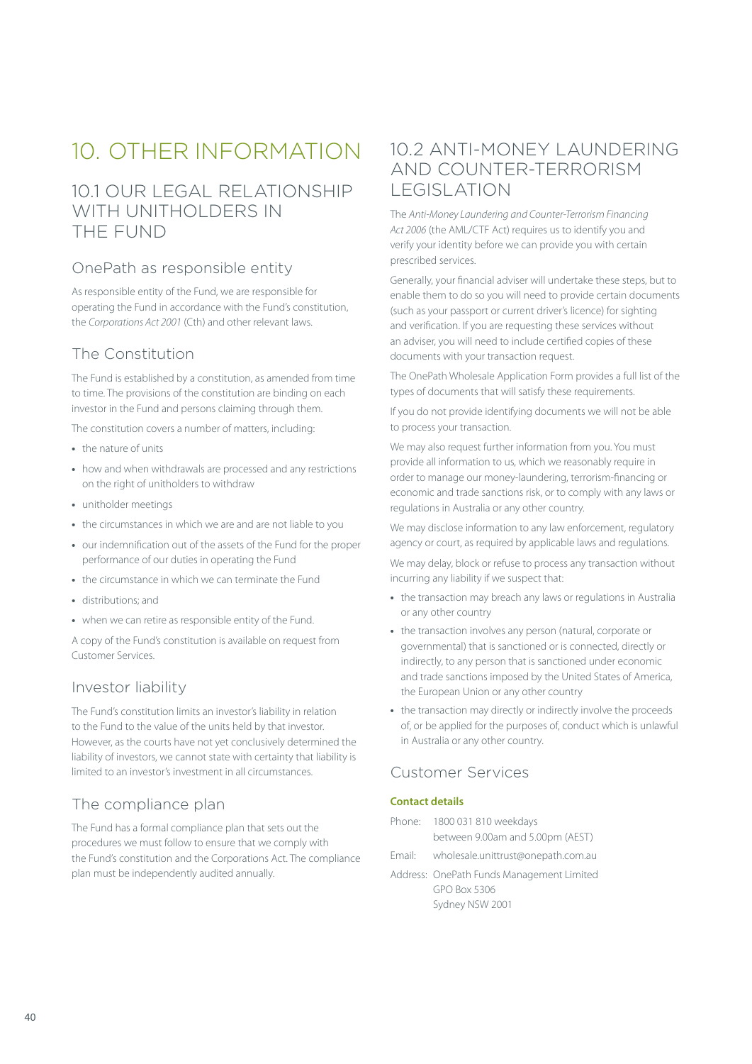# 10. OTHER INFORMATION

## 10.1 OUR LEGAL RELATIONSHIP WITH UNITHOLDERS IN THE FUND

### OnePath as responsible entity

As responsible entity of the Fund, we are responsible for operating the Fund in accordance with the Fund's constitution, the *Corporations Act 2001* (Cth) and other relevant laws.

### The Constitution

The Fund is established by a constitution, as amended from time to time. The provisions of the constitution are binding on each investor in the Fund and persons claiming through them.

The constitution covers a number of matters, including:

- the nature of units
- how and when withdrawals are processed and any restrictions on the right of unitholders to withdraw
- unitholder meetings
- the circumstances in which we are and are not liable to you
- our indemnification out of the assets of the Fund for the proper performance of our duties in operating the Fund
- the circumstance in which we can terminate the Fund
- distributions; and
- when we can retire as responsible entity of the Fund.

A copy of the Fund's constitution is available on request from Customer Services.

### Investor liability

The Fund's constitution limits an investor's liability in relation to the Fund to the value of the units held by that investor. However, as the courts have not yet conclusively determined the liability of investors, we cannot state with certainty that liability is limited to an investor's investment in all circumstances.

### The compliance plan

The Fund has a formal compliance plan that sets out the procedures we must follow to ensure that we comply with the Fund's constitution and the Corporations Act. The compliance plan must be independently audited annually.

## 10.2 ANTI-MONEY LAUNDERING AND COUNTER-TERRORISM LEGISLATION

The *Anti-Money Laundering and Counter-Terrorism Financing Act 2006* (the AML/CTF Act) requires us to identify you and verify your identity before we can provide you with certain prescribed services.

Generally, your financial adviser will undertake these steps, but to enable them to do so you will need to provide certain documents (such as your passport or current driver's licence) for sighting and verification. If you are requesting these services without an adviser, you will need to include certified copies of these documents with your transaction request.

The OnePath Wholesale Application Form provides a full list of the types of documents that will satisfy these requirements.

If you do not provide identifying documents we will not be able to process your transaction.

We may also request further information from you. You must provide all information to us, which we reasonably require in order to manage our money-laundering, terrorism-financing or economic and trade sanctions risk, or to comply with any laws or regulations in Australia or any other country.

We may disclose information to any law enforcement, regulatory agency or court, as required by applicable laws and regulations.

We may delay, block or refuse to process any transaction without incurring any liability if we suspect that:

- the transaction may breach any laws or regulations in Australia or any other country
- the transaction involves any person (natural, corporate or governmental) that is sanctioned or is connected, directly or indirectly, to any person that is sanctioned under economic and trade sanctions imposed by the United States of America, the European Union or any other country
- the transaction may directly or indirectly involve the proceeds of, or be applied for the purposes of, conduct which is unlawful in Australia or any other country.

### Customer Services

**Contact details**

Phone: 1800 031 810 weekdays between 9.00am and 5.00pm (AEST)

Email: wholesale.unittrust@onepath.com.au

Address: OnePath Funds Management Limited
GPO Box 5306
Sydney NSW 2001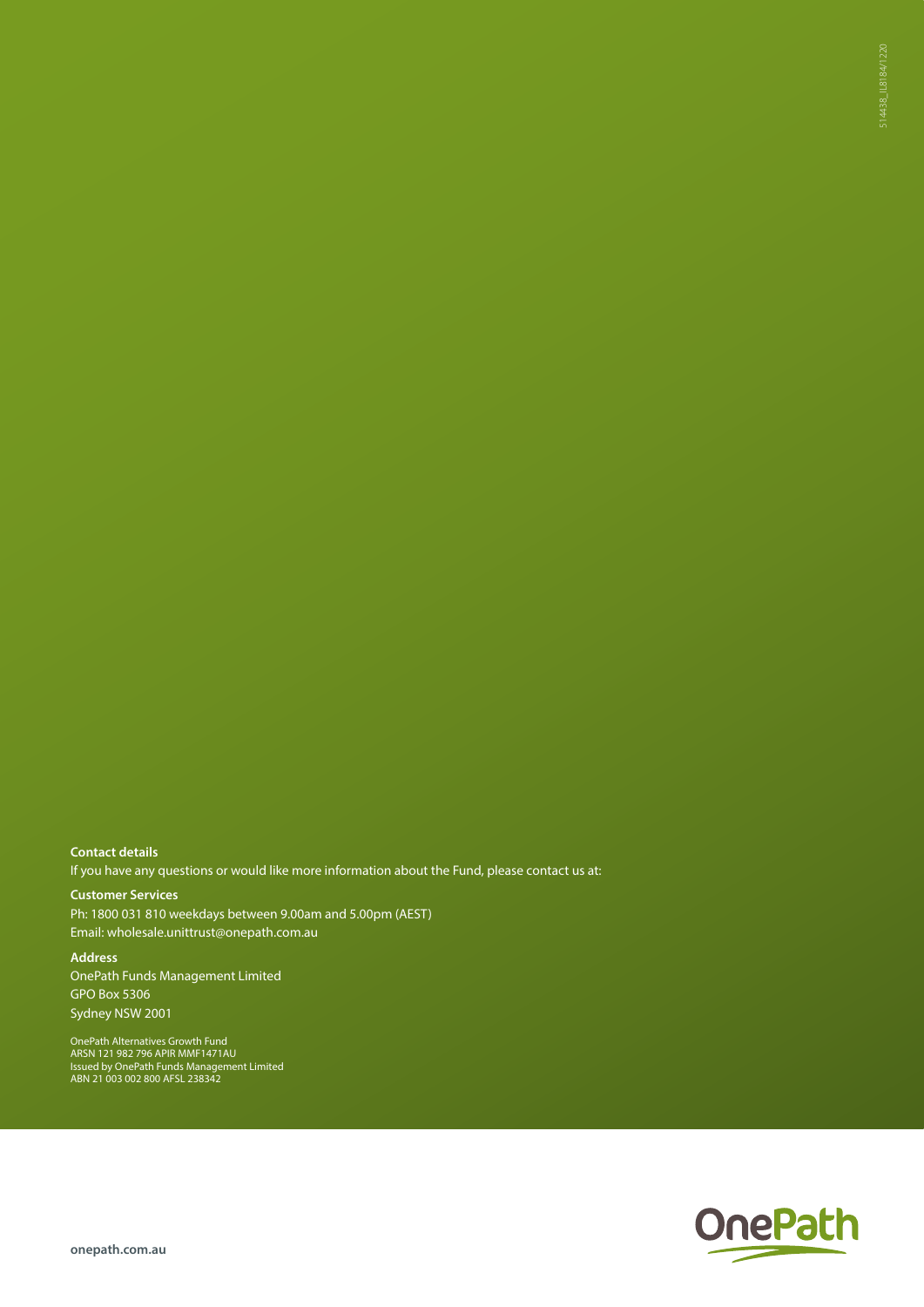**Contact details**

If you have any questions or would like more information about the Fund, please contact us at:

**Customer Services**

Ph: 1800 031 810 weekdays between 9.00am and 5.00pm (AEST)
Email: wholesale.unittrust@onepath.com.au

**Address**

OnePath Funds Management Limited
GPO Box 5306
Sydney NSW 2001

OnePath Alternatives Growth Fund
ARSN 121 982 796 APIR MMF1471AU
Issued by OnePath Funds Management Limited
ABN 21 003 002 800 AFSL 238342

514438_IL8184/1220

**onepath.com.au**

OnePath